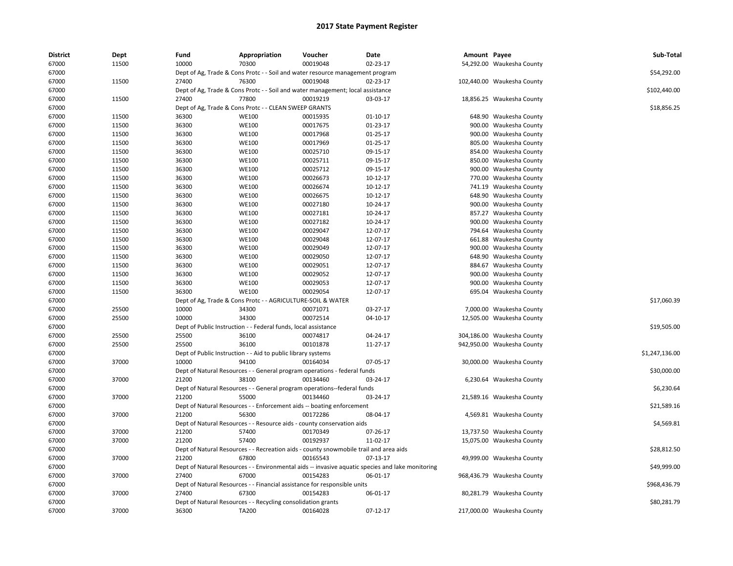# 2017 State Payment Register

| District | Dept | Fund | Appropriation | Voucher | Date | Amount | Payee | Sub-Total |
|---|---|---|---|---|---|---|---|---|
| 67000 | 11500 | 10000 | 70300 | 00019048 | 02-23-17 | 54,292.00 | Waukesha County | |
| 67000 | | Dept of Ag, Trade & Cons Protc - - Soil and water resource management program | | | | | | $54,292.00 |
| 67000 | 11500 | 27400 | 76300 | 00019048 | 02-23-17 | 102,440.00 | Waukesha County | |
| 67000 | | Dept of Ag, Trade & Cons Protc - - Soil and water management; local assistance | | | | | | $102,440.00 |
| 67000 | 11500 | 27400 | 77800 | 00019219 | 03-03-17 | 18,856.25 | Waukesha County | |
| 67000 | | Dept of Ag, Trade & Cons Protc - - CLEAN SWEEP GRANTS | | | | | | $18,856.25 |
| 67000 | 11500 | 36300 | WE100 | 00015935 | 01-10-17 | 648.90 | Waukesha County | |
| 67000 | 11500 | 36300 | WE100 | 00017675 | 01-23-17 | 900.00 | Waukesha County | |
| 67000 | 11500 | 36300 | WE100 | 00017968 | 01-25-17 | 900.00 | Waukesha County | |
| 67000 | 11500 | 36300 | WE100 | 00017969 | 01-25-17 | 805.00 | Waukesha County | |
| 67000 | 11500 | 36300 | WE100 | 00025710 | 09-15-17 | 854.00 | Waukesha County | |
| 67000 | 11500 | 36300 | WE100 | 00025711 | 09-15-17 | 850.00 | Waukesha County | |
| 67000 | 11500 | 36300 | WE100 | 00025712 | 09-15-17 | 900.00 | Waukesha County | |
| 67000 | 11500 | 36300 | WE100 | 00026673 | 10-12-17 | 770.00 | Waukesha County | |
| 67000 | 11500 | 36300 | WE100 | 00026674 | 10-12-17 | 741.19 | Waukesha County | |
| 67000 | 11500 | 36300 | WE100 | 00026675 | 10-12-17 | 648.90 | Waukesha County | |
| 67000 | 11500 | 36300 | WE100 | 00027180 | 10-24-17 | 900.00 | Waukesha County | |
| 67000 | 11500 | 36300 | WE100 | 00027181 | 10-24-17 | 857.27 | Waukesha County | |
| 67000 | 11500 | 36300 | WE100 | 00027182 | 10-24-17 | 900.00 | Waukesha County | |
| 67000 | 11500 | 36300 | WE100 | 00029047 | 12-07-17 | 794.64 | Waukesha County | |
| 67000 | 11500 | 36300 | WE100 | 00029048 | 12-07-17 | 661.88 | Waukesha County | |
| 67000 | 11500 | 36300 | WE100 | 00029049 | 12-07-17 | 900.00 | Waukesha County | |
| 67000 | 11500 | 36300 | WE100 | 00029050 | 12-07-17 | 648.90 | Waukesha County | |
| 67000 | 11500 | 36300 | WE100 | 00029051 | 12-07-17 | 884.67 | Waukesha County | |
| 67000 | 11500 | 36300 | WE100 | 00029052 | 12-07-17 | 900.00 | Waukesha County | |
| 67000 | 11500 | 36300 | WE100 | 00029053 | 12-07-17 | 900.00 | Waukesha County | |
| 67000 | 11500 | 36300 | WE100 | 00029054 | 12-07-17 | 695.04 | Waukesha County | |
| 67000 | | Dept of Ag, Trade & Cons Protc - - AGRICULTURE-SOIL & WATER | | | | | | $17,060.39 |
| 67000 | 25500 | 10000 | 34300 | 00071071 | 03-27-17 | 7,000.00 | Waukesha County | |
| 67000 | 25500 | 10000 | 34300 | 00072514 | 04-10-17 | 12,505.00 | Waukesha County | |
| 67000 | | Dept of Public Instruction - - Federal funds, local assistance | | | | | | $19,505.00 |
| 67000 | 25500 | 25500 | 36100 | 00074817 | 04-24-17 | 304,186.00 | Waukesha County | |
| 67000 | 25500 | 25500 | 36100 | 00101878 | 11-27-17 | 942,950.00 | Waukesha County | |
| 67000 | | Dept of Public Instruction - - Aid to public library systems | | | | | | $1,247,136.00 |
| 67000 | 37000 | 10000 | 94100 | 00164034 | 07-05-17 | 30,000.00 | Waukesha County | |
| 67000 | | Dept of Natural Resources - - General program operations - federal funds | | | | | | $30,000.00 |
| 67000 | 37000 | 21200 | 38100 | 00134460 | 03-24-17 | 6,230.64 | Waukesha County | |
| 67000 | | Dept of Natural Resources - - General program operations--federal funds | | | | | | $6,230.64 |
| 67000 | 37000 | 21200 | 55000 | 00134460 | 03-24-17 | 21,589.16 | Waukesha County | |
| 67000 | | Dept of Natural Resources - - Enforcement aids -- boating enforcement | | | | | | $21,589.16 |
| 67000 | 37000 | 21200 | 56300 | 00172286 | 08-04-17 | 4,569.81 | Waukesha County | |
| 67000 | | Dept of Natural Resources - - Resource aids - county conservation aids | | | | | | $4,569.81 |
| 67000 | 37000 | 21200 | 57400 | 00170349 | 07-26-17 | 13,737.50 | Waukesha County | |
| 67000 | 37000 | 21200 | 57400 | 00192937 | 11-02-17 | 15,075.00 | Waukesha County | |
| 67000 | | Dept of Natural Resources - - Recreation aids - county snowmobile trail and area aids | | | | | | $28,812.50 |
| 67000 | 37000 | 21200 | 67800 | 00165543 | 07-13-17 | 49,999.00 | Waukesha County | |
| 67000 | | Dept of Natural Resources - - Environmental aids -- invasive aquatic species and lake monitoring | | | | | | $49,999.00 |
| 67000 | 37000 | 27400 | 67000 | 00154283 | 06-01-17 | 968,436.79 | Waukesha County | |
| 67000 | | Dept of Natural Resources - - Financial assistance for responsible units | | | | | | $968,436.79 |
| 67000 | 37000 | 27400 | 67300 | 00154283 | 06-01-17 | 80,281.79 | Waukesha County | |
| 67000 | | Dept of Natural Resources - - Recycling consolidation grants | | | | | | $80,281.79 |
| 67000 | 37000 | 36300 | TA200 | 00164028 | 07-12-17 | 217,000.00 | Waukesha County | |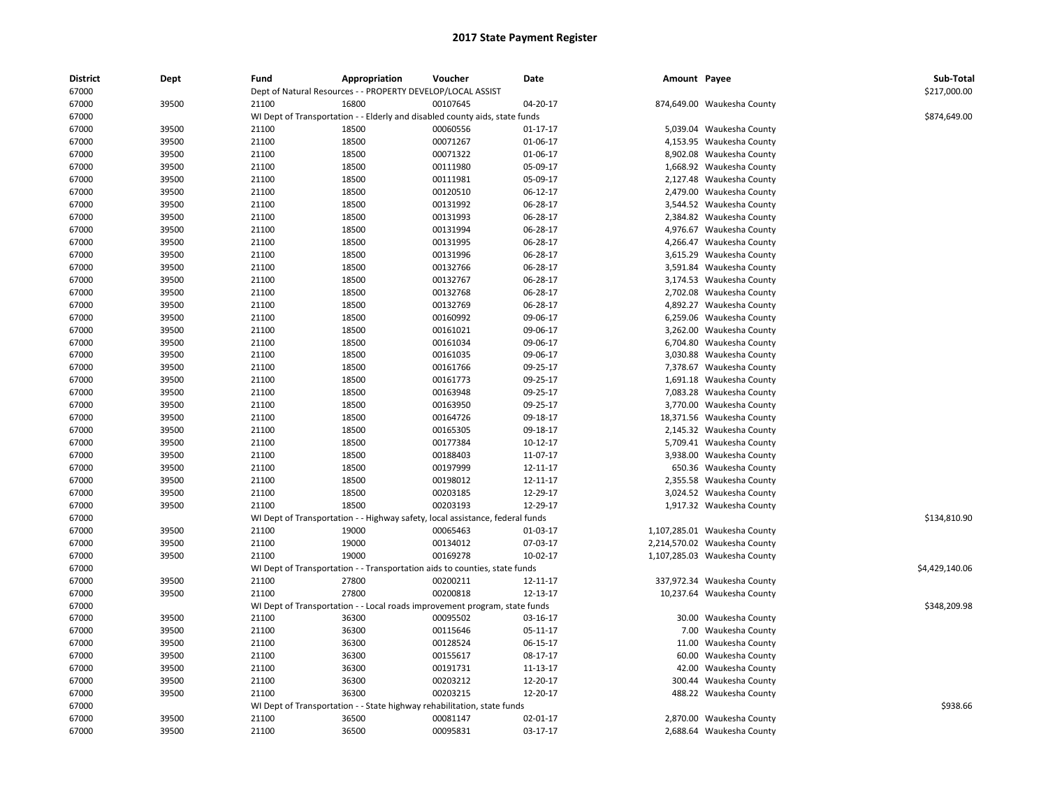## 2017 State Payment Register

| District | Dept | Fund | Appropriation | Voucher | Date | Amount | Payee | Sub-Total |
|---|---|---|---|---|---|---|---|---|
| 67000 | | Dept of Natural Resources - - PROPERTY DEVELOP/LOCAL ASSIST | | | | | | $217,000.00 |
| 67000 | 39500 | 21100 | 16800 | 00107645 | 04-20-17 | 874,649.00 | Waukesha County | |
| 67000 | | WI Dept of Transportation - - Elderly and disabled county aids, state funds | | | | | | $874,649.00 |
| 67000 | 39500 | 21100 | 18500 | 00060556 | 01-17-17 | 5,039.04 | Waukesha County | |
| 67000 | 39500 | 21100 | 18500 | 00071267 | 01-06-17 | 4,153.95 | Waukesha County | |
| 67000 | 39500 | 21100 | 18500 | 00071322 | 01-06-17 | 8,902.08 | Waukesha County | |
| 67000 | 39500 | 21100 | 18500 | 00111980 | 05-09-17 | 1,668.92 | Waukesha County | |
| 67000 | 39500 | 21100 | 18500 | 00111981 | 05-09-17 | 2,127.48 | Waukesha County | |
| 67000 | 39500 | 21100 | 18500 | 00120510 | 06-12-17 | 2,479.00 | Waukesha County | |
| 67000 | 39500 | 21100 | 18500 | 00131992 | 06-28-17 | 3,544.52 | Waukesha County | |
| 67000 | 39500 | 21100 | 18500 | 00131993 | 06-28-17 | 2,384.82 | Waukesha County | |
| 67000 | 39500 | 21100 | 18500 | 00131994 | 06-28-17 | 4,976.67 | Waukesha County | |
| 67000 | 39500 | 21100 | 18500 | 00131995 | 06-28-17 | 4,266.47 | Waukesha County | |
| 67000 | 39500 | 21100 | 18500 | 00131996 | 06-28-17 | 3,615.29 | Waukesha County | |
| 67000 | 39500 | 21100 | 18500 | 00132766 | 06-28-17 | 3,591.84 | Waukesha County | |
| 67000 | 39500 | 21100 | 18500 | 00132767 | 06-28-17 | 3,174.53 | Waukesha County | |
| 67000 | 39500 | 21100 | 18500 | 00132768 | 06-28-17 | 2,702.08 | Waukesha County | |
| 67000 | 39500 | 21100 | 18500 | 00132769 | 06-28-17 | 4,892.27 | Waukesha County | |
| 67000 | 39500 | 21100 | 18500 | 00160992 | 09-06-17 | 6,259.06 | Waukesha County | |
| 67000 | 39500 | 21100 | 18500 | 00161021 | 09-06-17 | 3,262.00 | Waukesha County | |
| 67000 | 39500 | 21100 | 18500 | 00161034 | 09-06-17 | 6,704.80 | Waukesha County | |
| 67000 | 39500 | 21100 | 18500 | 00161035 | 09-06-17 | 3,030.88 | Waukesha County | |
| 67000 | 39500 | 21100 | 18500 | 00161766 | 09-25-17 | 7,378.67 | Waukesha County | |
| 67000 | 39500 | 21100 | 18500 | 00161773 | 09-25-17 | 1,691.18 | Waukesha County | |
| 67000 | 39500 | 21100 | 18500 | 00163948 | 09-25-17 | 7,083.28 | Waukesha County | |
| 67000 | 39500 | 21100 | 18500 | 00163950 | 09-25-17 | 3,770.00 | Waukesha County | |
| 67000 | 39500 | 21100 | 18500 | 00164726 | 09-18-17 | 18,371.56 | Waukesha County | |
| 67000 | 39500 | 21100 | 18500 | 00165305 | 09-18-17 | 2,145.32 | Waukesha County | |
| 67000 | 39500 | 21100 | 18500 | 00177384 | 10-12-17 | 5,709.41 | Waukesha County | |
| 67000 | 39500 | 21100 | 18500 | 00188403 | 11-07-17 | 3,938.00 | Waukesha County | |
| 67000 | 39500 | 21100 | 18500 | 00197999 | 12-11-17 | 650.36 | Waukesha County | |
| 67000 | 39500 | 21100 | 18500 | 00198012 | 12-11-17 | 2,355.58 | Waukesha County | |
| 67000 | 39500 | 21100 | 18500 | 00203185 | 12-29-17 | 3,024.52 | Waukesha County | |
| 67000 | 39500 | 21100 | 18500 | 00203193 | 12-29-17 | 1,917.32 | Waukesha County | |
| 67000 | | WI Dept of Transportation - - Highway safety, local assistance, federal funds | | | | | | $134,810.90 |
| 67000 | 39500 | 21100 | 19000 | 00065463 | 01-03-17 | 1,107,285.01 | Waukesha County | |
| 67000 | 39500 | 21100 | 19000 | 00134012 | 07-03-17 | 2,214,570.02 | Waukesha County | |
| 67000 | 39500 | 21100 | 19000 | 00169278 | 10-02-17 | 1,107,285.03 | Waukesha County | |
| 67000 | | WI Dept of Transportation - - Transportation aids to counties, state funds | | | | | | $4,429,140.06 |
| 67000 | 39500 | 21100 | 27800 | 00200211 | 12-11-17 | 337,972.34 | Waukesha County | |
| 67000 | 39500 | 21100 | 27800 | 00200818 | 12-13-17 | 10,237.64 | Waukesha County | |
| 67000 | | WI Dept of Transportation - - Local roads improvement program, state funds | | | | | | $348,209.98 |
| 67000 | 39500 | 21100 | 36300 | 00095502 | 03-16-17 | 30.00 | Waukesha County | |
| 67000 | 39500 | 21100 | 36300 | 00115646 | 05-11-17 | 7.00 | Waukesha County | |
| 67000 | 39500 | 21100 | 36300 | 00128524 | 06-15-17 | 11.00 | Waukesha County | |
| 67000 | 39500 | 21100 | 36300 | 00155617 | 08-17-17 | 60.00 | Waukesha County | |
| 67000 | 39500 | 21100 | 36300 | 00191731 | 11-13-17 | 42.00 | Waukesha County | |
| 67000 | 39500 | 21100 | 36300 | 00203212 | 12-20-17 | 300.44 | Waukesha County | |
| 67000 | 39500 | 21100 | 36300 | 00203215 | 12-20-17 | 488.22 | Waukesha County | |
| 67000 | | WI Dept of Transportation - - State highway rehabilitation, state funds | | | | | | $938.66 |
| 67000 | 39500 | 21100 | 36500 | 00081147 | 02-01-17 | 2,870.00 | Waukesha County | |
| 67000 | 39500 | 21100 | 36500 | 00095831 | 03-17-17 | 2,688.64 | Waukesha County | |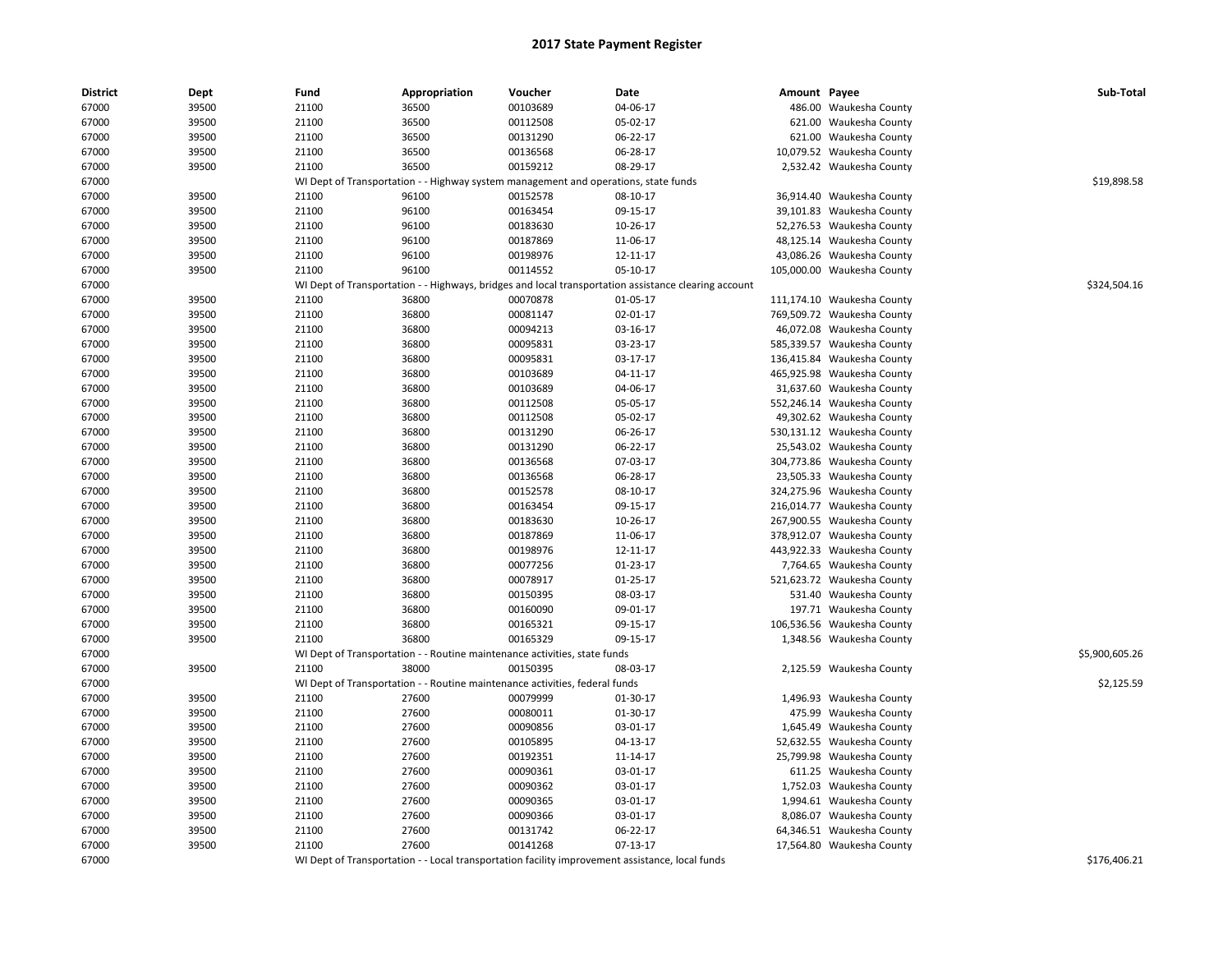## 2017 State Payment Register

| District | Dept | Fund | Appropriation | Voucher | Date | Amount | Payee | Sub-Total |
|---|---|---|---|---|---|---|---|---|
| 67000 | 39500 | 21100 | 36500 | 00103689 | 04-06-17 | 486.00 | Waukesha County | |
| 67000 | 39500 | 21100 | 36500 | 00112508 | 05-02-17 | 621.00 | Waukesha County | |
| 67000 | 39500 | 21100 | 36500 | 00131290 | 06-22-17 | 621.00 | Waukesha County | |
| 67000 | 39500 | 21100 | 36500 | 00136568 | 06-28-17 | 10,079.52 | Waukesha County | |
| 67000 | 39500 | 21100 | 36500 | 00159212 | 08-29-17 | 2,532.42 | Waukesha County | |
| 67000 | | WI Dept of Transportation - - Highway system management and operations, state funds | | | | | | $19,898.58 |
| 67000 | 39500 | 21100 | 96100 | 00152578 | 08-10-17 | 36,914.40 | Waukesha County | |
| 67000 | 39500 | 21100 | 96100 | 00163454 | 09-15-17 | 39,101.83 | Waukesha County | |
| 67000 | 39500 | 21100 | 96100 | 00183630 | 10-26-17 | 52,276.53 | Waukesha County | |
| 67000 | 39500 | 21100 | 96100 | 00187869 | 11-06-17 | 48,125.14 | Waukesha County | |
| 67000 | 39500 | 21100 | 96100 | 00198976 | 12-11-17 | 43,086.26 | Waukesha County | |
| 67000 | 39500 | 21100 | 96100 | 00114552 | 05-10-17 | 105,000.00 | Waukesha County | |
| 67000 | | WI Dept of Transportation - - Highways, bridges and local transportation assistance clearing account | | | | | | $324,504.16 |
| 67000 | 39500 | 21100 | 36800 | 00070878 | 01-05-17 | 111,174.10 | Waukesha County | |
| 67000 | 39500 | 21100 | 36800 | 00081147 | 02-01-17 | 769,509.72 | Waukesha County | |
| 67000 | 39500 | 21100 | 36800 | 00094213 | 03-16-17 | 46,072.08 | Waukesha County | |
| 67000 | 39500 | 21100 | 36800 | 00095831 | 03-23-17 | 585,339.57 | Waukesha County | |
| 67000 | 39500 | 21100 | 36800 | 00095831 | 03-17-17 | 136,415.84 | Waukesha County | |
| 67000 | 39500 | 21100 | 36800 | 00103689 | 04-11-17 | 465,925.98 | Waukesha County | |
| 67000 | 39500 | 21100 | 36800 | 00103689 | 04-06-17 | 31,637.60 | Waukesha County | |
| 67000 | 39500 | 21100 | 36800 | 00112508 | 05-05-17 | 552,246.14 | Waukesha County | |
| 67000 | 39500 | 21100 | 36800 | 00112508 | 05-02-17 | 49,302.62 | Waukesha County | |
| 67000 | 39500 | 21100 | 36800 | 00131290 | 06-26-17 | 530,131.12 | Waukesha County | |
| 67000 | 39500 | 21100 | 36800 | 00131290 | 06-22-17 | 25,543.02 | Waukesha County | |
| 67000 | 39500 | 21100 | 36800 | 00136568 | 07-03-17 | 304,773.86 | Waukesha County | |
| 67000 | 39500 | 21100 | 36800 | 00136568 | 06-28-17 | 23,505.33 | Waukesha County | |
| 67000 | 39500 | 21100 | 36800 | 00152578 | 08-10-17 | 324,275.96 | Waukesha County | |
| 67000 | 39500 | 21100 | 36800 | 00163454 | 09-15-17 | 216,014.77 | Waukesha County | |
| 67000 | 39500 | 21100 | 36800 | 00183630 | 10-26-17 | 267,900.55 | Waukesha County | |
| 67000 | 39500 | 21100 | 36800 | 00187869 | 11-06-17 | 378,912.07 | Waukesha County | |
| 67000 | 39500 | 21100 | 36800 | 00198976 | 12-11-17 | 443,922.33 | Waukesha County | |
| 67000 | 39500 | 21100 | 36800 | 00077256 | 01-23-17 | 7,764.65 | Waukesha County | |
| 67000 | 39500 | 21100 | 36800 | 00078917 | 01-25-17 | 521,623.72 | Waukesha County | |
| 67000 | 39500 | 21100 | 36800 | 00150395 | 08-03-17 | 531.40 | Waukesha County | |
| 67000 | 39500 | 21100 | 36800 | 00160090 | 09-01-17 | 197.71 | Waukesha County | |
| 67000 | 39500 | 21100 | 36800 | 00165321 | 09-15-17 | 106,536.56 | Waukesha County | |
| 67000 | 39500 | 21100 | 36800 | 00165329 | 09-15-17 | 1,348.56 | Waukesha County | |
| 67000 | | WI Dept of Transportation - - Routine maintenance activities, state funds | | | | | | $5,900,605.26 |
| 67000 | 39500 | 21100 | 38000 | 00150395 | 08-03-17 | 2,125.59 | Waukesha County | |
| 67000 | | WI Dept of Transportation - - Routine maintenance activities, federal funds | | | | | | $2,125.59 |
| 67000 | 39500 | 21100 | 27600 | 00079999 | 01-30-17 | 1,496.93 | Waukesha County | |
| 67000 | 39500 | 21100 | 27600 | 00080011 | 01-30-17 | 475.99 | Waukesha County | |
| 67000 | 39500 | 21100 | 27600 | 00090856 | 03-01-17 | 1,645.49 | Waukesha County | |
| 67000 | 39500 | 21100 | 27600 | 00105895 | 04-13-17 | 52,632.55 | Waukesha County | |
| 67000 | 39500 | 21100 | 27600 | 00192351 | 11-14-17 | 25,799.98 | Waukesha County | |
| 67000 | 39500 | 21100 | 27600 | 00090361 | 03-01-17 | 611.25 | Waukesha County | |
| 67000 | 39500 | 21100 | 27600 | 00090362 | 03-01-17 | 1,752.03 | Waukesha County | |
| 67000 | 39500 | 21100 | 27600 | 00090365 | 03-01-17 | 1,994.61 | Waukesha County | |
| 67000 | 39500 | 21100 | 27600 | 00090366 | 03-01-17 | 8,086.07 | Waukesha County | |
| 67000 | 39500 | 21100 | 27600 | 00131742 | 06-22-17 | 64,346.51 | Waukesha County | |
| 67000 | 39500 | 21100 | 27600 | 00141268 | 07-13-17 | 17,564.80 | Waukesha County | |
| 67000 | | WI Dept of Transportation - - Local transportation facility improvement assistance, local funds | | | | | | $176,406.21 |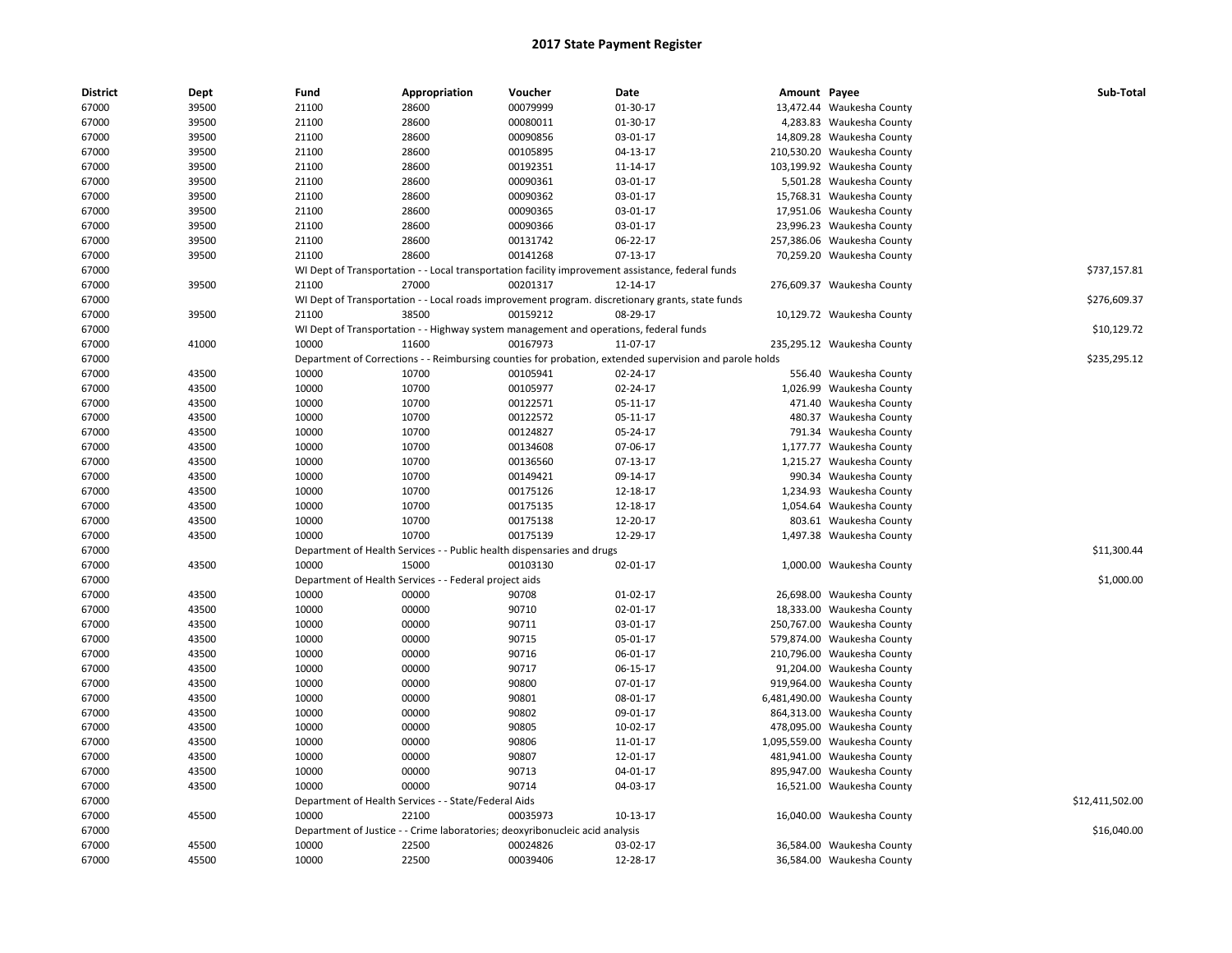# 2017 State Payment Register

| District | Dept | Fund | Appropriation | Voucher | Date | Amount | Payee | Sub-Total |
|---|---|---|---|---|---|---|---|---|
| 67000 | 39500 | 21100 | 28600 | 00079999 | 01-30-17 | 13,472.44 | Waukesha County | |
| 67000 | 39500 | 21100 | 28600 | 00080011 | 01-30-17 | 4,283.83 | Waukesha County | |
| 67000 | 39500 | 21100 | 28600 | 00090856 | 03-01-17 | 14,809.28 | Waukesha County | |
| 67000 | 39500 | 21100 | 28600 | 00105895 | 04-13-17 | 210,530.20 | Waukesha County | |
| 67000 | 39500 | 21100 | 28600 | 00192351 | 11-14-17 | 103,199.92 | Waukesha County | |
| 67000 | 39500 | 21100 | 28600 | 00090361 | 03-01-17 | 5,501.28 | Waukesha County | |
| 67000 | 39500 | 21100 | 28600 | 00090362 | 03-01-17 | 15,768.31 | Waukesha County | |
| 67000 | 39500 | 21100 | 28600 | 00090365 | 03-01-17 | 17,951.06 | Waukesha County | |
| 67000 | 39500 | 21100 | 28600 | 00090366 | 03-01-17 | 23,996.23 | Waukesha County | |
| 67000 | 39500 | 21100 | 28600 | 00131742 | 06-22-17 | 257,386.06 | Waukesha County | |
| 67000 | 39500 | 21100 | 28600 | 00141268 | 07-13-17 | 70,259.20 | Waukesha County | |
| 67000 | | WI Dept of Transportation - - Local transportation facility improvement assistance, federal funds | | | | | | $737,157.81 |
| 67000 | 39500 | 21100 | 27000 | 00201317 | 12-14-17 | 276,609.37 | Waukesha County | |
| 67000 | | WI Dept of Transportation - - Local roads improvement program. discretionary grants, state funds | | | | | | $276,609.37 |
| 67000 | 39500 | 21100 | 38500 | 00159212 | 08-29-17 | 10,129.72 | Waukesha County | |
| 67000 | | WI Dept of Transportation - - Highway system management and operations, federal funds | | | | | | $10,129.72 |
| 67000 | 41000 | 10000 | 11600 | 00167973 | 11-07-17 | 235,295.12 | Waukesha County | |
| 67000 | | Department of Corrections - - Reimbursing counties for probation, extended supervision and parole holds | | | | | | $235,295.12 |
| 67000 | 43500 | 10000 | 10700 | 00105941 | 02-24-17 | 556.40 | Waukesha County | |
| 67000 | 43500 | 10000 | 10700 | 00105977 | 02-24-17 | 1,026.99 | Waukesha County | |
| 67000 | 43500 | 10000 | 10700 | 00122571 | 05-11-17 | 471.40 | Waukesha County | |
| 67000 | 43500 | 10000 | 10700 | 00122572 | 05-11-17 | 480.37 | Waukesha County | |
| 67000 | 43500 | 10000 | 10700 | 00124827 | 05-24-17 | 791.34 | Waukesha County | |
| 67000 | 43500 | 10000 | 10700 | 00134608 | 07-06-17 | 1,177.77 | Waukesha County | |
| 67000 | 43500 | 10000 | 10700 | 00136560 | 07-13-17 | 1,215.27 | Waukesha County | |
| 67000 | 43500 | 10000 | 10700 | 00149421 | 09-14-17 | 990.34 | Waukesha County | |
| 67000 | 43500 | 10000 | 10700 | 00175126 | 12-18-17 | 1,234.93 | Waukesha County | |
| 67000 | 43500 | 10000 | 10700 | 00175135 | 12-18-17 | 1,054.64 | Waukesha County | |
| 67000 | 43500 | 10000 | 10700 | 00175138 | 12-20-17 | 803.61 | Waukesha County | |
| 67000 | 43500 | 10000 | 10700 | 00175139 | 12-29-17 | 1,497.38 | Waukesha County | |
| 67000 | | Department of Health Services - - Public health dispensaries and drugs | | | | | | $11,300.44 |
| 67000 | 43500 | 10000 | 15000 | 00103130 | 02-01-17 | 1,000.00 | Waukesha County | |
| 67000 | | Department of Health Services - - Federal project aids | | | | | | $1,000.00 |
| 67000 | 43500 | 10000 | 00000 | 90708 | 01-02-17 | 26,698.00 | Waukesha County | |
| 67000 | 43500 | 10000 | 00000 | 90710 | 02-01-17 | 18,333.00 | Waukesha County | |
| 67000 | 43500 | 10000 | 00000 | 90711 | 03-01-17 | 250,767.00 | Waukesha County | |
| 67000 | 43500 | 10000 | 00000 | 90715 | 05-01-17 | 579,874.00 | Waukesha County | |
| 67000 | 43500 | 10000 | 00000 | 90716 | 06-01-17 | 210,796.00 | Waukesha County | |
| 67000 | 43500 | 10000 | 00000 | 90717 | 06-15-17 | 91,204.00 | Waukesha County | |
| 67000 | 43500 | 10000 | 00000 | 90800 | 07-01-17 | 919,964.00 | Waukesha County | |
| 67000 | 43500 | 10000 | 00000 | 90801 | 08-01-17 | 6,481,490.00 | Waukesha County | |
| 67000 | 43500 | 10000 | 00000 | 90802 | 09-01-17 | 864,313.00 | Waukesha County | |
| 67000 | 43500 | 10000 | 00000 | 90805 | 10-02-17 | 478,095.00 | Waukesha County | |
| 67000 | 43500 | 10000 | 00000 | 90806 | 11-01-17 | 1,095,559.00 | Waukesha County | |
| 67000 | 43500 | 10000 | 00000 | 90807 | 12-01-17 | 481,941.00 | Waukesha County | |
| 67000 | 43500 | 10000 | 00000 | 90713 | 04-01-17 | 895,947.00 | Waukesha County | |
| 67000 | 43500 | 10000 | 00000 | 90714 | 04-03-17 | 16,521.00 | Waukesha County | |
| 67000 | | Department of Health Services - - State/Federal Aids | | | | | | $12,411,502.00 |
| 67000 | 45500 | 10000 | 22100 | 00035973 | 10-13-17 | 16,040.00 | Waukesha County | |
| 67000 | | Department of Justice - - Crime laboratories; deoxyribonucleic acid analysis | | | | | | $16,040.00 |
| 67000 | 45500 | 10000 | 22500 | 00024826 | 03-02-17 | 36,584.00 | Waukesha County | |
| 67000 | 45500 | 10000 | 22500 | 00039406 | 12-28-17 | 36,584.00 | Waukesha County | |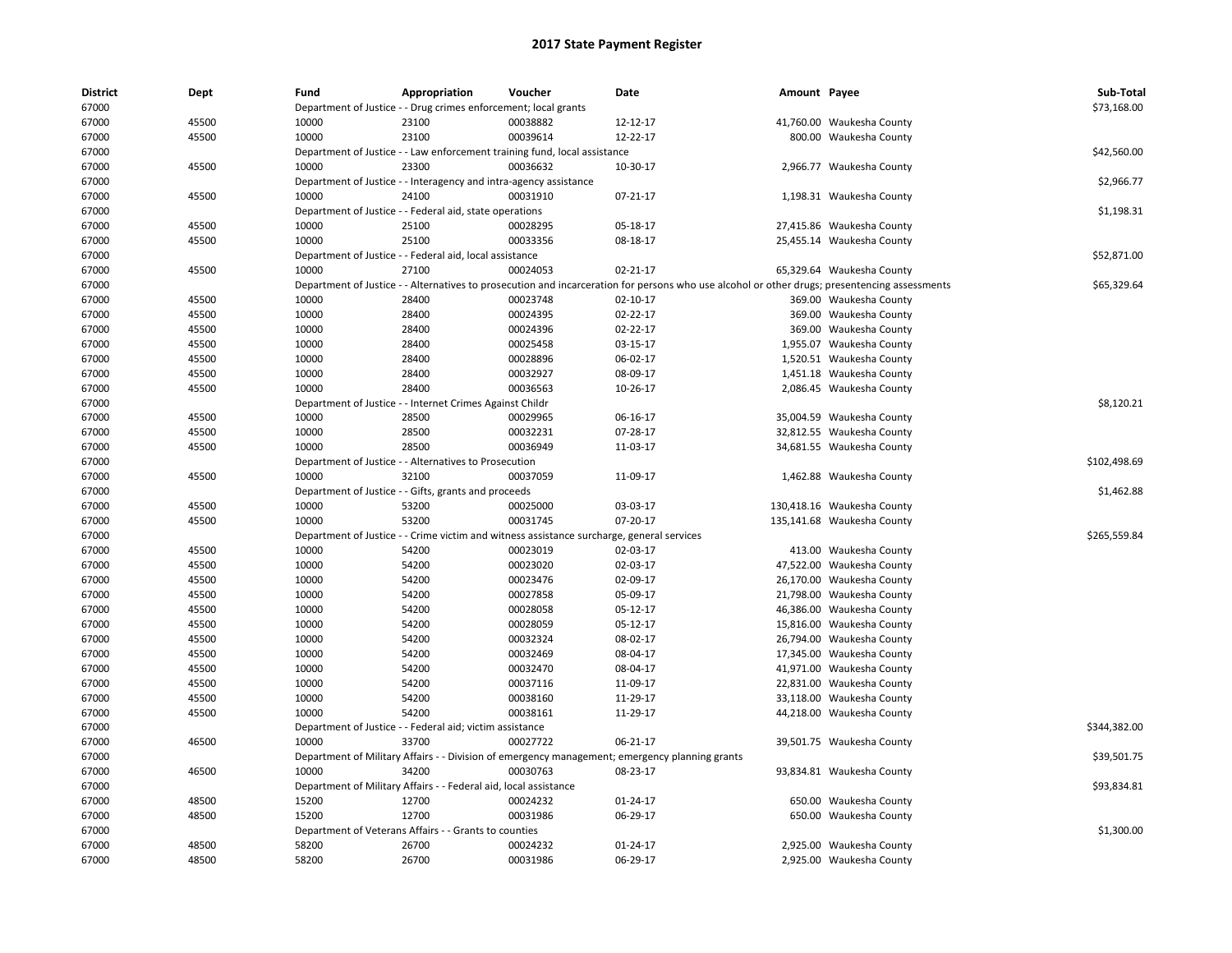# 2017 State Payment Register

| District | Dept | Fund | Appropriation | Voucher | Date | Amount | Payee | Sub-Total |
|---|---|---|---|---|---|---|---|---|
| 67000 | | Department of Justice - - Drug crimes enforcement; local grants | | | | | | $73,168.00 |
| 67000 | 45500 | 10000 | 23100 | 00038882 | 12-12-17 | 41,760.00 | Waukesha County | |
| 67000 | 45500 | 10000 | 23100 | 00039614 | 12-22-17 | 800.00 | Waukesha County | |
| 67000 | | Department of Justice - - Law enforcement training fund, local assistance | | | | | | $42,560.00 |
| 67000 | 45500 | 10000 | 23300 | 00036632 | 10-30-17 | 2,966.77 | Waukesha County | |
| 67000 | | Department of Justice - - Interagency and intra-agency assistance | | | | | | $2,966.77 |
| 67000 | 45500 | 10000 | 24100 | 00031910 | 07-21-17 | 1,198.31 | Waukesha County | |
| 67000 | | Department of Justice - - Federal aid, state operations | | | | | | $1,198.31 |
| 67000 | 45500 | 10000 | 25100 | 00028295 | 05-18-17 | 27,415.86 | Waukesha County | |
| 67000 | 45500 | 10000 | 25100 | 00033356 | 08-18-17 | 25,455.14 | Waukesha County | |
| 67000 | | Department of Justice - - Federal aid, local assistance | | | | | | $52,871.00 |
| 67000 | 45500 | 10000 | 27100 | 00024053 | 02-21-17 | 65,329.64 | Waukesha County | |
| 67000 | | Department of Justice - - Alternatives to prosecution and incarceration for persons who use alcohol or other drugs; presentencing assessments | | | | | | $65,329.64 |
| 67000 | 45500 | 10000 | 28400 | 00023748 | 02-10-17 | 369.00 | Waukesha County | |
| 67000 | 45500 | 10000 | 28400 | 00024395 | 02-22-17 | 369.00 | Waukesha County | |
| 67000 | 45500 | 10000 | 28400 | 00024396 | 02-22-17 | 369.00 | Waukesha County | |
| 67000 | 45500 | 10000 | 28400 | 00025458 | 03-15-17 | 1,955.07 | Waukesha County | |
| 67000 | 45500 | 10000 | 28400 | 00028896 | 06-02-17 | 1,520.51 | Waukesha County | |
| 67000 | 45500 | 10000 | 28400 | 00032927 | 08-09-17 | 1,451.18 | Waukesha County | |
| 67000 | 45500 | 10000 | 28400 | 00036563 | 10-26-17 | 2,086.45 | Waukesha County | |
| 67000 | | Department of Justice - - Internet Crimes Against Childr | | | | | | $8,120.21 |
| 67000 | 45500 | 10000 | 28500 | 00029965 | 06-16-17 | 35,004.59 | Waukesha County | |
| 67000 | 45500 | 10000 | 28500 | 00032231 | 07-28-17 | 32,812.55 | Waukesha County | |
| 67000 | 45500 | 10000 | 28500 | 00036949 | 11-03-17 | 34,681.55 | Waukesha County | |
| 67000 | | Department of Justice - - Alternatives to Prosecution | | | | | | $102,498.69 |
| 67000 | 45500 | 10000 | 32100 | 00037059 | 11-09-17 | 1,462.88 | Waukesha County | |
| 67000 | | Department of Justice - - Gifts, grants and proceeds | | | | | | $1,462.88 |
| 67000 | 45500 | 10000 | 53200 | 00025000 | 03-03-17 | 130,418.16 | Waukesha County | |
| 67000 | 45500 | 10000 | 53200 | 00031745 | 07-20-17 | 135,141.68 | Waukesha County | |
| 67000 | | Department of Justice - - Crime victim and witness assistance surcharge, general services | | | | | | $265,559.84 |
| 67000 | 45500 | 10000 | 54200 | 00023019 | 02-03-17 | 413.00 | Waukesha County | |
| 67000 | 45500 | 10000 | 54200 | 00023020 | 02-03-17 | 47,522.00 | Waukesha County | |
| 67000 | 45500 | 10000 | 54200 | 00023476 | 02-09-17 | 26,170.00 | Waukesha County | |
| 67000 | 45500 | 10000 | 54200 | 00027858 | 05-09-17 | 21,798.00 | Waukesha County | |
| 67000 | 45500 | 10000 | 54200 | 00028058 | 05-12-17 | 46,386.00 | Waukesha County | |
| 67000 | 45500 | 10000 | 54200 | 00028059 | 05-12-17 | 15,816.00 | Waukesha County | |
| 67000 | 45500 | 10000 | 54200 | 00032324 | 08-02-17 | 26,794.00 | Waukesha County | |
| 67000 | 45500 | 10000 | 54200 | 00032469 | 08-04-17 | 17,345.00 | Waukesha County | |
| 67000 | 45500 | 10000 | 54200 | 00032470 | 08-04-17 | 41,971.00 | Waukesha County | |
| 67000 | 45500 | 10000 | 54200 | 00037116 | 11-09-17 | 22,831.00 | Waukesha County | |
| 67000 | 45500 | 10000 | 54200 | 00038160 | 11-29-17 | 33,118.00 | Waukesha County | |
| 67000 | 45500 | 10000 | 54200 | 00038161 | 11-29-17 | 44,218.00 | Waukesha County | |
| 67000 | | Department of Justice - - Federal aid; victim assistance | | | | | | $344,382.00 |
| 67000 | 46500 | 10000 | 33700 | 00027722 | 06-21-17 | 39,501.75 | Waukesha County | |
| 67000 | | Department of Military Affairs - - Division of emergency management; emergency planning grants | | | | | | $39,501.75 |
| 67000 | 46500 | 10000 | 34200 | 00030763 | 08-23-17 | 93,834.81 | Waukesha County | |
| 67000 | | Department of Military Affairs - - Federal aid, local assistance | | | | | | $93,834.81 |
| 67000 | 48500 | 15200 | 12700 | 00024232 | 01-24-17 | 650.00 | Waukesha County | |
| 67000 | 48500 | 15200 | 12700 | 00031986 | 06-29-17 | 650.00 | Waukesha County | |
| 67000 | | Department of Veterans Affairs - - Grants to counties | | | | | | $1,300.00 |
| 67000 | 48500 | 58200 | 26700 | 00024232 | 01-24-17 | 2,925.00 | Waukesha County | |
| 67000 | 48500 | 58200 | 26700 | 00031986 | 06-29-17 | 2,925.00 | Waukesha County | |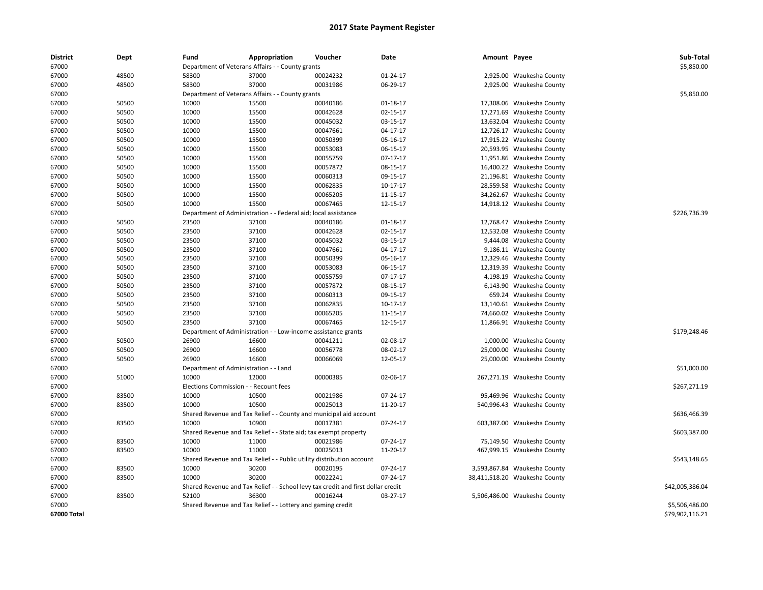# 2017 State Payment Register

| District | Dept | Fund | Appropriation | Voucher | Date | Amount | Payee | Sub-Total |
|---|---|---|---|---|---|---|---|---|
| 67000 | | Department of Veterans Affairs - - County grants | | | | | | $5,850.00 |
| 67000 | 48500 | 58300 | 37000 | 00024232 | 01-24-17 | 2,925.00 | Waukesha County | |
| 67000 | 48500 | 58300 | 37000 | 00031986 | 06-29-17 | 2,925.00 | Waukesha County | |
| 67000 | | Department of Veterans Affairs - - County grants | | | | | | $5,850.00 |
| 67000 | 50500 | 10000 | 15500 | 00040186 | 01-18-17 | 17,308.06 | Waukesha County | |
| 67000 | 50500 | 10000 | 15500 | 00042628 | 02-15-17 | 17,271.69 | Waukesha County | |
| 67000 | 50500 | 10000 | 15500 | 00045032 | 03-15-17 | 13,632.04 | Waukesha County | |
| 67000 | 50500 | 10000 | 15500 | 00047661 | 04-17-17 | 12,726.17 | Waukesha County | |
| 67000 | 50500 | 10000 | 15500 | 00050399 | 05-16-17 | 17,915.22 | Waukesha County | |
| 67000 | 50500 | 10000 | 15500 | 00053083 | 06-15-17 | 20,593.95 | Waukesha County | |
| 67000 | 50500 | 10000 | 15500 | 00055759 | 07-17-17 | 11,951.86 | Waukesha County | |
| 67000 | 50500 | 10000 | 15500 | 00057872 | 08-15-17 | 16,400.22 | Waukesha County | |
| 67000 | 50500 | 10000 | 15500 | 00060313 | 09-15-17 | 21,196.81 | Waukesha County | |
| 67000 | 50500 | 10000 | 15500 | 00062835 | 10-17-17 | 28,559.58 | Waukesha County | |
| 67000 | 50500 | 10000 | 15500 | 00065205 | 11-15-17 | 34,262.67 | Waukesha County | |
| 67000 | 50500 | 10000 | 15500 | 00067465 | 12-15-17 | 14,918.12 | Waukesha County | |
| 67000 | | Department of Administration - - Federal aid; local assistance | | | | | | $226,736.39 |
| 67000 | 50500 | 23500 | 37100 | 00040186 | 01-18-17 | 12,768.47 | Waukesha County | |
| 67000 | 50500 | 23500 | 37100 | 00042628 | 02-15-17 | 12,532.08 | Waukesha County | |
| 67000 | 50500 | 23500 | 37100 | 00045032 | 03-15-17 | 9,444.08 | Waukesha County | |
| 67000 | 50500 | 23500 | 37100 | 00047661 | 04-17-17 | 9,186.11 | Waukesha County | |
| 67000 | 50500 | 23500 | 37100 | 00050399 | 05-16-17 | 12,329.46 | Waukesha County | |
| 67000 | 50500 | 23500 | 37100 | 00053083 | 06-15-17 | 12,319.39 | Waukesha County | |
| 67000 | 50500 | 23500 | 37100 | 00055759 | 07-17-17 | 4,198.19 | Waukesha County | |
| 67000 | 50500 | 23500 | 37100 | 00057872 | 08-15-17 | 6,143.90 | Waukesha County | |
| 67000 | 50500 | 23500 | 37100 | 00060313 | 09-15-17 | 659.24 | Waukesha County | |
| 67000 | 50500 | 23500 | 37100 | 00062835 | 10-17-17 | 13,140.61 | Waukesha County | |
| 67000 | 50500 | 23500 | 37100 | 00065205 | 11-15-17 | 74,660.02 | Waukesha County | |
| 67000 | 50500 | 23500 | 37100 | 00067465 | 12-15-17 | 11,866.91 | Waukesha County | |
| 67000 | | Department of Administration - - Low-income assistance grants | | | | | | $179,248.46 |
| 67000 | 50500 | 26900 | 16600 | 00041211 | 02-08-17 | 1,000.00 | Waukesha County | |
| 67000 | 50500 | 26900 | 16600 | 00056778 | 08-02-17 | 25,000.00 | Waukesha County | |
| 67000 | 50500 | 26900 | 16600 | 00066069 | 12-05-17 | 25,000.00 | Waukesha County | |
| 67000 | | Department of Administration - - Land | | | | | | $51,000.00 |
| 67000 | 51000 | 10000 | 12000 | 00000385 | 02-06-17 | 267,271.19 | Waukesha County | |
| 67000 | | Elections Commission - - Recount fees | | | | | | $267,271.19 |
| 67000 | 83500 | 10000 | 10500 | 00021986 | 07-24-17 | 95,469.96 | Waukesha County | |
| 67000 | 83500 | 10000 | 10500 | 00025013 | 11-20-17 | 540,996.43 | Waukesha County | |
| 67000 | | Shared Revenue and Tax Relief - - County and municipal aid account | | | | | | $636,466.39 |
| 67000 | 83500 | 10000 | 10900 | 00017381 | 07-24-17 | 603,387.00 | Waukesha County | |
| 67000 | | Shared Revenue and Tax Relief - - State aid; tax exempt property | | | | | | $603,387.00 |
| 67000 | 83500 | 10000 | 11000 | 00021986 | 07-24-17 | 75,149.50 | Waukesha County | |
| 67000 | 83500 | 10000 | 11000 | 00025013 | 11-20-17 | 467,999.15 | Waukesha County | |
| 67000 | | Shared Revenue and Tax Relief - - Public utility distribution account | | | | | | $543,148.65 |
| 67000 | 83500 | 10000 | 30200 | 00020195 | 07-24-17 | 3,593,867.84 | Waukesha County | |
| 67000 | 83500 | 10000 | 30200 | 00022241 | 07-24-17 | 38,411,518.20 | Waukesha County | |
| 67000 | | Shared Revenue and Tax Relief - - School levy tax credit and first dollar credit | | | | | | $42,005,386.04 |
| 67000 | 83500 | 52100 | 36300 | 00016244 | 03-27-17 | 5,506,486.00 | Waukesha County | |
| 67000 | | Shared Revenue and Tax Relief - - Lottery and gaming credit | | | | | | $5,506,486.00 |
| **67000 Total** | | | | | | | | $79,902,116.21 |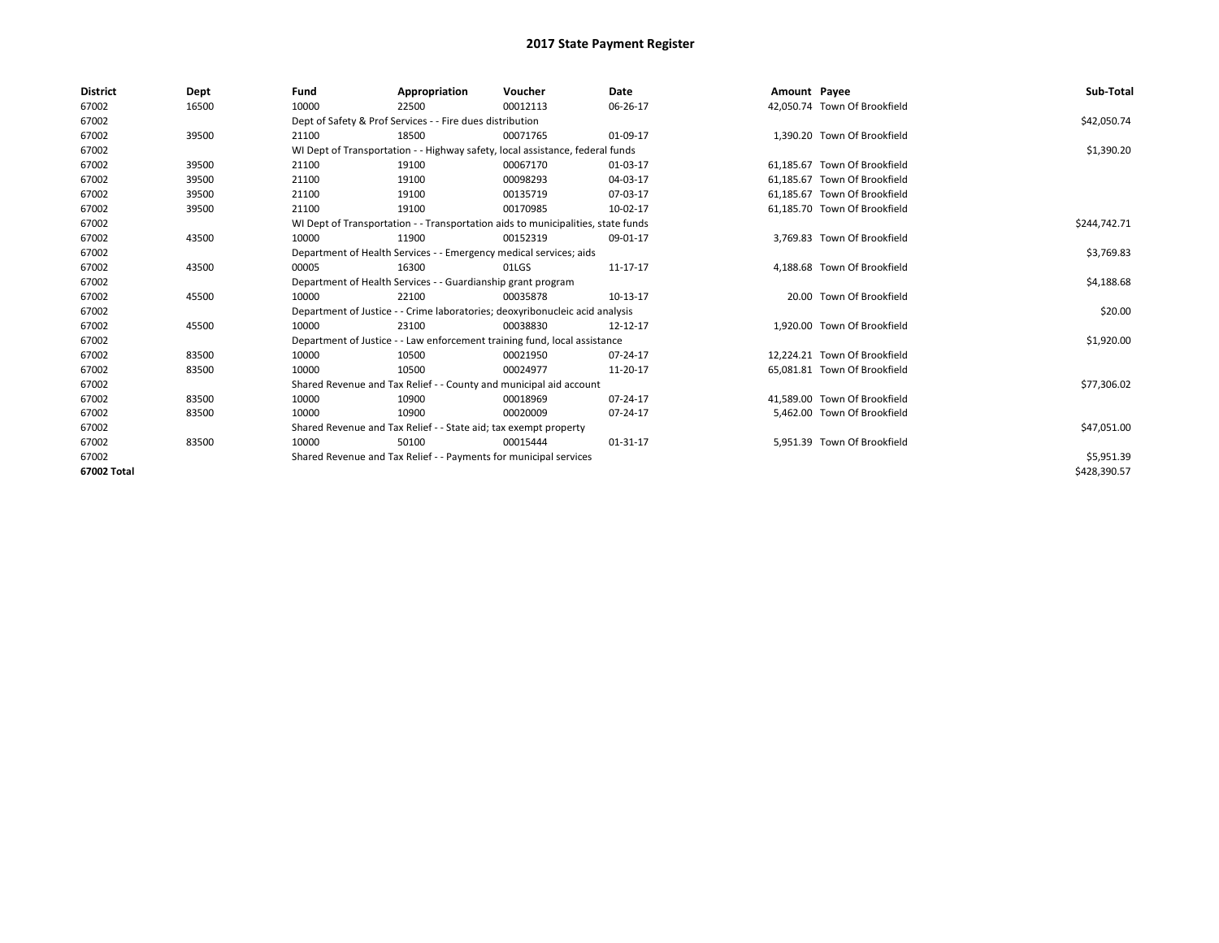# 2017 State Payment Register

| District | Dept | Fund | Appropriation | Voucher | Date | Amount | Payee | Sub-Total |
|---|---|---|---|---|---|---|---|---|
| 67002 | 16500 | 10000 | 22500 | 00012113 | 06-26-17 | 42,050.74 | Town Of Brookfield | |
| 67002 | | Dept of Safety & Prof Services - - Fire dues distribution | | | | | | $42,050.74 |
| 67002 | 39500 | 21100 | 18500 | 00071765 | 01-09-17 | 1,390.20 | Town Of Brookfield | |
| 67002 | | WI Dept of Transportation - - Highway safety, local assistance, federal funds | | | | | | $1,390.20 |
| 67002 | 39500 | 21100 | 19100 | 00067170 | 01-03-17 | 61,185.67 | Town Of Brookfield | |
| 67002 | 39500 | 21100 | 19100 | 00098293 | 04-03-17 | 61,185.67 | Town Of Brookfield | |
| 67002 | 39500 | 21100 | 19100 | 00135719 | 07-03-17 | 61,185.67 | Town Of Brookfield | |
| 67002 | 39500 | 21100 | 19100 | 00170985 | 10-02-17 | 61,185.70 | Town Of Brookfield | |
| 67002 | | WI Dept of Transportation - - Transportation aids to municipalities, state funds | | | | | | $244,742.71 |
| 67002 | 43500 | 10000 | 11900 | 00152319 | 09-01-17 | 3,769.83 | Town Of Brookfield | |
| 67002 | | Department of Health Services - - Emergency medical services; aids | | | | | | $3,769.83 |
| 67002 | 43500 | 00005 | 16300 | 01LGS | 11-17-17 | 4,188.68 | Town Of Brookfield | |
| 67002 | | Department of Health Services - - Guardianship grant program | | | | | | $4,188.68 |
| 67002 | 45500 | 10000 | 22100 | 00035878 | 10-13-17 | 20.00 | Town Of Brookfield | |
| 67002 | | Department of Justice - - Crime laboratories; deoxyribonucleic acid analysis | | | | | | $20.00 |
| 67002 | 45500 | 10000 | 23100 | 00038830 | 12-12-17 | 1,920.00 | Town Of Brookfield | |
| 67002 | | Department of Justice - - Law enforcement training fund, local assistance | | | | | | $1,920.00 |
| 67002 | 83500 | 10000 | 10500 | 00021950 | 07-24-17 | 12,224.21 | Town Of Brookfield | |
| 67002 | 83500 | 10000 | 10500 | 00024977 | 11-20-17 | 65,081.81 | Town Of Brookfield | |
| 67002 | | Shared Revenue and Tax Relief - - County and municipal aid account | | | | | | $77,306.02 |
| 67002 | 83500 | 10000 | 10900 | 00018969 | 07-24-17 | 41,589.00 | Town Of Brookfield | |
| 67002 | 83500 | 10000 | 10900 | 00020009 | 07-24-17 | 5,462.00 | Town Of Brookfield | |
| 67002 | | Shared Revenue and Tax Relief - - State aid; tax exempt property | | | | | | $47,051.00 |
| 67002 | 83500 | 10000 | 50100 | 00015444 | 01-31-17 | 5,951.39 | Town Of Brookfield | |
| 67002 | | Shared Revenue and Tax Relief - - Payments for municipal services | | | | | | $5,951.39 |
| **67002 Total** | | | | | | | | $428,390.57 |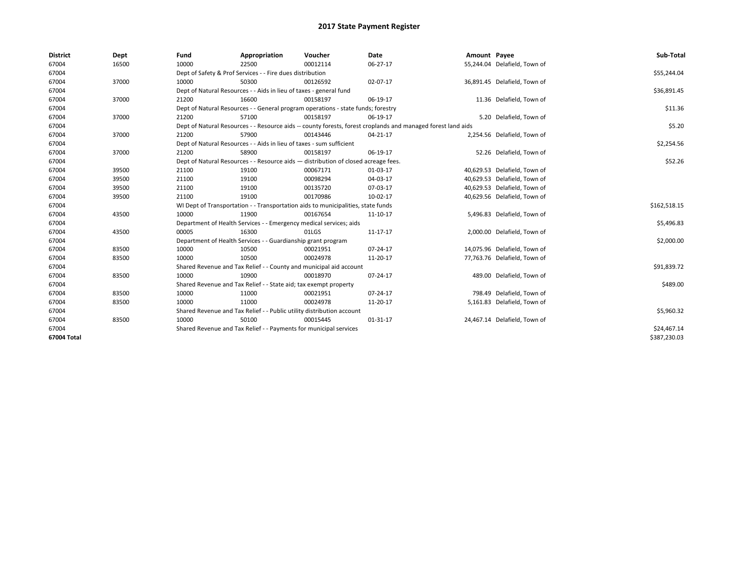# 2017 State Payment Register

| District | Dept | Fund | Appropriation | Voucher | Date | Amount | Payee | Sub-Total |
|---|---|---|---|---|---|---|---|---|
| 67004 | 16500 | 10000 | 22500 | 00012114 | 06-27-17 | 55,244.04 | Delafield, Town of | |
| 67004 | | Dept of Safety & Prof Services - - Fire dues distribution | | | | | | $55,244.04 |
| 67004 | 37000 | 10000 | 50300 | 00126592 | 02-07-17 | 36,891.45 | Delafield, Town of | |
| 67004 | | Dept of Natural Resources - - Aids in lieu of taxes - general fund | | | | | | $36,891.45 |
| 67004 | 37000 | 21200 | 16600 | 00158197 | 06-19-17 | 11.36 | Delafield, Town of | |
| 67004 | | Dept of Natural Resources - - General program operations - state funds; forestry | | | | | | $11.36 |
| 67004 | 37000 | 21200 | 57100 | 00158197 | 06-19-17 | 5.20 | Delafield, Town of | |
| 67004 | | Dept of Natural Resources - - Resource aids -- county forests, forest croplands and managed forest land aids | | | | | | $5.20 |
| 67004 | 37000 | 21200 | 57900 | 00143446 | 04-21-17 | 2,254.56 | Delafield, Town of | |
| 67004 | | Dept of Natural Resources - - Aids in lieu of taxes - sum sufficient | | | | | | $2,254.56 |
| 67004 | 37000 | 21200 | 58900 | 00158197 | 06-19-17 | 52.26 | Delafield, Town of | |
| 67004 | | Dept of Natural Resources - - Resource aids — distribution of closed acreage fees. | | | | | | $52.26 |
| 67004 | 39500 | 21100 | 19100 | 00067171 | 01-03-17 | 40,629.53 | Delafield, Town of | |
| 67004 | 39500 | 21100 | 19100 | 00098294 | 04-03-17 | 40,629.53 | Delafield, Town of | |
| 67004 | 39500 | 21100 | 19100 | 00135720 | 07-03-17 | 40,629.53 | Delafield, Town of | |
| 67004 | 39500 | 21100 | 19100 | 00170986 | 10-02-17 | 40,629.56 | Delafield, Town of | |
| 67004 | | WI Dept of Transportation - - Transportation aids to municipalities, state funds | | | | | | $162,518.15 |
| 67004 | 43500 | 10000 | 11900 | 00167654 | 11-10-17 | 5,496.83 | Delafield, Town of | |
| 67004 | | Department of Health Services - - Emergency medical services; aids | | | | | | $5,496.83 |
| 67004 | 43500 | 00005 | 16300 | 01LGS | 11-17-17 | 2,000.00 | Delafield, Town of | |
| 67004 | | Department of Health Services - - Guardianship grant program | | | | | | $2,000.00 |
| 67004 | 83500 | 10000 | 10500 | 00021951 | 07-24-17 | 14,075.96 | Delafield, Town of | |
| 67004 | 83500 | 10000 | 10500 | 00024978 | 11-20-17 | 77,763.76 | Delafield, Town of | |
| 67004 | | Shared Revenue and Tax Relief - - County and municipal aid account | | | | | | $91,839.72 |
| 67004 | 83500 | 10000 | 10900 | 00018970 | 07-24-17 | 489.00 | Delafield, Town of | |
| 67004 | | Shared Revenue and Tax Relief - - State aid; tax exempt property | | | | | | $489.00 |
| 67004 | 83500 | 10000 | 11000 | 00021951 | 07-24-17 | 798.49 | Delafield, Town of | |
| 67004 | 83500 | 10000 | 11000 | 00024978 | 11-20-17 | 5,161.83 | Delafield, Town of | |
| 67004 | | Shared Revenue and Tax Relief - - Public utility distribution account | | | | | | $5,960.32 |
| 67004 | 83500 | 10000 | 50100 | 00015445 | 01-31-17 | 24,467.14 | Delafield, Town of | |
| 67004 | | Shared Revenue and Tax Relief - - Payments for municipal services | | | | | | $24,467.14 |
| 67004 Total | | | | | | | | $387,230.03 |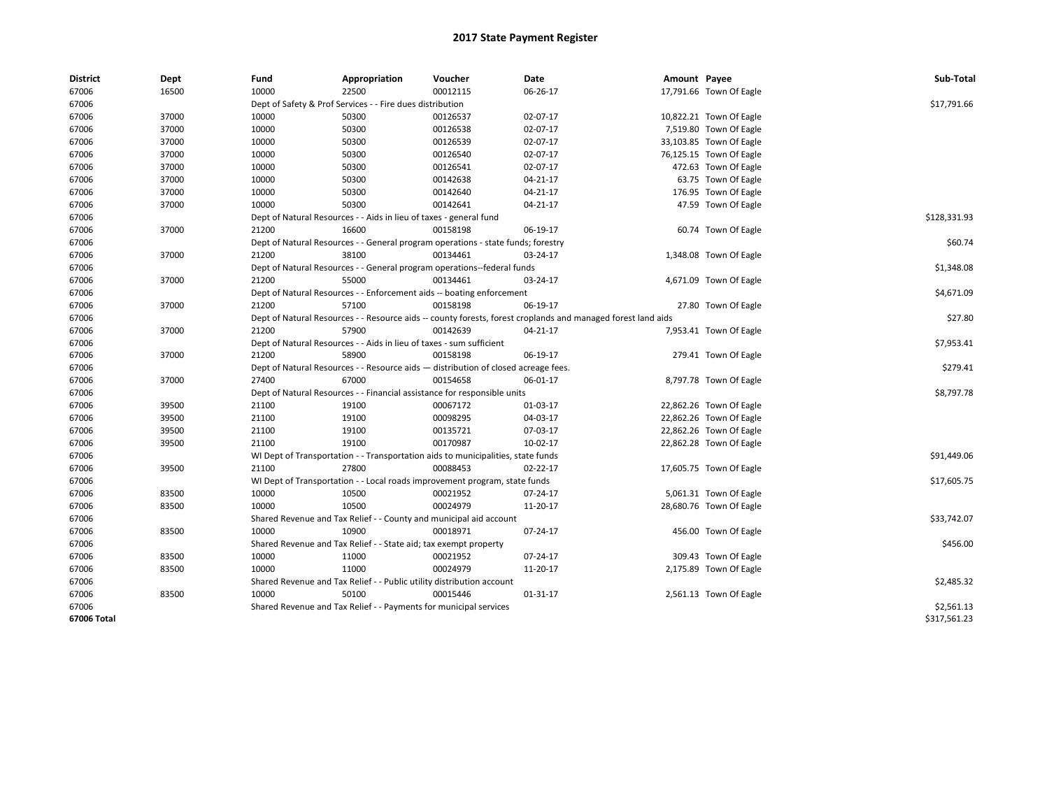# 2017 State Payment Register

| District | Dept | Fund | Appropriation | Voucher | Date | Amount | Payee | Sub-Total |
|---|---|---|---|---|---|---|---|---|
| 67006 | 16500 | 10000 | 22500 | 00012115 | 06-26-17 | 17,791.66 | Town Of Eagle | |
| 67006 | | Dept of Safety & Prof Services - - Fire dues distribution | | | | | | $17,791.66 |
| 67006 | 37000 | 10000 | 50300 | 00126537 | 02-07-17 | 10,822.21 | Town Of Eagle | |
| 67006 | 37000 | 10000 | 50300 | 00126538 | 02-07-17 | 7,519.80 | Town Of Eagle | |
| 67006 | 37000 | 10000 | 50300 | 00126539 | 02-07-17 | 33,103.85 | Town Of Eagle | |
| 67006 | 37000 | 10000 | 50300 | 00126540 | 02-07-17 | 76,125.15 | Town Of Eagle | |
| 67006 | 37000 | 10000 | 50300 | 00126541 | 02-07-17 | 472.63 | Town Of Eagle | |
| 67006 | 37000 | 10000 | 50300 | 00142638 | 04-21-17 | 63.75 | Town Of Eagle | |
| 67006 | 37000 | 10000 | 50300 | 00142640 | 04-21-17 | 176.95 | Town Of Eagle | |
| 67006 | 37000 | 10000 | 50300 | 00142641 | 04-21-17 | 47.59 | Town Of Eagle | |
| 67006 | | Dept of Natural Resources - - Aids in lieu of taxes - general fund | | | | | | $128,331.93 |
| 67006 | 37000 | 21200 | 16600 | 00158198 | 06-19-17 | 60.74 | Town Of Eagle | |
| 67006 | | Dept of Natural Resources - - General program operations - state funds; forestry | | | | | | $60.74 |
| 67006 | 37000 | 21200 | 38100 | 00134461 | 03-24-17 | 1,348.08 | Town Of Eagle | |
| 67006 | | Dept of Natural Resources - - General program operations--federal funds | | | | | | $1,348.08 |
| 67006 | 37000 | 21200 | 55000 | 00134461 | 03-24-17 | 4,671.09 | Town Of Eagle | |
| 67006 | | Dept of Natural Resources - - Enforcement aids -- boating enforcement | | | | | | $4,671.09 |
| 67006 | 37000 | 21200 | 57100 | 00158198 | 06-19-17 | 27.80 | Town Of Eagle | |
| 67006 | | Dept of Natural Resources - - Resource aids -- county forests, forest croplands and managed forest land aids | | | | | | $27.80 |
| 67006 | 37000 | 21200 | 57900 | 00142639 | 04-21-17 | 7,953.41 | Town Of Eagle | |
| 67006 | | Dept of Natural Resources - - Aids in lieu of taxes - sum sufficient | | | | | | $7,953.41 |
| 67006 | 37000 | 21200 | 58900 | 00158198 | 06-19-17 | 279.41 | Town Of Eagle | |
| 67006 | | Dept of Natural Resources - - Resource aids — distribution of closed acreage fees. | | | | | | $279.41 |
| 67006 | 37000 | 27400 | 67000 | 00154658 | 06-01-17 | 8,797.78 | Town Of Eagle | |
| 67006 | | Dept of Natural Resources - - Financial assistance for responsible units | | | | | | $8,797.78 |
| 67006 | 39500 | 21100 | 19100 | 00067172 | 01-03-17 | 22,862.26 | Town Of Eagle | |
| 67006 | 39500 | 21100 | 19100 | 00098295 | 04-03-17 | 22,862.26 | Town Of Eagle | |
| 67006 | 39500 | 21100 | 19100 | 00135721 | 07-03-17 | 22,862.26 | Town Of Eagle | |
| 67006 | 39500 | 21100 | 19100 | 00170987 | 10-02-17 | 22,862.28 | Town Of Eagle | |
| 67006 | | WI Dept of Transportation - - Transportation aids to municipalities, state funds | | | | | | $91,449.06 |
| 67006 | 39500 | 21100 | 27800 | 00088453 | 02-22-17 | 17,605.75 | Town Of Eagle | |
| 67006 | | WI Dept of Transportation - - Local roads improvement program, state funds | | | | | | $17,605.75 |
| 67006 | 83500 | 10000 | 10500 | 00021952 | 07-24-17 | 5,061.31 | Town Of Eagle | |
| 67006 | 83500 | 10000 | 10500 | 00024979 | 11-20-17 | 28,680.76 | Town Of Eagle | |
| 67006 | | Shared Revenue and Tax Relief - - County and municipal aid account | | | | | | $33,742.07 |
| 67006 | 83500 | 10000 | 10900 | 00018971 | 07-24-17 | 456.00 | Town Of Eagle | |
| 67006 | | Shared Revenue and Tax Relief - - State aid; tax exempt property | | | | | | $456.00 |
| 67006 | 83500 | 10000 | 11000 | 00021952 | 07-24-17 | 309.43 | Town Of Eagle | |
| 67006 | 83500 | 10000 | 11000 | 00024979 | 11-20-17 | 2,175.89 | Town Of Eagle | |
| 67006 | | Shared Revenue and Tax Relief - - Public utility distribution account | | | | | | $2,485.32 |
| 67006 | 83500 | 10000 | 50100 | 00015446 | 01-31-17 | 2,561.13 | Town Of Eagle | |
| 67006 | | Shared Revenue and Tax Relief - - Payments for municipal services | | | | | | $2,561.13 |
| **67006 Total** | | | | | | | | $317,561.23 |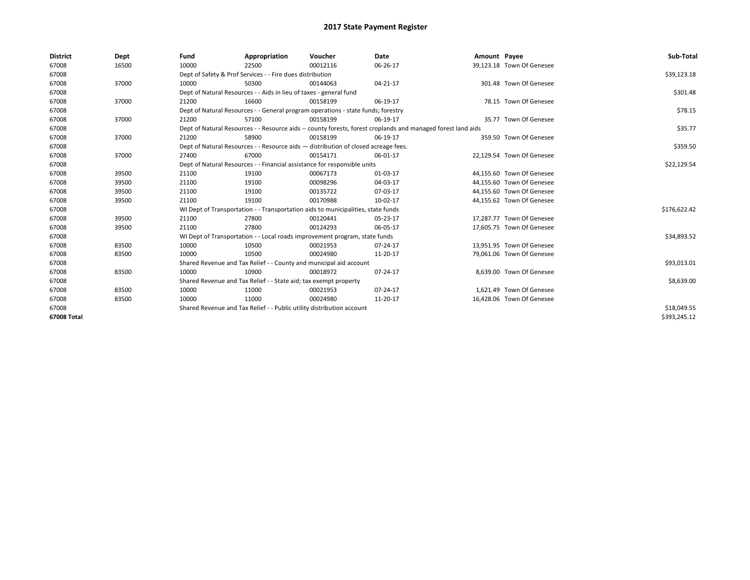# 2017 State Payment Register

| District | Dept | Fund | Appropriation | Voucher | Date | Amount | Payee | Sub-Total |
|---|---|---|---|---|---|---|---|---|
| 67008 | 16500 | 10000 | 22500 | 00012116 | 06-26-17 | 39,123.18 | Town Of Genesee | |
| 67008 | | Dept of Safety & Prof Services - - Fire dues distribution | | | | | | $39,123.18 |
| 67008 | 37000 | 10000 | 50300 | 00144063 | 04-21-17 | 301.48 | Town Of Genesee | |
| 67008 | | Dept of Natural Resources - - Aids in lieu of taxes - general fund | | | | | | $301.48 |
| 67008 | 37000 | 21200 | 16600 | 00158199 | 06-19-17 | 78.15 | Town Of Genesee | |
| 67008 | | Dept of Natural Resources - - General program operations - state funds; forestry | | | | | | $78.15 |
| 67008 | 37000 | 21200 | 57100 | 00158199 | 06-19-17 | 35.77 | Town Of Genesee | |
| 67008 | | Dept of Natural Resources - - Resource aids -- county forests, forest croplands and managed forest land aids | | | | | | $35.77 |
| 67008 | 37000 | 21200 | 58900 | 00158199 | 06-19-17 | 359.50 | Town Of Genesee | |
| 67008 | | Dept of Natural Resources - - Resource aids — distribution of closed acreage fees. | | | | | | $359.50 |
| 67008 | 37000 | 27400 | 67000 | 00154171 | 06-01-17 | 22,129.54 | Town Of Genesee | |
| 67008 | | Dept of Natural Resources - - Financial assistance for responsible units | | | | | | $22,129.54 |
| 67008 | 39500 | 21100 | 19100 | 00067173 | 01-03-17 | 44,155.60 | Town Of Genesee | |
| 67008 | 39500 | 21100 | 19100 | 00098296 | 04-03-17 | 44,155.60 | Town Of Genesee | |
| 67008 | 39500 | 21100 | 19100 | 00135722 | 07-03-17 | 44,155.60 | Town Of Genesee | |
| 67008 | 39500 | 21100 | 19100 | 00170988 | 10-02-17 | 44,155.62 | Town Of Genesee | |
| 67008 | | WI Dept of Transportation - - Transportation aids to municipalities, state funds | | | | | | $176,622.42 |
| 67008 | 39500 | 21100 | 27800 | 00120441 | 05-23-17 | 17,287.77 | Town Of Genesee | |
| 67008 | 39500 | 21100 | 27800 | 00124293 | 06-05-17 | 17,605.75 | Town Of Genesee | |
| 67008 | | WI Dept of Transportation - - Local roads improvement program, state funds | | | | | | $34,893.52 |
| 67008 | 83500 | 10000 | 10500 | 00021953 | 07-24-17 | 13,951.95 | Town Of Genesee | |
| 67008 | 83500 | 10000 | 10500 | 00024980 | 11-20-17 | 79,061.06 | Town Of Genesee | |
| 67008 | | Shared Revenue and Tax Relief - - County and municipal aid account | | | | | | $93,013.01 |
| 67008 | 83500 | 10000 | 10900 | 00018972 | 07-24-17 | 8,639.00 | Town Of Genesee | |
| 67008 | | Shared Revenue and Tax Relief - - State aid; tax exempt property | | | | | | $8,639.00 |
| 67008 | 83500 | 10000 | 11000 | 00021953 | 07-24-17 | 1,621.49 | Town Of Genesee | |
| 67008 | 83500 | 10000 | 11000 | 00024980 | 11-20-17 | 16,428.06 | Town Of Genesee | |
| 67008 | | Shared Revenue and Tax Relief - - Public utility distribution account | | | | | | $18,049.55 |
| **67008 Total** | | | | | | | | $393,245.12 |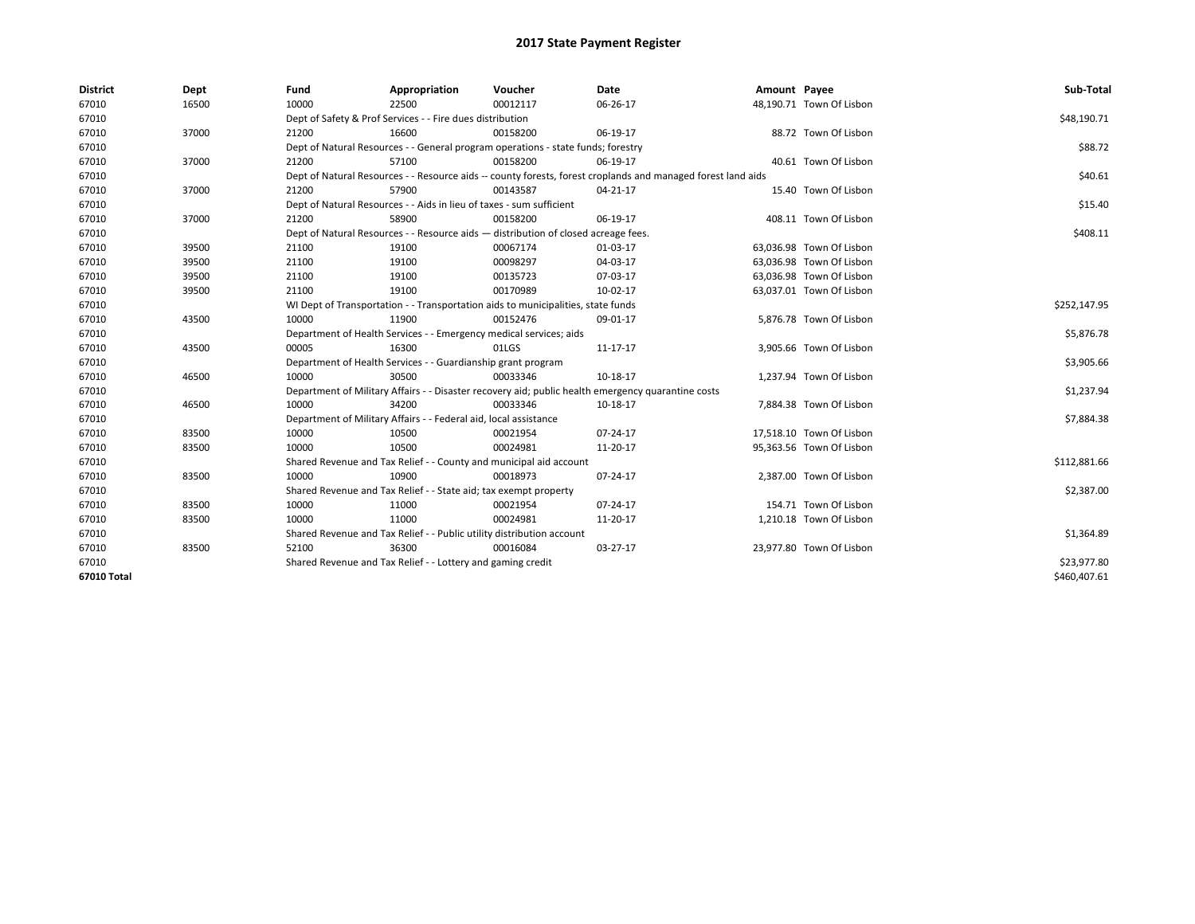# 2017 State Payment Register

| District | Dept | Fund | Appropriation | Voucher | Date | Amount | Payee | Sub-Total |
|---|---|---|---|---|---|---|---|---|
| 67010 | 16500 | 10000 | 22500 | 00012117 | 06-26-17 | 48,190.71 | Town Of Lisbon | |
| 67010 | | Dept of Safety & Prof Services - - Fire dues distribution | | | | | | $48,190.71 |
| 67010 | 37000 | 21200 | 16600 | 00158200 | 06-19-17 | 88.72 | Town Of Lisbon | |
| 67010 | | Dept of Natural Resources - - General program operations - state funds; forestry | | | | | | $88.72 |
| 67010 | 37000 | 21200 | 57100 | 00158200 | 06-19-17 | 40.61 | Town Of Lisbon | |
| 67010 | | Dept of Natural Resources - - Resource aids -- county forests, forest croplands and managed forest land aids | | | | | | $40.61 |
| 67010 | 37000 | 21200 | 57900 | 00143587 | 04-21-17 | 15.40 | Town Of Lisbon | |
| 67010 | | Dept of Natural Resources - - Aids in lieu of taxes - sum sufficient | | | | | | $15.40 |
| 67010 | 37000 | 21200 | 58900 | 00158200 | 06-19-17 | 408.11 | Town Of Lisbon | |
| 67010 | | Dept of Natural Resources - - Resource aids — distribution of closed acreage fees. | | | | | | $408.11 |
| 67010 | 39500 | 21100 | 19100 | 00067174 | 01-03-17 | 63,036.98 | Town Of Lisbon | |
| 67010 | 39500 | 21100 | 19100 | 00098297 | 04-03-17 | 63,036.98 | Town Of Lisbon | |
| 67010 | 39500 | 21100 | 19100 | 00135723 | 07-03-17 | 63,036.98 | Town Of Lisbon | |
| 67010 | 39500 | 21100 | 19100 | 00170989 | 10-02-17 | 63,037.01 | Town Of Lisbon | |
| 67010 | | WI Dept of Transportation - - Transportation aids to municipalities, state funds | | | | | | $252,147.95 |
| 67010 | 43500 | 10000 | 11900 | 00152476 | 09-01-17 | 5,876.78 | Town Of Lisbon | |
| 67010 | | Department of Health Services - - Emergency medical services; aids | | | | | | $5,876.78 |
| 67010 | 43500 | 00005 | 16300 | 01LGS | 11-17-17 | 3,905.66 | Town Of Lisbon | |
| 67010 | | Department of Health Services - - Guardianship grant program | | | | | | $3,905.66 |
| 67010 | 46500 | 10000 | 30500 | 00033346 | 10-18-17 | 1,237.94 | Town Of Lisbon | |
| 67010 | | Department of Military Affairs - - Disaster recovery aid; public health emergency quarantine costs | | | | | | $1,237.94 |
| 67010 | 46500 | 10000 | 34200 | 00033346 | 10-18-17 | 7,884.38 | Town Of Lisbon | |
| 67010 | | Department of Military Affairs - - Federal aid, local assistance | | | | | | $7,884.38 |
| 67010 | 83500 | 10000 | 10500 | 00021954 | 07-24-17 | 17,518.10 | Town Of Lisbon | |
| 67010 | 83500 | 10000 | 10500 | 00024981 | 11-20-17 | 95,363.56 | Town Of Lisbon | |
| 67010 | | Shared Revenue and Tax Relief - - County and municipal aid account | | | | | | $112,881.66 |
| 67010 | 83500 | 10000 | 10900 | 00018973 | 07-24-17 | 2,387.00 | Town Of Lisbon | |
| 67010 | | Shared Revenue and Tax Relief - - State aid; tax exempt property | | | | | | $2,387.00 |
| 67010 | 83500 | 10000 | 11000 | 00021954 | 07-24-17 | 154.71 | Town Of Lisbon | |
| 67010 | 83500 | 10000 | 11000 | 00024981 | 11-20-17 | 1,210.18 | Town Of Lisbon | |
| 67010 | | Shared Revenue and Tax Relief - - Public utility distribution account | | | | | | $1,364.89 |
| 67010 | 83500 | 52100 | 36300 | 00016084 | 03-27-17 | 23,977.80 | Town Of Lisbon | |
| 67010 | | Shared Revenue and Tax Relief - - Lottery and gaming credit | | | | | | $23,977.80 |
| 67010 Total | | | | | | | | $460,407.61 |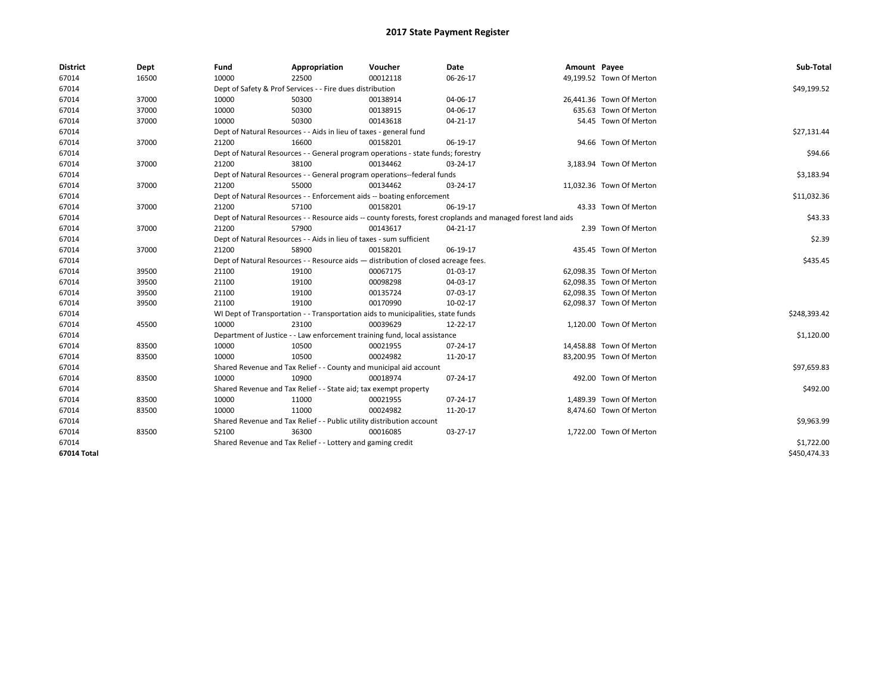# 2017 State Payment Register

| District | Dept | Fund | Appropriation | Voucher | Date | Amount | Payee | Sub-Total |
|---|---|---|---|---|---|---|---|---|
| 67014 | 16500 | 10000 | 22500 | 00012118 | 06-26-17 | 49,199.52 | Town Of Merton | |
| 67014 | | Dept of Safety & Prof Services - - Fire dues distribution | | | | | | $49,199.52 |
| 67014 | 37000 | 10000 | 50300 | 00138914 | 04-06-17 | 26,441.36 | Town Of Merton | |
| 67014 | 37000 | 10000 | 50300 | 00138915 | 04-06-17 | 635.63 | Town Of Merton | |
| 67014 | 37000 | 10000 | 50300 | 00143618 | 04-21-17 | 54.45 | Town Of Merton | |
| 67014 | | Dept of Natural Resources - - Aids in lieu of taxes - general fund | | | | | | $27,131.44 |
| 67014 | 37000 | 21200 | 16600 | 00158201 | 06-19-17 | 94.66 | Town Of Merton | |
| 67014 | | Dept of Natural Resources - - General program operations - state funds; forestry | | | | | | $94.66 |
| 67014 | 37000 | 21200 | 38100 | 00134462 | 03-24-17 | 3,183.94 | Town Of Merton | |
| 67014 | | Dept of Natural Resources - - General program operations--federal funds | | | | | | $3,183.94 |
| 67014 | 37000 | 21200 | 55000 | 00134462 | 03-24-17 | 11,032.36 | Town Of Merton | |
| 67014 | | Dept of Natural Resources - - Enforcement aids -- boating enforcement | | | | | | $11,032.36 |
| 67014 | 37000 | 21200 | 57100 | 00158201 | 06-19-17 | 43.33 | Town Of Merton | |
| 67014 | | Dept of Natural Resources - - Resource aids -- county forests, forest croplands and managed forest land aids | | | | | | $43.33 |
| 67014 | 37000 | 21200 | 57900 | 00143617 | 04-21-17 | 2.39 | Town Of Merton | |
| 67014 | | Dept of Natural Resources - - Aids in lieu of taxes - sum sufficient | | | | | | $2.39 |
| 67014 | 37000 | 21200 | 58900 | 00158201 | 06-19-17 | 435.45 | Town Of Merton | |
| 67014 | | Dept of Natural Resources - - Resource aids — distribution of closed acreage fees. | | | | | | $435.45 |
| 67014 | 39500 | 21100 | 19100 | 00067175 | 01-03-17 | 62,098.35 | Town Of Merton | |
| 67014 | 39500 | 21100 | 19100 | 00098298 | 04-03-17 | 62,098.35 | Town Of Merton | |
| 67014 | 39500 | 21100 | 19100 | 00135724 | 07-03-17 | 62,098.35 | Town Of Merton | |
| 67014 | 39500 | 21100 | 19100 | 00170990 | 10-02-17 | 62,098.37 | Town Of Merton | |
| 67014 | | WI Dept of Transportation - - Transportation aids to municipalities, state funds | | | | | | $248,393.42 |
| 67014 | 45500 | 10000 | 23100 | 00039629 | 12-22-17 | 1,120.00 | Town Of Merton | |
| 67014 | | Department of Justice - - Law enforcement training fund, local assistance | | | | | | $1,120.00 |
| 67014 | 83500 | 10000 | 10500 | 00021955 | 07-24-17 | 14,458.88 | Town Of Merton | |
| 67014 | 83500 | 10000 | 10500 | 00024982 | 11-20-17 | 83,200.95 | Town Of Merton | |
| 67014 | | Shared Revenue and Tax Relief - - County and municipal aid account | | | | | | $97,659.83 |
| 67014 | 83500 | 10000 | 10900 | 00018974 | 07-24-17 | 492.00 | Town Of Merton | |
| 67014 | | Shared Revenue and Tax Relief - - State aid; tax exempt property | | | | | | $492.00 |
| 67014 | 83500 | 10000 | 11000 | 00021955 | 07-24-17 | 1,489.39 | Town Of Merton | |
| 67014 | 83500 | 10000 | 11000 | 00024982 | 11-20-17 | 8,474.60 | Town Of Merton | |
| 67014 | | Shared Revenue and Tax Relief - - Public utility distribution account | | | | | | $9,963.99 |
| 67014 | 83500 | 52100 | 36300 | 00016085 | 03-27-17 | 1,722.00 | Town Of Merton | |
| 67014 | | Shared Revenue and Tax Relief - - Lottery and gaming credit | | | | | | $1,722.00 |
| **67014 Total** | | | | | | | | $450,474.33 |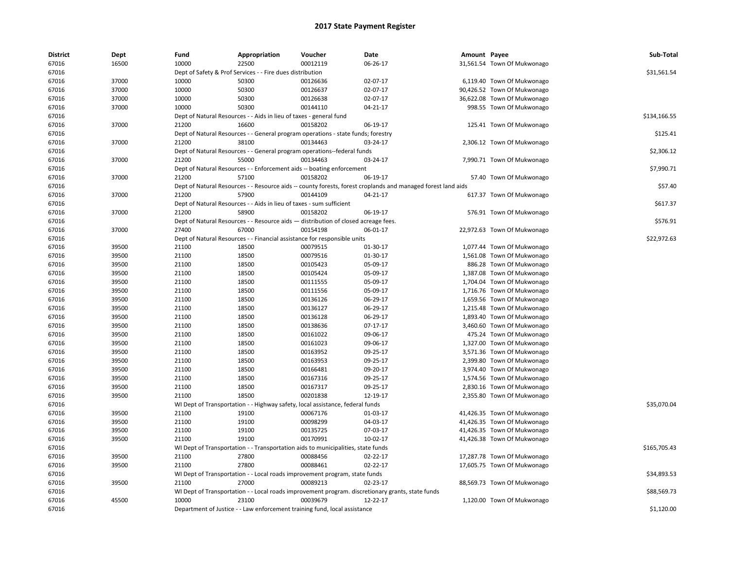# 2017 State Payment Register

| District | Dept | Fund | Appropriation | Voucher | Date | Amount | Payee | Sub-Total |
|---|---|---|---|---|---|---|---|---|
| 67016 | 16500 | 10000 | 22500 | 00012119 | 06-26-17 | 31,561.54 | Town Of Mukwonago | |
| 67016 | | Dept of Safety & Prof Services - - Fire dues distribution | | | | | | $31,561.54 |
| 67016 | 37000 | 10000 | 50300 | 00126636 | 02-07-17 | 6,119.40 | Town Of Mukwonago | |
| 67016 | 37000 | 10000 | 50300 | 00126637 | 02-07-17 | 90,426.52 | Town Of Mukwonago | |
| 67016 | 37000 | 10000 | 50300 | 00126638 | 02-07-17 | 36,622.08 | Town Of Mukwonago | |
| 67016 | 37000 | 10000 | 50300 | 00144110 | 04-21-17 | 998.55 | Town Of Mukwonago | |
| 67016 | | Dept of Natural Resources - - Aids in lieu of taxes - general fund | | | | | | $134,166.55 |
| 67016 | 37000 | 21200 | 16600 | 00158202 | 06-19-17 | 125.41 | Town Of Mukwonago | |
| 67016 | | Dept of Natural Resources - - General program operations - state funds; forestry | | | | | | $125.41 |
| 67016 | 37000 | 21200 | 38100 | 00134463 | 03-24-17 | 2,306.12 | Town Of Mukwonago | |
| 67016 | | Dept of Natural Resources - - General program operations--federal funds | | | | | | $2,306.12 |
| 67016 | 37000 | 21200 | 55000 | 00134463 | 03-24-17 | 7,990.71 | Town Of Mukwonago | |
| 67016 | | Dept of Natural Resources - - Enforcement aids -- boating enforcement | | | | | | $7,990.71 |
| 67016 | 37000 | 21200 | 57100 | 00158202 | 06-19-17 | 57.40 | Town Of Mukwonago | |
| 67016 | | Dept of Natural Resources - - Resource aids -- county forests, forest croplands and managed forest land aids | | | | | | $57.40 |
| 67016 | 37000 | 21200 | 57900 | 00144109 | 04-21-17 | 617.37 | Town Of Mukwonago | |
| 67016 | | Dept of Natural Resources - - Aids in lieu of taxes - sum sufficient | | | | | | $617.37 |
| 67016 | 37000 | 21200 | 58900 | 00158202 | 06-19-17 | 576.91 | Town Of Mukwonago | |
| 67016 | | Dept of Natural Resources - - Resource aids — distribution of closed acreage fees. | | | | | | $576.91 |
| 67016 | 37000 | 27400 | 67000 | 00154198 | 06-01-17 | 22,972.63 | Town Of Mukwonago | |
| 67016 | | Dept of Natural Resources - - Financial assistance for responsible units | | | | | | $22,972.63 |
| 67016 | 39500 | 21100 | 18500 | 00079515 | 01-30-17 | 1,077.44 | Town Of Mukwonago | |
| 67016 | 39500 | 21100 | 18500 | 00079516 | 01-30-17 | 1,561.08 | Town Of Mukwonago | |
| 67016 | 39500 | 21100 | 18500 | 00105423 | 05-09-17 | 886.28 | Town Of Mukwonago | |
| 67016 | 39500 | 21100 | 18500 | 00105424 | 05-09-17 | 1,387.08 | Town Of Mukwonago | |
| 67016 | 39500 | 21100 | 18500 | 00111555 | 05-09-17 | 1,704.04 | Town Of Mukwonago | |
| 67016 | 39500 | 21100 | 18500 | 00111556 | 05-09-17 | 1,716.76 | Town Of Mukwonago | |
| 67016 | 39500 | 21100 | 18500 | 00136126 | 06-29-17 | 1,659.56 | Town Of Mukwonago | |
| 67016 | 39500 | 21100 | 18500 | 00136127 | 06-29-17 | 1,215.48 | Town Of Mukwonago | |
| 67016 | 39500 | 21100 | 18500 | 00136128 | 06-29-17 | 1,893.40 | Town Of Mukwonago | |
| 67016 | 39500 | 21100 | 18500 | 00138636 | 07-17-17 | 3,460.60 | Town Of Mukwonago | |
| 67016 | 39500 | 21100 | 18500 | 00161022 | 09-06-17 | 475.24 | Town Of Mukwonago | |
| 67016 | 39500 | 21100 | 18500 | 00161023 | 09-06-17 | 1,327.00 | Town Of Mukwonago | |
| 67016 | 39500 | 21100 | 18500 | 00163952 | 09-25-17 | 3,571.36 | Town Of Mukwonago | |
| 67016 | 39500 | 21100 | 18500 | 00163953 | 09-25-17 | 2,399.80 | Town Of Mukwonago | |
| 67016 | 39500 | 21100 | 18500 | 00166481 | 09-20-17 | 3,974.40 | Town Of Mukwonago | |
| 67016 | 39500 | 21100 | 18500 | 00167316 | 09-25-17 | 1,574.56 | Town Of Mukwonago | |
| 67016 | 39500 | 21100 | 18500 | 00167317 | 09-25-17 | 2,830.16 | Town Of Mukwonago | |
| 67016 | 39500 | 21100 | 18500 | 00201838 | 12-19-17 | 2,355.80 | Town Of Mukwonago | |
| 67016 | | WI Dept of Transportation - - Highway safety, local assistance, federal funds | | | | | | $35,070.04 |
| 67016 | 39500 | 21100 | 19100 | 00067176 | 01-03-17 | 41,426.35 | Town Of Mukwonago | |
| 67016 | 39500 | 21100 | 19100 | 00098299 | 04-03-17 | 41,426.35 | Town Of Mukwonago | |
| 67016 | 39500 | 21100 | 19100 | 00135725 | 07-03-17 | 41,426.35 | Town Of Mukwonago | |
| 67016 | 39500 | 21100 | 19100 | 00170991 | 10-02-17 | 41,426.38 | Town Of Mukwonago | |
| 67016 | | WI Dept of Transportation - - Transportation aids to municipalities, state funds | | | | | | $165,705.43 |
| 67016 | 39500 | 21100 | 27800 | 00088456 | 02-22-17 | 17,287.78 | Town Of Mukwonago | |
| 67016 | 39500 | 21100 | 27800 | 00088461 | 02-22-17 | 17,605.75 | Town Of Mukwonago | |
| 67016 | | WI Dept of Transportation - - Local roads improvement program, state funds | | | | | | $34,893.53 |
| 67016 | 39500 | 21100 | 27000 | 00089213 | 02-23-17 | 88,569.73 | Town Of Mukwonago | |
| 67016 | | WI Dept of Transportation - - Local roads improvement program. discretionary grants, state funds | | | | | | $88,569.73 |
| 67016 | 45500 | 10000 | 23100 | 00039679 | 12-22-17 | 1,120.00 | Town Of Mukwonago | |
| 67016 | | Department of Justice - - Law enforcement training fund, local assistance | | | | | | $1,120.00 |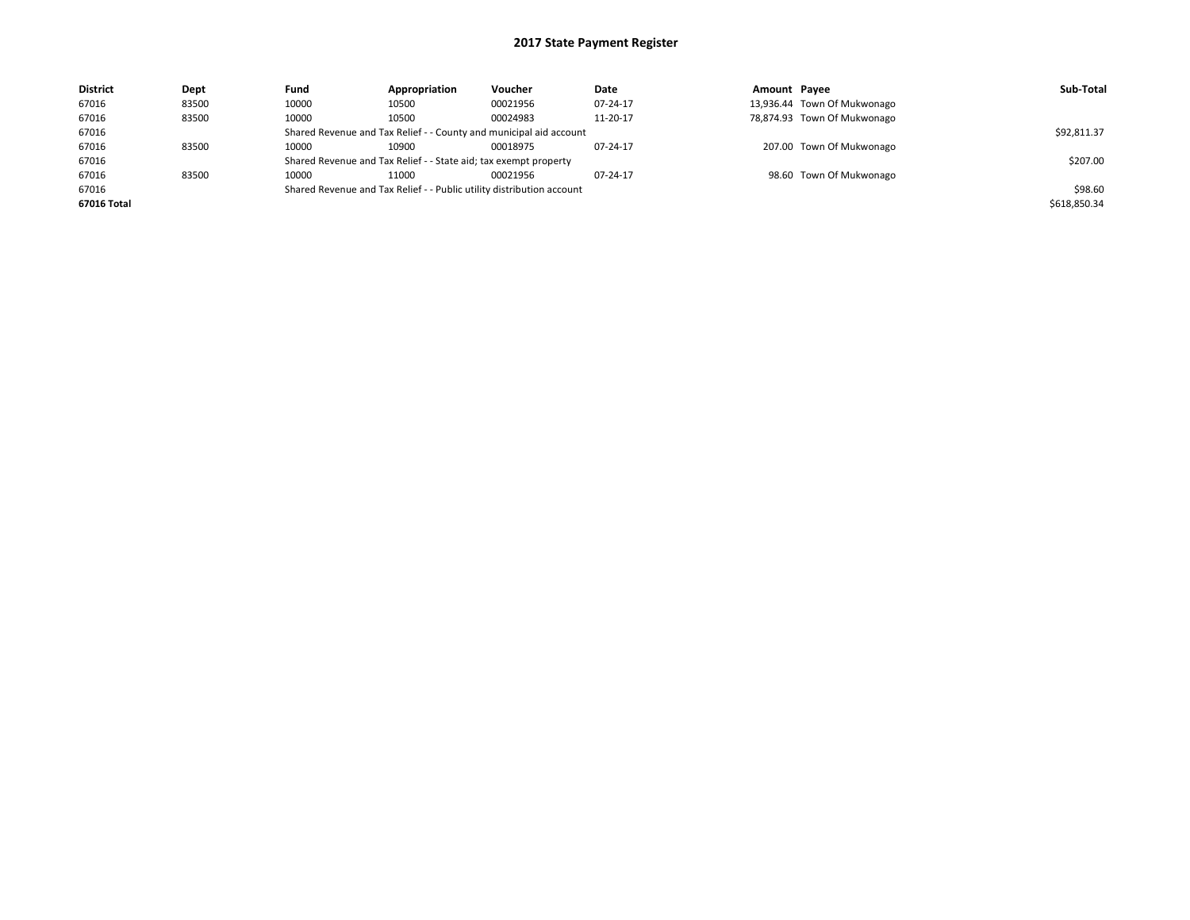## 2017 State Payment Register

| District | Dept | Fund | Appropriation | Voucher | Date | Amount | Payee | Sub-Total |
|---|---|---|---|---|---|---|---|---|
| 67016 | 83500 | 10000 | 10500 | 00021956 | 07-24-17 | 13,936.44 | Town Of Mukwonago | |
| 67016 | 83500 | 10000 | 10500 | 00024983 | 11-20-17 | 78,874.93 | Town Of Mukwonago | |
| 67016 | | Shared Revenue and Tax Relief - - County and municipal aid account | | | | | | $92,811.37 |
| 67016 | 83500 | 10000 | 10900 | 00018975 | 07-24-17 | 207.00 | Town Of Mukwonago | |
| 67016 | | Shared Revenue and Tax Relief - - State aid; tax exempt property | | | | | | $207.00 |
| 67016 | 83500 | 10000 | 11000 | 00021956 | 07-24-17 | 98.60 | Town Of Mukwonago | |
| 67016 | | Shared Revenue and Tax Relief - - Public utility distribution account | | | | | | $98.60 |
| **67016 Total** | | | | | | | | $618,850.34 |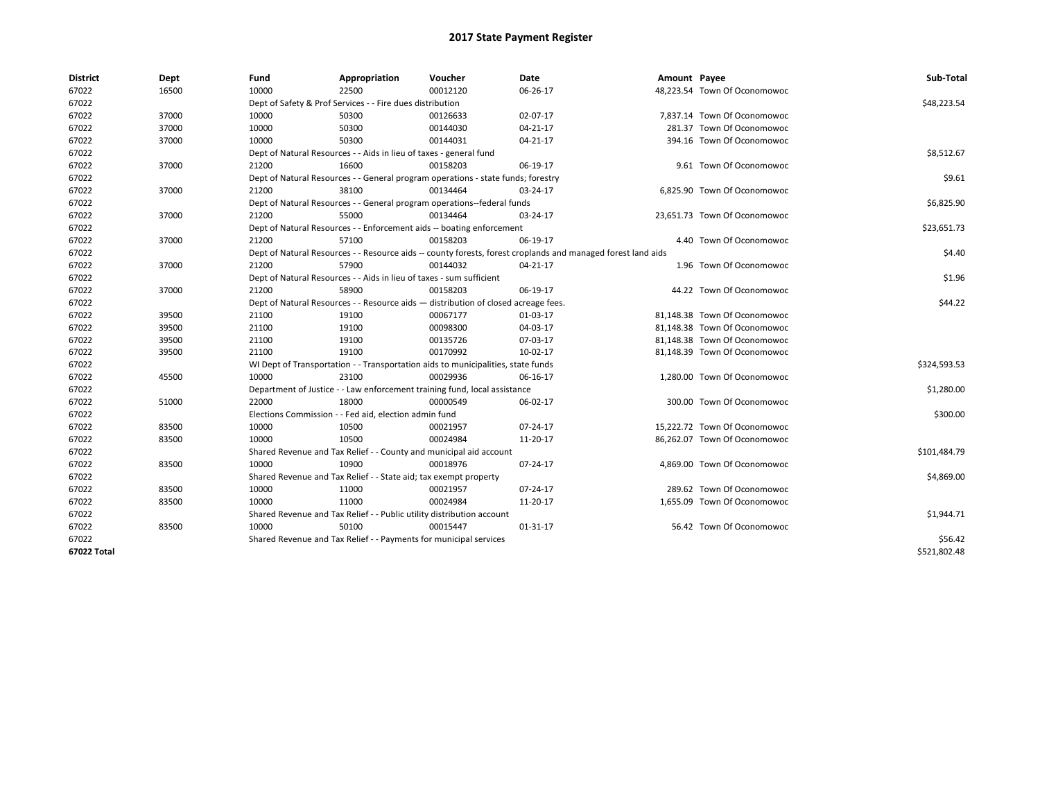# 2017 State Payment Register

| District | Dept | Fund | Appropriation | Voucher | Date | Amount | Payee | Sub-Total |
|---|---|---|---|---|---|---|---|---|
| 67022 | 16500 | 10000 | 22500 | 00012120 | 06-26-17 | 48,223.54 | Town Of Oconomowoc | |
| 67022 | | Dept of Safety & Prof Services - - Fire dues distribution | | | | | | $48,223.54 |
| 67022 | 37000 | 10000 | 50300 | 00126633 | 02-07-17 | 7,837.14 | Town Of Oconomowoc | |
| 67022 | 37000 | 10000 | 50300 | 00144030 | 04-21-17 | 281.37 | Town Of Oconomowoc | |
| 67022 | 37000 | 10000 | 50300 | 00144031 | 04-21-17 | 394.16 | Town Of Oconomowoc | |
| 67022 | | Dept of Natural Resources - - Aids in lieu of taxes - general fund | | | | | | $8,512.67 |
| 67022 | 37000 | 21200 | 16600 | 00158203 | 06-19-17 | 9.61 | Town Of Oconomowoc | |
| 67022 | | Dept of Natural Resources - - General program operations - state funds; forestry | | | | | | $9.61 |
| 67022 | 37000 | 21200 | 38100 | 00134464 | 03-24-17 | 6,825.90 | Town Of Oconomowoc | |
| 67022 | | Dept of Natural Resources - - General program operations--federal funds | | | | | | $6,825.90 |
| 67022 | 37000 | 21200 | 55000 | 00134464 | 03-24-17 | 23,651.73 | Town Of Oconomowoc | |
| 67022 | | Dept of Natural Resources - - Enforcement aids -- boating enforcement | | | | | | $23,651.73 |
| 67022 | 37000 | 21200 | 57100 | 00158203 | 06-19-17 | 4.40 | Town Of Oconomowoc | |
| 67022 | | Dept of Natural Resources - - Resource aids -- county forests, forest croplands and managed forest land aids | | | | | | $4.40 |
| 67022 | 37000 | 21200 | 57900 | 00144032 | 04-21-17 | 1.96 | Town Of Oconomowoc | |
| 67022 | | Dept of Natural Resources - - Aids in lieu of taxes - sum sufficient | | | | | | $1.96 |
| 67022 | 37000 | 21200 | 58900 | 00158203 | 06-19-17 | 44.22 | Town Of Oconomowoc | |
| 67022 | | Dept of Natural Resources - - Resource aids — distribution of closed acreage fees. | | | | | | $44.22 |
| 67022 | 39500 | 21100 | 19100 | 00067177 | 01-03-17 | 81,148.38 | Town Of Oconomowoc | |
| 67022 | 39500 | 21100 | 19100 | 00098300 | 04-03-17 | 81,148.38 | Town Of Oconomowoc | |
| 67022 | 39500 | 21100 | 19100 | 00135726 | 07-03-17 | 81,148.38 | Town Of Oconomowoc | |
| 67022 | 39500 | 21100 | 19100 | 00170992 | 10-02-17 | 81,148.39 | Town Of Oconomowoc | |
| 67022 | | WI Dept of Transportation - - Transportation aids to municipalities, state funds | | | | | | $324,593.53 |
| 67022 | 45500 | 10000 | 23100 | 00029936 | 06-16-17 | 1,280.00 | Town Of Oconomowoc | |
| 67022 | | Department of Justice - - Law enforcement training fund, local assistance | | | | | | $1,280.00 |
| 67022 | 51000 | 22000 | 18000 | 00000549 | 06-02-17 | 300.00 | Town Of Oconomowoc | |
| 67022 | | Elections Commission - - Fed aid, election admin fund | | | | | | $300.00 |
| 67022 | 83500 | 10000 | 10500 | 00021957 | 07-24-17 | 15,222.72 | Town Of Oconomowoc | |
| 67022 | 83500 | 10000 | 10500 | 00024984 | 11-20-17 | 86,262.07 | Town Of Oconomowoc | |
| 67022 | | Shared Revenue and Tax Relief - - County and municipal aid account | | | | | | $101,484.79 |
| 67022 | 83500 | 10000 | 10900 | 00018976 | 07-24-17 | 4,869.00 | Town Of Oconomowoc | |
| 67022 | | Shared Revenue and Tax Relief - - State aid; tax exempt property | | | | | | $4,869.00 |
| 67022 | 83500 | 10000 | 11000 | 00021957 | 07-24-17 | 289.62 | Town Of Oconomowoc | |
| 67022 | 83500 | 10000 | 11000 | 00024984 | 11-20-17 | 1,655.09 | Town Of Oconomowoc | |
| 67022 | | Shared Revenue and Tax Relief - - Public utility distribution account | | | | | | $1,944.71 |
| 67022 | 83500 | 10000 | 50100 | 00015447 | 01-31-17 | 56.42 | Town Of Oconomowoc | |
| 67022 | | Shared Revenue and Tax Relief - - Payments for municipal services | | | | | | $56.42 |
| **67022 Total** | | | | | | | | $521,802.48 |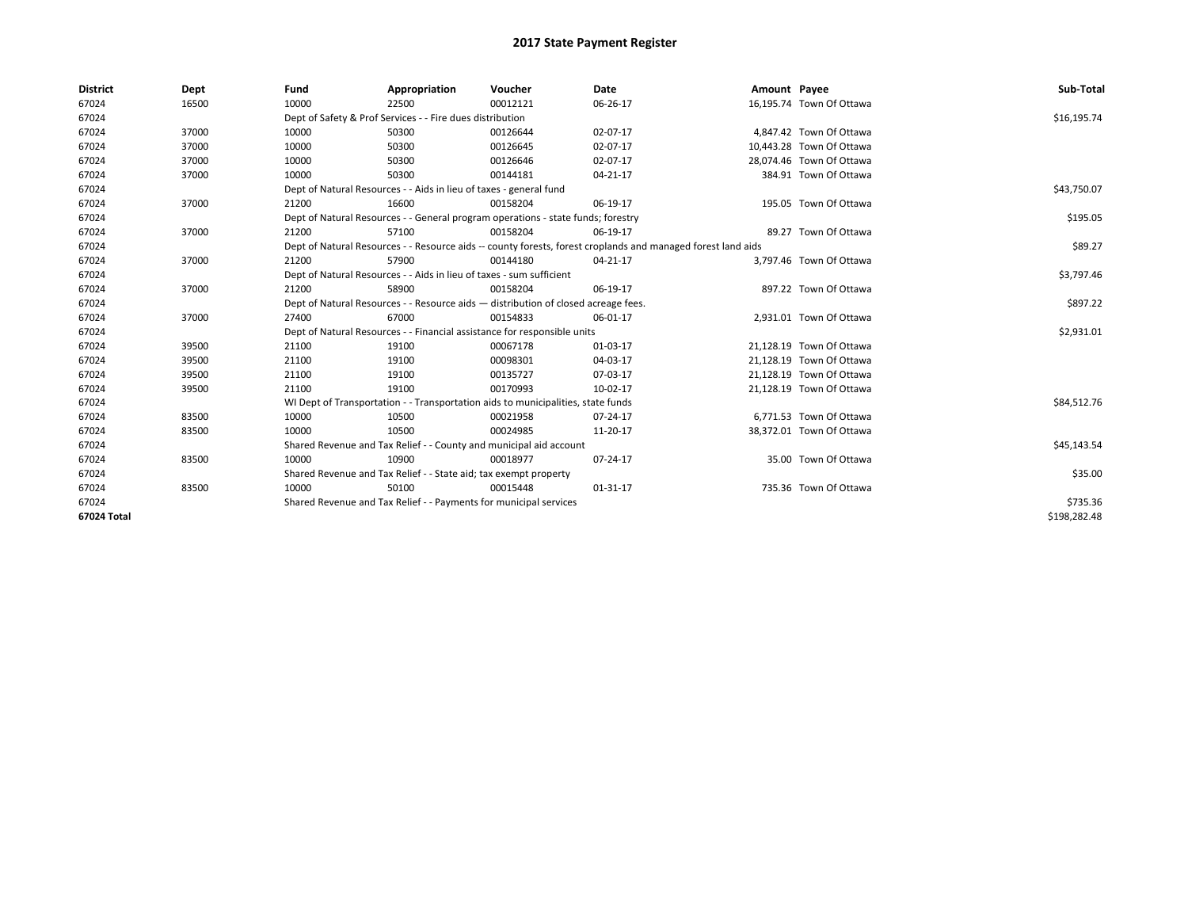# 2017 State Payment Register

| District | Dept | Fund | Appropriation | Voucher | Date | Amount | Payee | Sub-Total |
|---|---|---|---|---|---|---|---|---|
| 67024 | 16500 | 10000 | 22500 | 00012121 | 06-26-17 | 16,195.74 | Town Of Ottawa | |
| 67024 | | Dept of Safety & Prof Services - - Fire dues distribution | | | | | | $16,195.74 |
| 67024 | 37000 | 10000 | 50300 | 00126644 | 02-07-17 | 4,847.42 | Town Of Ottawa | |
| 67024 | 37000 | 10000 | 50300 | 00126645 | 02-07-17 | 10,443.28 | Town Of Ottawa | |
| 67024 | 37000 | 10000 | 50300 | 00126646 | 02-07-17 | 28,074.46 | Town Of Ottawa | |
| 67024 | 37000 | 10000 | 50300 | 00144181 | 04-21-17 | 384.91 | Town Of Ottawa | |
| 67024 | | Dept of Natural Resources - - Aids in lieu of taxes - general fund | | | | | | $43,750.07 |
| 67024 | 37000 | 21200 | 16600 | 00158204 | 06-19-17 | 195.05 | Town Of Ottawa | |
| 67024 | | Dept of Natural Resources - - General program operations - state funds; forestry | | | | | | $195.05 |
| 67024 | 37000 | 21200 | 57100 | 00158204 | 06-19-17 | 89.27 | Town Of Ottawa | |
| 67024 | | Dept of Natural Resources - - Resource aids -- county forests, forest croplands and managed forest land aids | | | | | | $89.27 |
| 67024 | 37000 | 21200 | 57900 | 00144180 | 04-21-17 | 3,797.46 | Town Of Ottawa | |
| 67024 | | Dept of Natural Resources - - Aids in lieu of taxes - sum sufficient | | | | | | $3,797.46 |
| 67024 | 37000 | 21200 | 58900 | 00158204 | 06-19-17 | 897.22 | Town Of Ottawa | |
| 67024 | | Dept of Natural Resources - - Resource aids — distribution of closed acreage fees. | | | | | | $897.22 |
| 67024 | 37000 | 27400 | 67000 | 00154833 | 06-01-17 | 2,931.01 | Town Of Ottawa | |
| 67024 | | Dept of Natural Resources - - Financial assistance for responsible units | | | | | | $2,931.01 |
| 67024 | 39500 | 21100 | 19100 | 00067178 | 01-03-17 | 21,128.19 | Town Of Ottawa | |
| 67024 | 39500 | 21100 | 19100 | 00098301 | 04-03-17 | 21,128.19 | Town Of Ottawa | |
| 67024 | 39500 | 21100 | 19100 | 00135727 | 07-03-17 | 21,128.19 | Town Of Ottawa | |
| 67024 | 39500 | 21100 | 19100 | 00170993 | 10-02-17 | 21,128.19 | Town Of Ottawa | |
| 67024 | | WI Dept of Transportation - - Transportation aids to municipalities, state funds | | | | | | $84,512.76 |
| 67024 | 83500 | 10000 | 10500 | 00021958 | 07-24-17 | 6,771.53 | Town Of Ottawa | |
| 67024 | 83500 | 10000 | 10500 | 00024985 | 11-20-17 | 38,372.01 | Town Of Ottawa | |
| 67024 | | Shared Revenue and Tax Relief - - County and municipal aid account | | | | | | $45,143.54 |
| 67024 | 83500 | 10000 | 10900 | 00018977 | 07-24-17 | 35.00 | Town Of Ottawa | |
| 67024 | | Shared Revenue and Tax Relief - - State aid; tax exempt property | | | | | | $35.00 |
| 67024 | 83500 | 10000 | 50100 | 00015448 | 01-31-17 | 735.36 | Town Of Ottawa | |
| 67024 | | Shared Revenue and Tax Relief - - Payments for municipal services | | | | | | $735.36 |
| **67024 Total** | | | | | | | | $198,282.48 |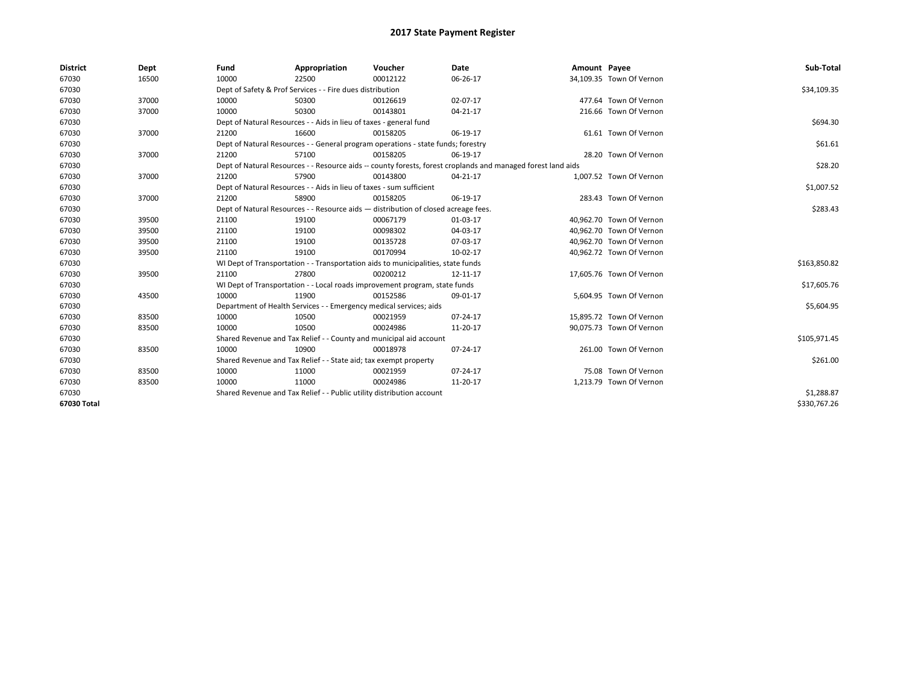# 2017 State Payment Register

| District | Dept | Fund | Appropriation | Voucher | Date | Amount | Payee | Sub-Total |
|---|---|---|---|---|---|---|---|---|
| 67030 | 16500 | 10000 | 22500 | 00012122 | 06-26-17 | 34,109.35 | Town Of Vernon | |
| 67030 | | Dept of Safety & Prof Services - - Fire dues distribution | | | | | | $34,109.35 |
| 67030 | 37000 | 10000 | 50300 | 00126619 | 02-07-17 | 477.64 | Town Of Vernon | |
| 67030 | 37000 | 10000 | 50300 | 00143801 | 04-21-17 | 216.66 | Town Of Vernon | |
| 67030 | | Dept of Natural Resources - - Aids in lieu of taxes - general fund | | | | | | $694.30 |
| 67030 | 37000 | 21200 | 16600 | 00158205 | 06-19-17 | 61.61 | Town Of Vernon | |
| 67030 | | Dept of Natural Resources - - General program operations - state funds; forestry | | | | | | $61.61 |
| 67030 | 37000 | 21200 | 57100 | 00158205 | 06-19-17 | 28.20 | Town Of Vernon | |
| 67030 | | Dept of Natural Resources - - Resource aids -- county forests, forest croplands and managed forest land aids | | | | | | $28.20 |
| 67030 | 37000 | 21200 | 57900 | 00143800 | 04-21-17 | 1,007.52 | Town Of Vernon | |
| 67030 | | Dept of Natural Resources - - Aids in lieu of taxes - sum sufficient | | | | | | $1,007.52 |
| 67030 | 37000 | 21200 | 58900 | 00158205 | 06-19-17 | 283.43 | Town Of Vernon | |
| 67030 | | Dept of Natural Resources - - Resource aids — distribution of closed acreage fees. | | | | | | $283.43 |
| 67030 | 39500 | 21100 | 19100 | 00067179 | 01-03-17 | 40,962.70 | Town Of Vernon | |
| 67030 | 39500 | 21100 | 19100 | 00098302 | 04-03-17 | 40,962.70 | Town Of Vernon | |
| 67030 | 39500 | 21100 | 19100 | 00135728 | 07-03-17 | 40,962.70 | Town Of Vernon | |
| 67030 | 39500 | 21100 | 19100 | 00170994 | 10-02-17 | 40,962.72 | Town Of Vernon | |
| 67030 | | WI Dept of Transportation - - Transportation aids to municipalities, state funds | | | | | | $163,850.82 |
| 67030 | 39500 | 21100 | 27800 | 00200212 | 12-11-17 | 17,605.76 | Town Of Vernon | |
| 67030 | | WI Dept of Transportation - - Local roads improvement program, state funds | | | | | | $17,605.76 |
| 67030 | 43500 | 10000 | 11900 | 00152586 | 09-01-17 | 5,604.95 | Town Of Vernon | |
| 67030 | | Department of Health Services - - Emergency medical services; aids | | | | | | $5,604.95 |
| 67030 | 83500 | 10000 | 10500 | 00021959 | 07-24-17 | 15,895.72 | Town Of Vernon | |
| 67030 | 83500 | 10000 | 10500 | 00024986 | 11-20-17 | 90,075.73 | Town Of Vernon | |
| 67030 | | Shared Revenue and Tax Relief - - County and municipal aid account | | | | | | $105,971.45 |
| 67030 | 83500 | 10000 | 10900 | 00018978 | 07-24-17 | 261.00 | Town Of Vernon | |
| 67030 | | Shared Revenue and Tax Relief - - State aid; tax exempt property | | | | | | $261.00 |
| 67030 | 83500 | 10000 | 11000 | 00021959 | 07-24-17 | 75.08 | Town Of Vernon | |
| 67030 | 83500 | 10000 | 11000 | 00024986 | 11-20-17 | 1,213.79 | Town Of Vernon | |
| 67030 | | Shared Revenue and Tax Relief - - Public utility distribution account | | | | | | $1,288.87 |
| **67030 Total** | | | | | | | | $330,767.26 |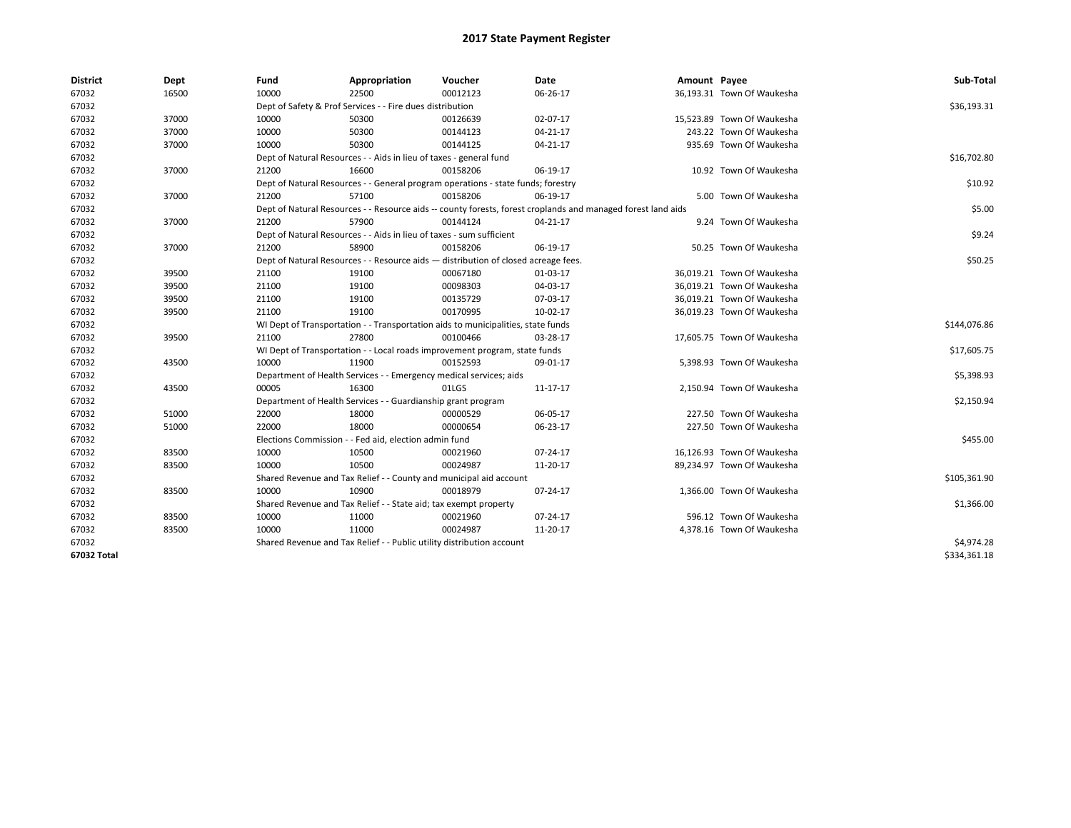# 2017 State Payment Register

| District | Dept | Fund | Appropriation | Voucher | Date | Amount | Payee | Sub-Total |
|---|---|---|---|---|---|---|---|---|
| 67032 | 16500 | 10000 | 22500 | 00012123 | 06-26-17 | 36,193.31 | Town Of Waukesha | |
| 67032 | | Dept of Safety & Prof Services - - Fire dues distribution | | | | | | $36,193.31 |
| 67032 | 37000 | 10000 | 50300 | 00126639 | 02-07-17 | 15,523.89 | Town Of Waukesha | |
| 67032 | 37000 | 10000 | 50300 | 00144123 | 04-21-17 | 243.22 | Town Of Waukesha | |
| 67032 | 37000 | 10000 | 50300 | 00144125 | 04-21-17 | 935.69 | Town Of Waukesha | |
| 67032 | | Dept of Natural Resources - - Aids in lieu of taxes - general fund | | | | | | $16,702.80 |
| 67032 | 37000 | 21200 | 16600 | 00158206 | 06-19-17 | 10.92 | Town Of Waukesha | |
| 67032 | | Dept of Natural Resources - - General program operations - state funds; forestry | | | | | | $10.92 |
| 67032 | 37000 | 21200 | 57100 | 00158206 | 06-19-17 | 5.00 | Town Of Waukesha | |
| 67032 | | Dept of Natural Resources - - Resource aids -- county forests, forest croplands and managed forest land aids | | | | | | $5.00 |
| 67032 | 37000 | 21200 | 57900 | 00144124 | 04-21-17 | 9.24 | Town Of Waukesha | |
| 67032 | | Dept of Natural Resources - - Aids in lieu of taxes - sum sufficient | | | | | | $9.24 |
| 67032 | 37000 | 21200 | 58900 | 00158206 | 06-19-17 | 50.25 | Town Of Waukesha | |
| 67032 | | Dept of Natural Resources - - Resource aids — distribution of closed acreage fees. | | | | | | $50.25 |
| 67032 | 39500 | 21100 | 19100 | 00067180 | 01-03-17 | 36,019.21 | Town Of Waukesha | |
| 67032 | 39500 | 21100 | 19100 | 00098303 | 04-03-17 | 36,019.21 | Town Of Waukesha | |
| 67032 | 39500 | 21100 | 19100 | 00135729 | 07-03-17 | 36,019.21 | Town Of Waukesha | |
| 67032 | 39500 | 21100 | 19100 | 00170995 | 10-02-17 | 36,019.23 | Town Of Waukesha | |
| 67032 | | WI Dept of Transportation - - Transportation aids to municipalities, state funds | | | | | | $144,076.86 |
| 67032 | 39500 | 21100 | 27800 | 00100466 | 03-28-17 | 17,605.75 | Town Of Waukesha | |
| 67032 | | WI Dept of Transportation - - Local roads improvement program, state funds | | | | | | $17,605.75 |
| 67032 | 43500 | 10000 | 11900 | 00152593 | 09-01-17 | 5,398.93 | Town Of Waukesha | |
| 67032 | | Department of Health Services - - Emergency medical services; aids | | | | | | $5,398.93 |
| 67032 | 43500 | 00005 | 16300 | 01LGS | 11-17-17 | 2,150.94 | Town Of Waukesha | |
| 67032 | | Department of Health Services - - Guardianship grant program | | | | | | $2,150.94 |
| 67032 | 51000 | 22000 | 18000 | 00000529 | 06-05-17 | 227.50 | Town Of Waukesha | |
| 67032 | 51000 | 22000 | 18000 | 00000654 | 06-23-17 | 227.50 | Town Of Waukesha | |
| 67032 | | Elections Commission - - Fed aid, election admin fund | | | | | | $455.00 |
| 67032 | 83500 | 10000 | 10500 | 00021960 | 07-24-17 | 16,126.93 | Town Of Waukesha | |
| 67032 | 83500 | 10000 | 10500 | 00024987 | 11-20-17 | 89,234.97 | Town Of Waukesha | |
| 67032 | | Shared Revenue and Tax Relief - - County and municipal aid account | | | | | | $105,361.90 |
| 67032 | 83500 | 10000 | 10900 | 00018979 | 07-24-17 | 1,366.00 | Town Of Waukesha | |
| 67032 | | Shared Revenue and Tax Relief - - State aid; tax exempt property | | | | | | $1,366.00 |
| 67032 | 83500 | 10000 | 11000 | 00021960 | 07-24-17 | 596.12 | Town Of Waukesha | |
| 67032 | 83500 | 10000 | 11000 | 00024987 | 11-20-17 | 4,378.16 | Town Of Waukesha | |
| 67032 | | Shared Revenue and Tax Relief - - Public utility distribution account | | | | | | $4,974.28 |
| 67032 Total | | | | | | | | $334,361.18 |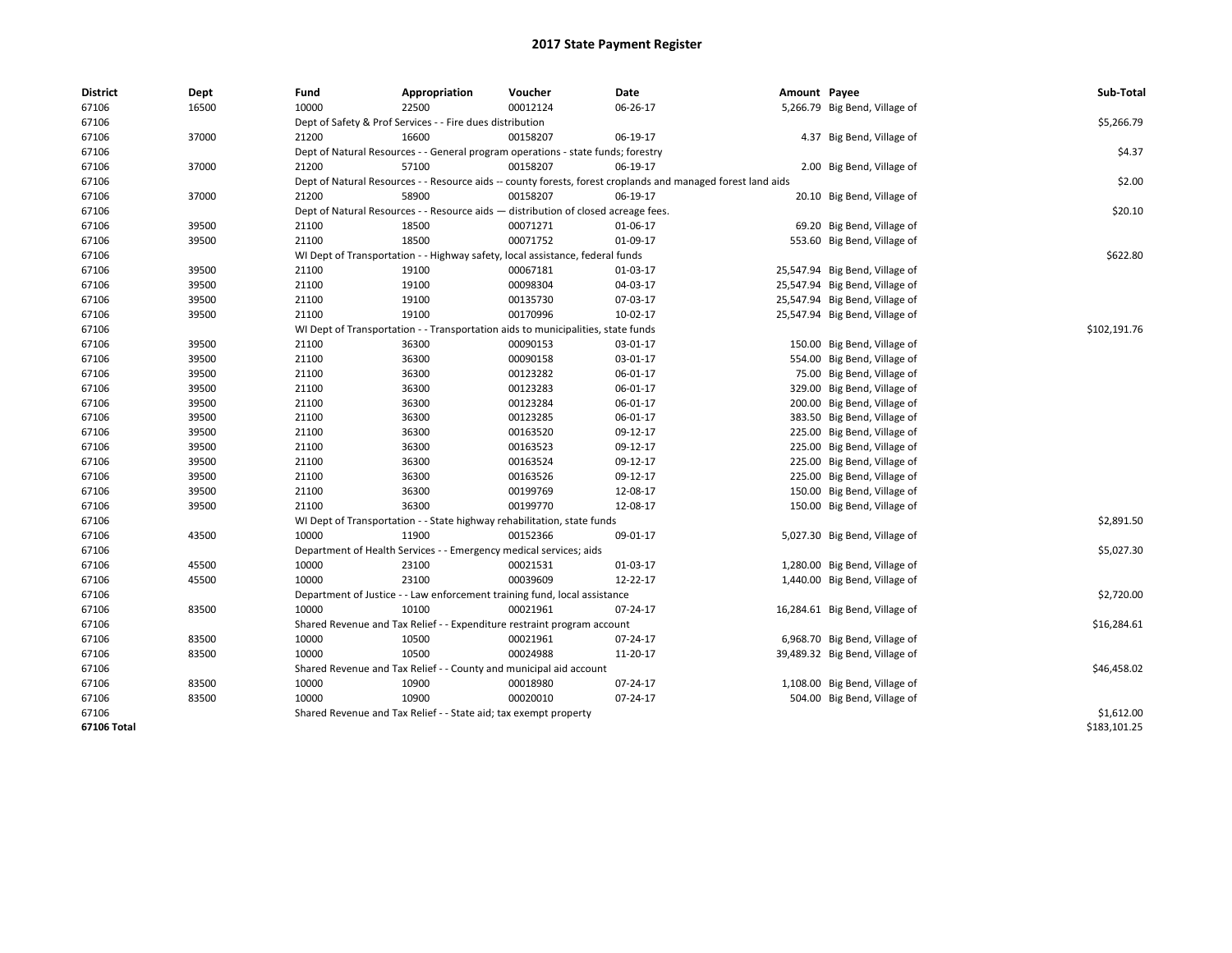# 2017 State Payment Register

| District | Dept | Fund | Appropriation | Voucher | Date | Amount | Payee | Sub-Total |
|---|---|---|---|---|---|---|---|---|
| 67106 | 16500 | 10000 | 22500 | 00012124 | 06-26-17 | 5,266.79 | Big Bend, Village of | |
| 67106 | | Dept of Safety & Prof Services - - Fire dues distribution | | | | | | $5,266.79 |
| 67106 | 37000 | 21200 | 16600 | 00158207 | 06-19-17 | 4.37 | Big Bend, Village of | |
| 67106 | | Dept of Natural Resources - - General program operations - state funds; forestry | | | | | | $4.37 |
| 67106 | 37000 | 21200 | 57100 | 00158207 | 06-19-17 | 2.00 | Big Bend, Village of | |
| 67106 | | Dept of Natural Resources - - Resource aids -- county forests, forest croplands and managed forest land aids | | | | | | $2.00 |
| 67106 | 37000 | 21200 | 58900 | 00158207 | 06-19-17 | 20.10 | Big Bend, Village of | |
| 67106 | | Dept of Natural Resources - - Resource aids — distribution of closed acreage fees. | | | | | | $20.10 |
| 67106 | 39500 | 21100 | 18500 | 00071271 | 01-06-17 | 69.20 | Big Bend, Village of | |
| 67106 | 39500 | 21100 | 18500 | 00071752 | 01-09-17 | 553.60 | Big Bend, Village of | |
| 67106 | | WI Dept of Transportation - - Highway safety, local assistance, federal funds | | | | | | $622.80 |
| 67106 | 39500 | 21100 | 19100 | 00067181 | 01-03-17 | 25,547.94 | Big Bend, Village of | |
| 67106 | 39500 | 21100 | 19100 | 00098304 | 04-03-17 | 25,547.94 | Big Bend, Village of | |
| 67106 | 39500 | 21100 | 19100 | 00135730 | 07-03-17 | 25,547.94 | Big Bend, Village of | |
| 67106 | 39500 | 21100 | 19100 | 00170996 | 10-02-17 | 25,547.94 | Big Bend, Village of | |
| 67106 | | WI Dept of Transportation - - Transportation aids to municipalities, state funds | | | | | | $102,191.76 |
| 67106 | 39500 | 21100 | 36300 | 00090153 | 03-01-17 | 150.00 | Big Bend, Village of | |
| 67106 | 39500 | 21100 | 36300 | 00090158 | 03-01-17 | 554.00 | Big Bend, Village of | |
| 67106 | 39500 | 21100 | 36300 | 00123282 | 06-01-17 | 75.00 | Big Bend, Village of | |
| 67106 | 39500 | 21100 | 36300 | 00123283 | 06-01-17 | 329.00 | Big Bend, Village of | |
| 67106 | 39500 | 21100 | 36300 | 00123284 | 06-01-17 | 200.00 | Big Bend, Village of | |
| 67106 | 39500 | 21100 | 36300 | 00123285 | 06-01-17 | 383.50 | Big Bend, Village of | |
| 67106 | 39500 | 21100 | 36300 | 00163520 | 09-12-17 | 225.00 | Big Bend, Village of | |
| 67106 | 39500 | 21100 | 36300 | 00163523 | 09-12-17 | 225.00 | Big Bend, Village of | |
| 67106 | 39500 | 21100 | 36300 | 00163524 | 09-12-17 | 225.00 | Big Bend, Village of | |
| 67106 | 39500 | 21100 | 36300 | 00163526 | 09-12-17 | 225.00 | Big Bend, Village of | |
| 67106 | 39500 | 21100 | 36300 | 00199769 | 12-08-17 | 150.00 | Big Bend, Village of | |
| 67106 | 39500 | 21100 | 36300 | 00199770 | 12-08-17 | 150.00 | Big Bend, Village of | |
| 67106 | | WI Dept of Transportation - - State highway rehabilitation, state funds | | | | | | $2,891.50 |
| 67106 | 43500 | 10000 | 11900 | 00152366 | 09-01-17 | 5,027.30 | Big Bend, Village of | |
| 67106 | | Department of Health Services - - Emergency medical services; aids | | | | | | $5,027.30 |
| 67106 | 45500 | 10000 | 23100 | 00021531 | 01-03-17 | 1,280.00 | Big Bend, Village of | |
| 67106 | 45500 | 10000 | 23100 | 00039609 | 12-22-17 | 1,440.00 | Big Bend, Village of | |
| 67106 | | Department of Justice - - Law enforcement training fund, local assistance | | | | | | $2,720.00 |
| 67106 | 83500 | 10000 | 10100 | 00021961 | 07-24-17 | 16,284.61 | Big Bend, Village of | |
| 67106 | | Shared Revenue and Tax Relief - - Expenditure restraint program account | | | | | | $16,284.61 |
| 67106 | 83500 | 10000 | 10500 | 00021961 | 07-24-17 | 6,968.70 | Big Bend, Village of | |
| 67106 | 83500 | 10000 | 10500 | 00024988 | 11-20-17 | 39,489.32 | Big Bend, Village of | |
| 67106 | | Shared Revenue and Tax Relief - - County and municipal aid account | | | | | | $46,458.02 |
| 67106 | 83500 | 10000 | 10900 | 00018980 | 07-24-17 | 1,108.00 | Big Bend, Village of | |
| 67106 | 83500 | 10000 | 10900 | 00020010 | 07-24-17 | 504.00 | Big Bend, Village of | |
| 67106 | | Shared Revenue and Tax Relief - - State aid; tax exempt property | | | | | | $1,612.00 |
| **67106 Total** | | | | | | | | $183,101.25 |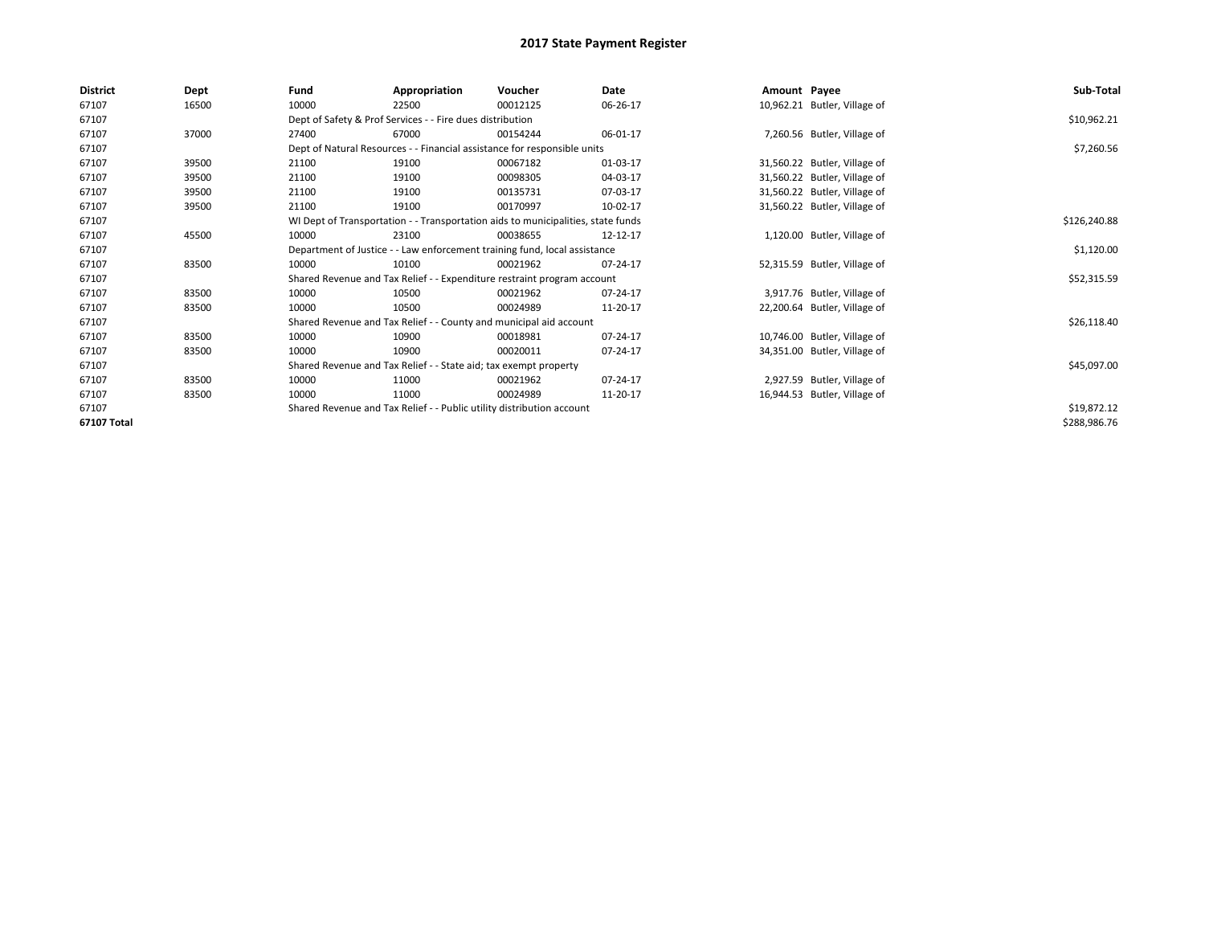# 2017 State Payment Register

| District | Dept | Fund | Appropriation | Voucher | Date | Amount | Payee | Sub-Total |
|---|---|---|---|---|---|---|---|---|
| 67107 | 16500 | 10000 | 22500 | 00012125 | 06-26-17 | 10,962.21 | Butler, Village of | |
| 67107 | | Dept of Safety & Prof Services - - Fire dues distribution | | | | | | $10,962.21 |
| 67107 | 37000 | 27400 | 67000 | 00154244 | 06-01-17 | 7,260.56 | Butler, Village of | |
| 67107 | | Dept of Natural Resources - - Financial assistance for responsible units | | | | | | $7,260.56 |
| 67107 | 39500 | 21100 | 19100 | 00067182 | 01-03-17 | 31,560.22 | Butler, Village of | |
| 67107 | 39500 | 21100 | 19100 | 00098305 | 04-03-17 | 31,560.22 | Butler, Village of | |
| 67107 | 39500 | 21100 | 19100 | 00135731 | 07-03-17 | 31,560.22 | Butler, Village of | |
| 67107 | 39500 | 21100 | 19100 | 00170997 | 10-02-17 | 31,560.22 | Butler, Village of | |
| 67107 | | WI Dept of Transportation - - Transportation aids to municipalities, state funds | | | | | | $126,240.88 |
| 67107 | 45500 | 10000 | 23100 | 00038655 | 12-12-17 | 1,120.00 | Butler, Village of | |
| 67107 | | Department of Justice - - Law enforcement training fund, local assistance | | | | | | $1,120.00 |
| 67107 | 83500 | 10000 | 10100 | 00021962 | 07-24-17 | 52,315.59 | Butler, Village of | |
| 67107 | | Shared Revenue and Tax Relief - - Expenditure restraint program account | | | | | | $52,315.59 |
| 67107 | 83500 | 10000 | 10500 | 00021962 | 07-24-17 | 3,917.76 | Butler, Village of | |
| 67107 | 83500 | 10000 | 10500 | 00024989 | 11-20-17 | 22,200.64 | Butler, Village of | |
| 67107 | | Shared Revenue and Tax Relief - - County and municipal aid account | | | | | | $26,118.40 |
| 67107 | 83500 | 10000 | 10900 | 00018981 | 07-24-17 | 10,746.00 | Butler, Village of | |
| 67107 | 83500 | 10000 | 10900 | 00020011 | 07-24-17 | 34,351.00 | Butler, Village of | |
| 67107 | | Shared Revenue and Tax Relief - - State aid; tax exempt property | | | | | | $45,097.00 |
| 67107 | 83500 | 10000 | 11000 | 00021962 | 07-24-17 | 2,927.59 | Butler, Village of | |
| 67107 | 83500 | 10000 | 11000 | 00024989 | 11-20-17 | 16,944.53 | Butler, Village of | |
| 67107 | | Shared Revenue and Tax Relief - - Public utility distribution account | | | | | | $19,872.12 |
| **67107 Total** | | | | | | | | $288,986.76 |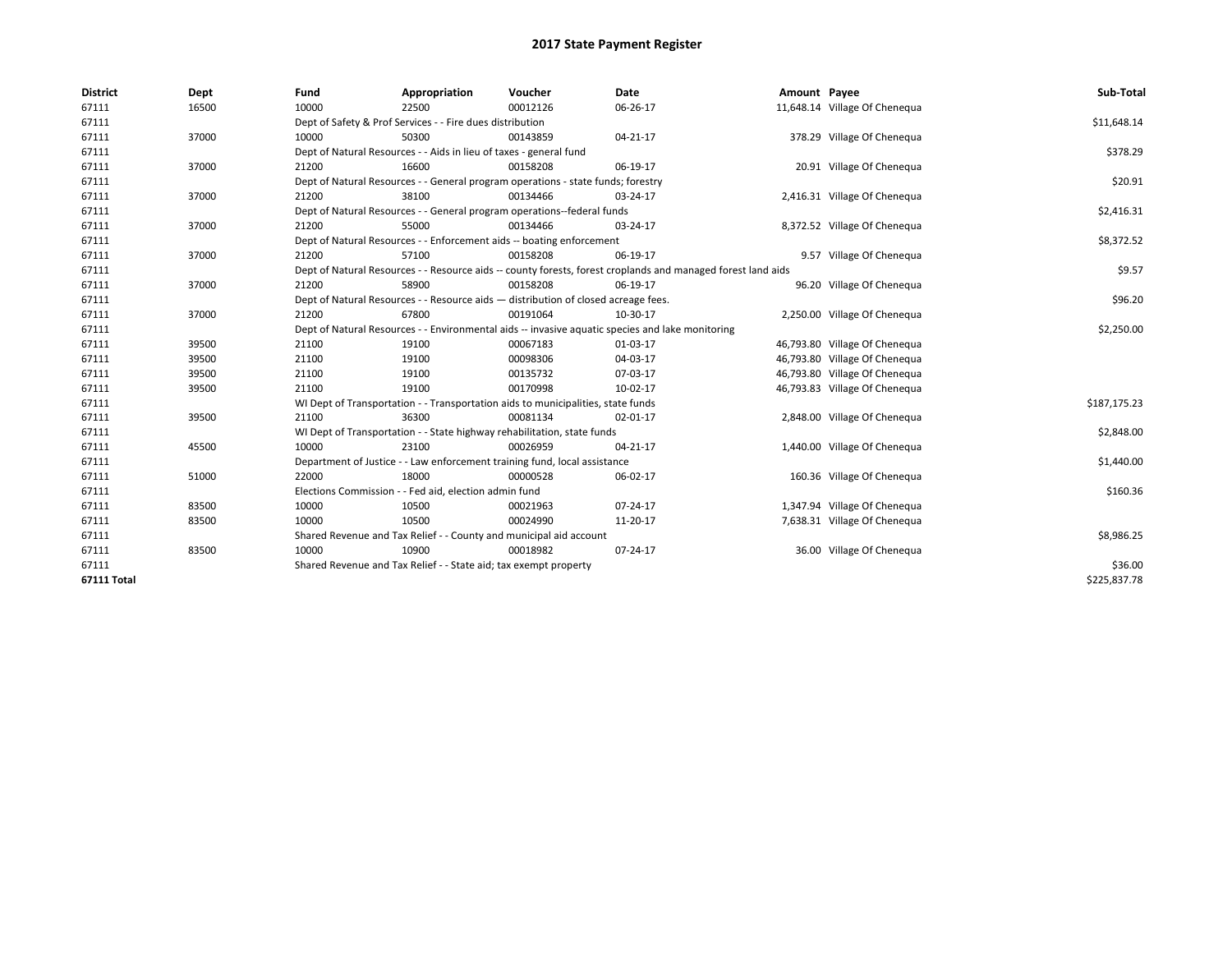# 2017 State Payment Register

| District | Dept | Fund | Appropriation | Voucher | Date | Amount | Payee | Sub-Total |
|---|---|---|---|---|---|---|---|---|
| 67111 | 16500 | 10000 | 22500 | 00012126 | 06-26-17 | 11,648.14 | Village Of Chenequa | |
| 67111 | | Dept of Safety & Prof Services - - Fire dues distribution | | | | | | $11,648.14 |
| 67111 | 37000 | 10000 | 50300 | 00143859 | 04-21-17 | 378.29 | Village Of Chenequa | |
| 67111 | | Dept of Natural Resources - - Aids in lieu of taxes - general fund | | | | | | $378.29 |
| 67111 | 37000 | 21200 | 16600 | 00158208 | 06-19-17 | 20.91 | Village Of Chenequa | |
| 67111 | | Dept of Natural Resources - - General program operations - state funds; forestry | | | | | | $20.91 |
| 67111 | 37000 | 21200 | 38100 | 00134466 | 03-24-17 | 2,416.31 | Village Of Chenequa | |
| 67111 | | Dept of Natural Resources - - General program operations--federal funds | | | | | | $2,416.31 |
| 67111 | 37000 | 21200 | 55000 | 00134466 | 03-24-17 | 8,372.52 | Village Of Chenequa | |
| 67111 | | Dept of Natural Resources - - Enforcement aids -- boating enforcement | | | | | | $8,372.52 |
| 67111 | 37000 | 21200 | 57100 | 00158208 | 06-19-17 | 9.57 | Village Of Chenequa | |
| 67111 | | Dept of Natural Resources - - Resource aids -- county forests, forest croplands and managed forest land aids | | | | | | $9.57 |
| 67111 | 37000 | 21200 | 58900 | 00158208 | 06-19-17 | 96.20 | Village Of Chenequa | |
| 67111 | | Dept of Natural Resources - - Resource aids — distribution of closed acreage fees. | | | | | | $96.20 |
| 67111 | 37000 | 21200 | 67800 | 00191064 | 10-30-17 | 2,250.00 | Village Of Chenequa | |
| 67111 | | Dept of Natural Resources - - Environmental aids -- invasive aquatic species and lake monitoring | | | | | | $2,250.00 |
| 67111 | 39500 | 21100 | 19100 | 00067183 | 01-03-17 | 46,793.80 | Village Of Chenequa | |
| 67111 | 39500 | 21100 | 19100 | 00098306 | 04-03-17 | 46,793.80 | Village Of Chenequa | |
| 67111 | 39500 | 21100 | 19100 | 00135732 | 07-03-17 | 46,793.80 | Village Of Chenequa | |
| 67111 | 39500 | 21100 | 19100 | 00170998 | 10-02-17 | 46,793.83 | Village Of Chenequa | |
| 67111 | | WI Dept of Transportation - - Transportation aids to municipalities, state funds | | | | | | $187,175.23 |
| 67111 | 39500 | 21100 | 36300 | 00081134 | 02-01-17 | 2,848.00 | Village Of Chenequa | |
| 67111 | | WI Dept of Transportation - - State highway rehabilitation, state funds | | | | | | $2,848.00 |
| 67111 | 45500 | 10000 | 23100 | 00026959 | 04-21-17 | 1,440.00 | Village Of Chenequa | |
| 67111 | | Department of Justice - - Law enforcement training fund, local assistance | | | | | | $1,440.00 |
| 67111 | 51000 | 22000 | 18000 | 00000528 | 06-02-17 | 160.36 | Village Of Chenequa | |
| 67111 | | Elections Commission - - Fed aid, election admin fund | | | | | | $160.36 |
| 67111 | 83500 | 10000 | 10500 | 00021963 | 07-24-17 | 1,347.94 | Village Of Chenequa | |
| 67111 | 83500 | 10000 | 10500 | 00024990 | 11-20-17 | 7,638.31 | Village Of Chenequa | |
| 67111 | | Shared Revenue and Tax Relief - - County and municipal aid account | | | | | | $8,986.25 |
| 67111 | 83500 | 10000 | 10900 | 00018982 | 07-24-17 | 36.00 | Village Of Chenequa | |
| 67111 | | Shared Revenue and Tax Relief - - State aid; tax exempt property | | | | | | $36.00 |
| **67111 Total** | | | | | | | | $225,837.78 |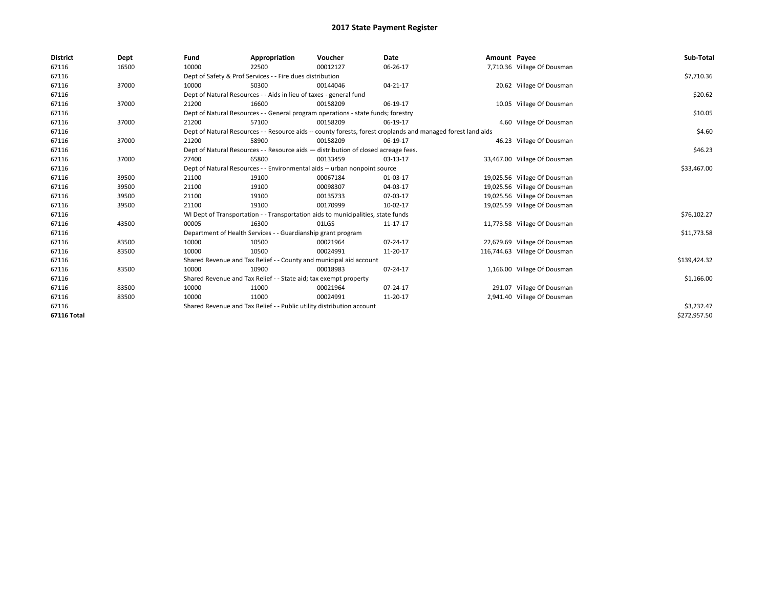# 2017 State Payment Register

| District | Dept | Fund | Appropriation | Voucher | Date | Amount | Payee | Sub-Total |
|---|---|---|---|---|---|---|---|---|
| 67116 | 16500 | 10000 | 22500 | 00012127 | 06-26-17 | 7,710.36 | Village Of Dousman | |
| 67116 | | Dept of Safety & Prof Services - - Fire dues distribution | | | | | | $7,710.36 |
| 67116 | 37000 | 10000 | 50300 | 00144046 | 04-21-17 | 20.62 | Village Of Dousman | |
| 67116 | | Dept of Natural Resources - - Aids in lieu of taxes - general fund | | | | | | $20.62 |
| 67116 | 37000 | 21200 | 16600 | 00158209 | 06-19-17 | 10.05 | Village Of Dousman | |
| 67116 | | Dept of Natural Resources - - General program operations - state funds; forestry | | | | | | $10.05 |
| 67116 | 37000 | 21200 | 57100 | 00158209 | 06-19-17 | 4.60 | Village Of Dousman | |
| 67116 | | Dept of Natural Resources - - Resource aids -- county forests, forest croplands and managed forest land aids | | | | | | $4.60 |
| 67116 | 37000 | 21200 | 58900 | 00158209 | 06-19-17 | 46.23 | Village Of Dousman | |
| 67116 | | Dept of Natural Resources - - Resource aids — distribution of closed acreage fees. | | | | | | $46.23 |
| 67116 | 37000 | 27400 | 65800 | 00133459 | 03-13-17 | 33,467.00 | Village Of Dousman | |
| 67116 | | Dept of Natural Resources - - Environmental aids -- urban nonpoint source | | | | | | $33,467.00 |
| 67116 | 39500 | 21100 | 19100 | 00067184 | 01-03-17 | 19,025.56 | Village Of Dousman | |
| 67116 | 39500 | 21100 | 19100 | 00098307 | 04-03-17 | 19,025.56 | Village Of Dousman | |
| 67116 | 39500 | 21100 | 19100 | 00135733 | 07-03-17 | 19,025.56 | Village Of Dousman | |
| 67116 | 39500 | 21100 | 19100 | 00170999 | 10-02-17 | 19,025.59 | Village Of Dousman | |
| 67116 | | WI Dept of Transportation - - Transportation aids to municipalities, state funds | | | | | | $76,102.27 |
| 67116 | 43500 | 00005 | 16300 | 01LGS | 11-17-17 | 11,773.58 | Village Of Dousman | |
| 67116 | | Department of Health Services - - Guardianship grant program | | | | | | $11,773.58 |
| 67116 | 83500 | 10000 | 10500 | 00021964 | 07-24-17 | 22,679.69 | Village Of Dousman | |
| 67116 | 83500 | 10000 | 10500 | 00024991 | 11-20-17 | 116,744.63 | Village Of Dousman | |
| 67116 | | Shared Revenue and Tax Relief - - County and municipal aid account | | | | | | $139,424.32 |
| 67116 | 83500 | 10000 | 10900 | 00018983 | 07-24-17 | 1,166.00 | Village Of Dousman | |
| 67116 | | Shared Revenue and Tax Relief - - State aid; tax exempt property | | | | | | $1,166.00 |
| 67116 | 83500 | 10000 | 11000 | 00021964 | 07-24-17 | 291.07 | Village Of Dousman | |
| 67116 | 83500 | 10000 | 11000 | 00024991 | 11-20-17 | 2,941.40 | Village Of Dousman | |
| 67116 | | Shared Revenue and Tax Relief - - Public utility distribution account | | | | | | $3,232.47 |
| **67116 Total** | | | | | | | | $272,957.50 |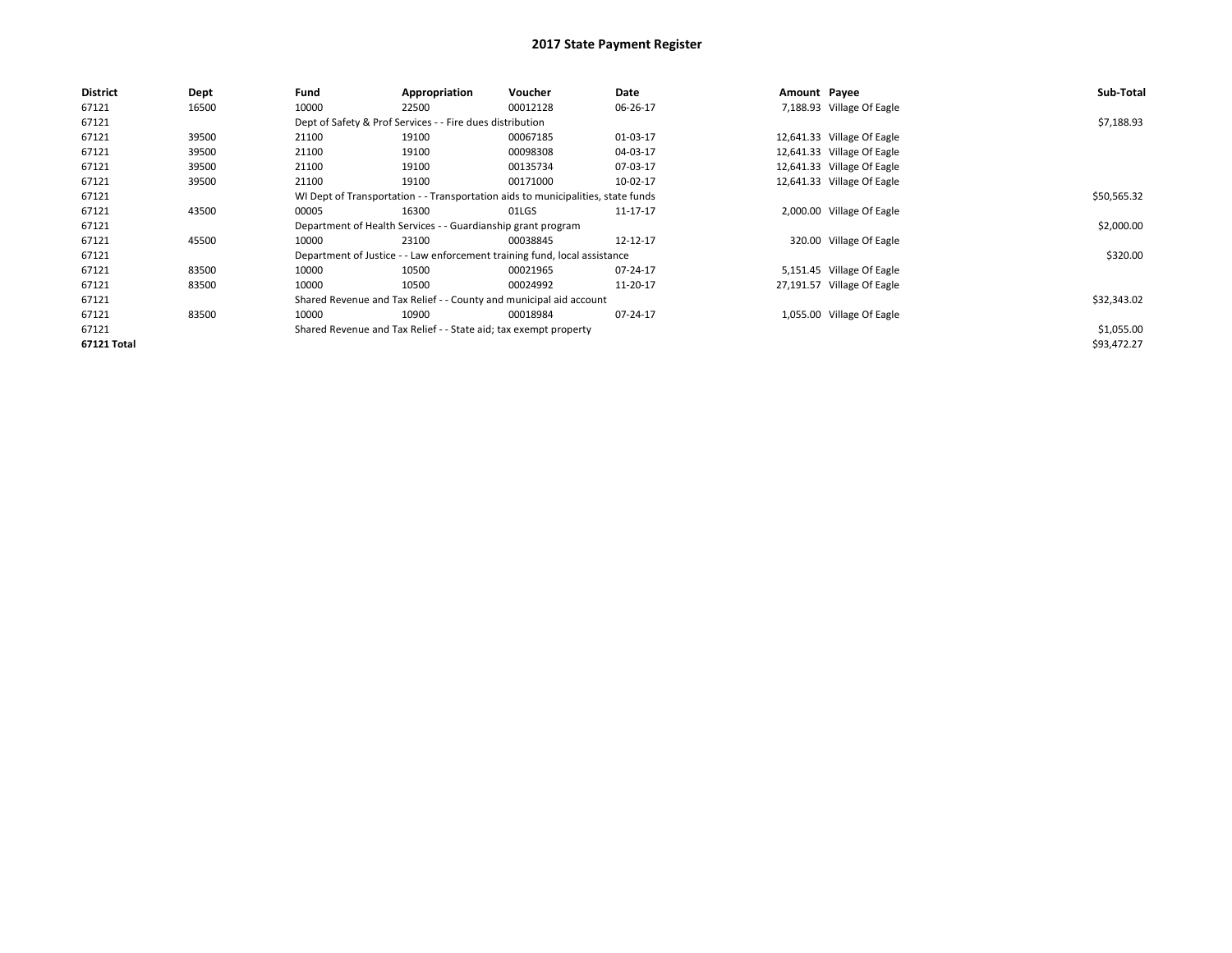# 2017 State Payment Register

| District | Dept | Fund | Appropriation | Voucher | Date | Amount | Payee | Sub-Total |
|---|---|---|---|---|---|---|---|---|
| 67121 | 16500 | 10000 | 22500 | 00012128 | 06-26-17 | 7,188.93 | Village Of Eagle | |
| 67121 | | Dept of Safety & Prof Services - - Fire dues distribution | | | | | | $7,188.93 |
| 67121 | 39500 | 21100 | 19100 | 00067185 | 01-03-17 | 12,641.33 | Village Of Eagle | |
| 67121 | 39500 | 21100 | 19100 | 00098308 | 04-03-17 | 12,641.33 | Village Of Eagle | |
| 67121 | 39500 | 21100 | 19100 | 00135734 | 07-03-17 | 12,641.33 | Village Of Eagle | |
| 67121 | 39500 | 21100 | 19100 | 00171000 | 10-02-17 | 12,641.33 | Village Of Eagle | |
| 67121 | | WI Dept of Transportation - - Transportation aids to municipalities, state funds | | | | | | $50,565.32 |
| 67121 | 43500 | 00005 | 16300 | 01LGS | 11-17-17 | 2,000.00 | Village Of Eagle | |
| 67121 | | Department of Health Services - - Guardianship grant program | | | | | | $2,000.00 |
| 67121 | 45500 | 10000 | 23100 | 00038845 | 12-12-17 | 320.00 | Village Of Eagle | |
| 67121 | | Department of Justice - - Law enforcement training fund, local assistance | | | | | | $320.00 |
| 67121 | 83500 | 10000 | 10500 | 00021965 | 07-24-17 | 5,151.45 | Village Of Eagle | |
| 67121 | 83500 | 10000 | 10500 | 00024992 | 11-20-17 | 27,191.57 | Village Of Eagle | |
| 67121 | | Shared Revenue and Tax Relief - - County and municipal aid account | | | | | | $32,343.02 |
| 67121 | 83500 | 10000 | 10900 | 00018984 | 07-24-17 | 1,055.00 | Village Of Eagle | |
| 67121 | | Shared Revenue and Tax Relief - - State aid; tax exempt property | | | | | | $1,055.00 |
| **67121 Total** | | | | | | | | $93,472.27 |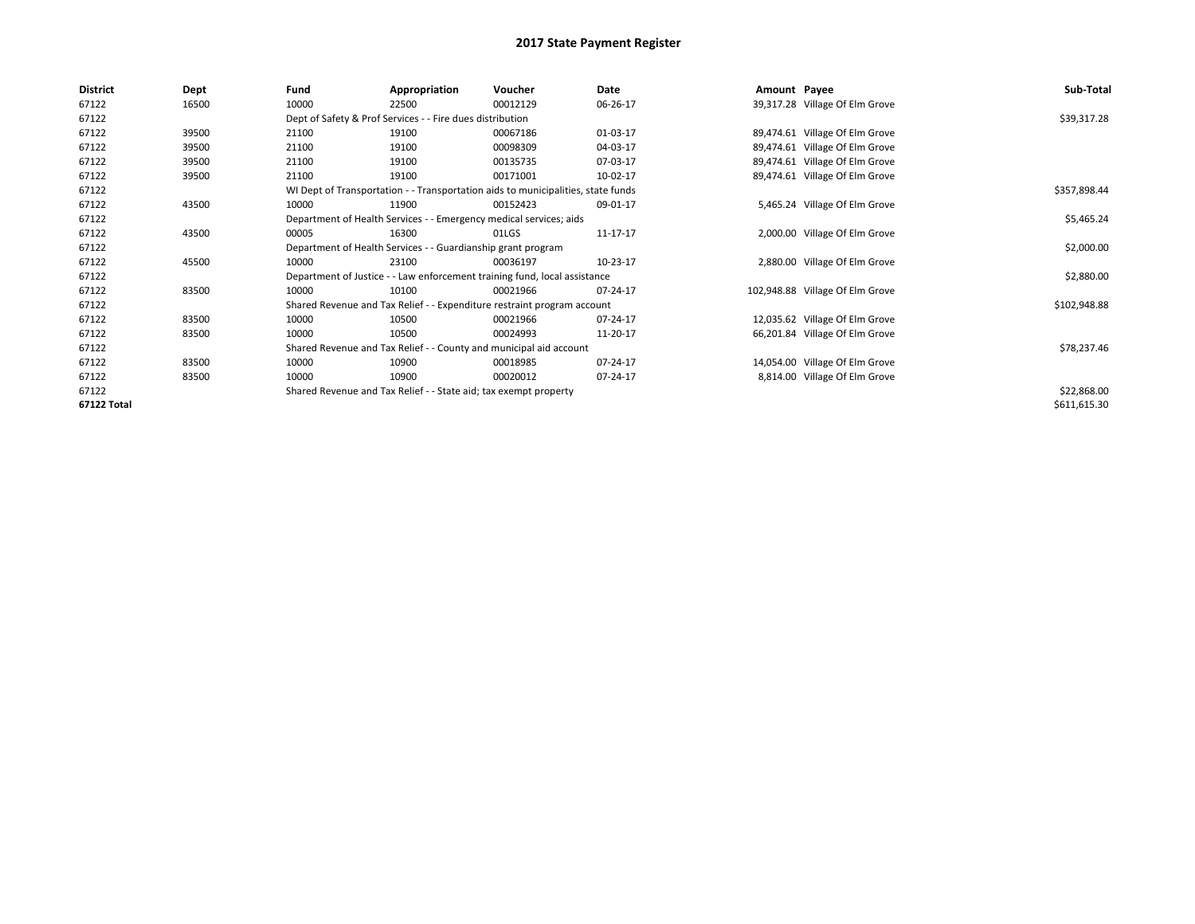# 2017 State Payment Register

| District | Dept | Fund | Appropriation | Voucher | Date | Amount | Payee | Sub-Total |
|---|---|---|---|---|---|---|---|---|
| 67122 | 16500 | 10000 | 22500 | 00012129 | 06-26-17 | 39,317.28 | Village Of Elm Grove | |
| 67122 | | Dept of Safety & Prof Services - - Fire dues distribution | | | | | | $39,317.28 |
| 67122 | 39500 | 21100 | 19100 | 00067186 | 01-03-17 | 89,474.61 | Village Of Elm Grove | |
| 67122 | 39500 | 21100 | 19100 | 00098309 | 04-03-17 | 89,474.61 | Village Of Elm Grove | |
| 67122 | 39500 | 21100 | 19100 | 00135735 | 07-03-17 | 89,474.61 | Village Of Elm Grove | |
| 67122 | 39500 | 21100 | 19100 | 00171001 | 10-02-17 | 89,474.61 | Village Of Elm Grove | |
| 67122 | | WI Dept of Transportation - - Transportation aids to municipalities, state funds | | | | | | $357,898.44 |
| 67122 | 43500 | 10000 | 11900 | 00152423 | 09-01-17 | 5,465.24 | Village Of Elm Grove | |
| 67122 | | Department of Health Services - - Emergency medical services; aids | | | | | | $5,465.24 |
| 67122 | 43500 | 00005 | 16300 | 01LGS | 11-17-17 | 2,000.00 | Village Of Elm Grove | |
| 67122 | | Department of Health Services - - Guardianship grant program | | | | | | $2,000.00 |
| 67122 | 45500 | 10000 | 23100 | 00036197 | 10-23-17 | 2,880.00 | Village Of Elm Grove | |
| 67122 | | Department of Justice - - Law enforcement training fund, local assistance | | | | | | $2,880.00 |
| 67122 | 83500 | 10000 | 10100 | 00021966 | 07-24-17 | 102,948.88 | Village Of Elm Grove | |
| 67122 | | Shared Revenue and Tax Relief - - Expenditure restraint program account | | | | | | $102,948.88 |
| 67122 | 83500 | 10000 | 10500 | 00021966 | 07-24-17 | 12,035.62 | Village Of Elm Grove | |
| 67122 | 83500 | 10000 | 10500 | 00024993 | 11-20-17 | 66,201.84 | Village Of Elm Grove | |
| 67122 | | Shared Revenue and Tax Relief - - County and municipal aid account | | | | | | $78,237.46 |
| 67122 | 83500 | 10000 | 10900 | 00018985 | 07-24-17 | 14,054.00 | Village Of Elm Grove | |
| 67122 | 83500 | 10000 | 10900 | 00020012 | 07-24-17 | 8,814.00 | Village Of Elm Grove | |
| 67122 | | Shared Revenue and Tax Relief - - State aid; tax exempt property | | | | | | $22,868.00 |
| 67122 Total | | | | | | | | $611,615.30 |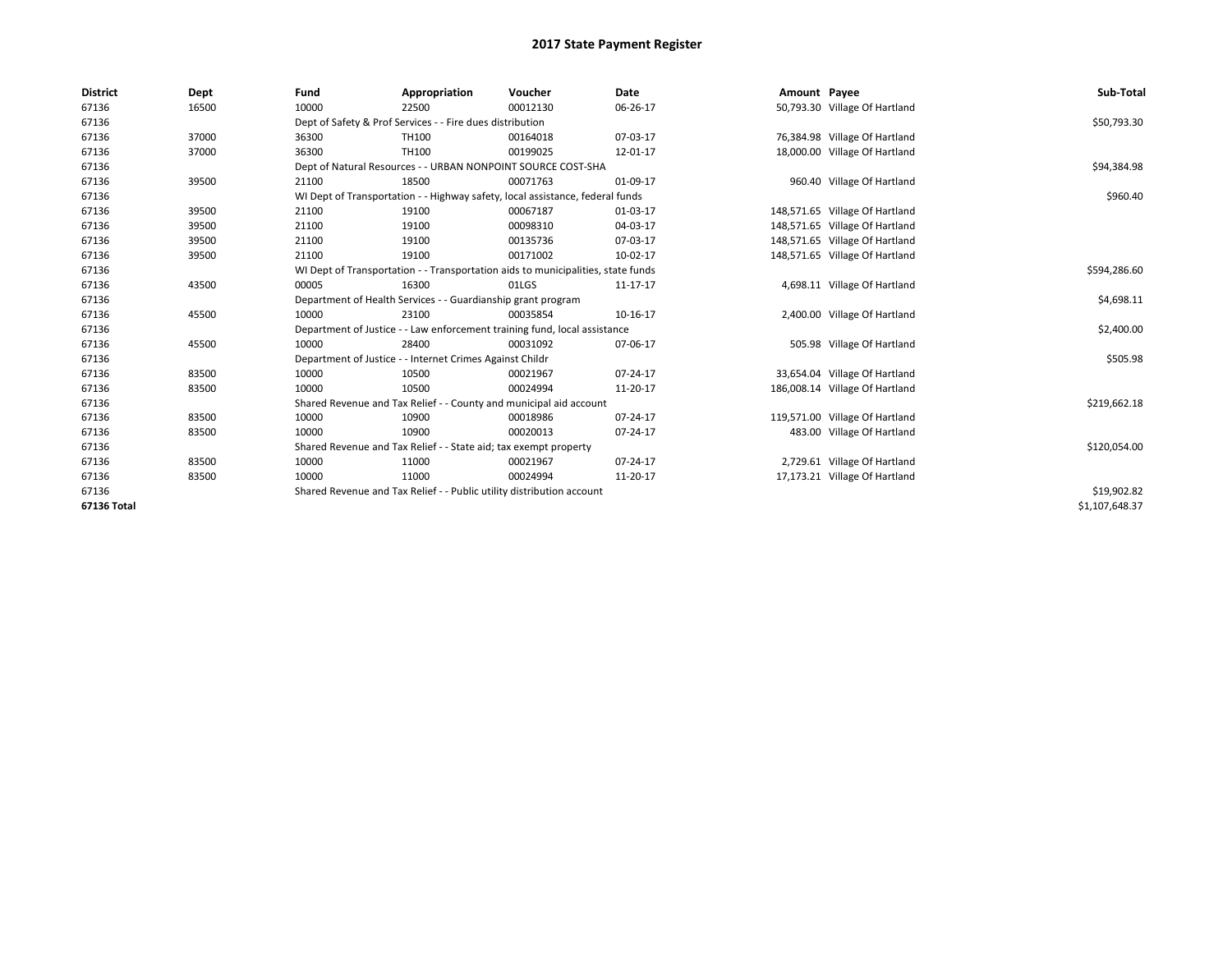# 2017 State Payment Register

| District | Dept | Fund | Appropriation | Voucher | Date | Amount | Payee | Sub-Total |
|---|---|---|---|---|---|---|---|---|
| 67136 | 16500 | 10000 | 22500 | 00012130 | 06-26-17 | 50,793.30 | Village Of Hartland | |
| 67136 | | Dept of Safety & Prof Services - - Fire dues distribution | | | | | | $50,793.30 |
| 67136 | 37000 | 36300 | TH100 | 00164018 | 07-03-17 | 76,384.98 | Village Of Hartland | |
| 67136 | 37000 | 36300 | TH100 | 00199025 | 12-01-17 | 18,000.00 | Village Of Hartland | |
| 67136 | | Dept of Natural Resources - - URBAN NONPOINT SOURCE COST-SHA | | | | | | $94,384.98 |
| 67136 | 39500 | 21100 | 18500 | 00071763 | 01-09-17 | 960.40 | Village Of Hartland | |
| 67136 | | WI Dept of Transportation - - Highway safety, local assistance, federal funds | | | | | | $960.40 |
| 67136 | 39500 | 21100 | 19100 | 00067187 | 01-03-17 | 148,571.65 | Village Of Hartland | |
| 67136 | 39500 | 21100 | 19100 | 00098310 | 04-03-17 | 148,571.65 | Village Of Hartland | |
| 67136 | 39500 | 21100 | 19100 | 00135736 | 07-03-17 | 148,571.65 | Village Of Hartland | |
| 67136 | 39500 | 21100 | 19100 | 00171002 | 10-02-17 | 148,571.65 | Village Of Hartland | |
| 67136 | | WI Dept of Transportation - - Transportation aids to municipalities, state funds | | | | | | $594,286.60 |
| 67136 | 43500 | 00005 | 16300 | 01LGS | 11-17-17 | 4,698.11 | Village Of Hartland | |
| 67136 | | Department of Health Services - - Guardianship grant program | | | | | | $4,698.11 |
| 67136 | 45500 | 10000 | 23100 | 00035854 | 10-16-17 | 2,400.00 | Village Of Hartland | |
| 67136 | | Department of Justice - - Law enforcement training fund, local assistance | | | | | | $2,400.00 |
| 67136 | 45500 | 10000 | 28400 | 00031092 | 07-06-17 | 505.98 | Village Of Hartland | |
| 67136 | | Department of Justice - - Internet Crimes Against Childr | | | | | | $505.98 |
| 67136 | 83500 | 10000 | 10500 | 00021967 | 07-24-17 | 33,654.04 | Village Of Hartland | |
| 67136 | 83500 | 10000 | 10500 | 00024994 | 11-20-17 | 186,008.14 | Village Of Hartland | |
| 67136 | | Shared Revenue and Tax Relief - - County and municipal aid account | | | | | | $219,662.18 |
| 67136 | 83500 | 10000 | 10900 | 00018986 | 07-24-17 | 119,571.00 | Village Of Hartland | |
| 67136 | 83500 | 10000 | 10900 | 00020013 | 07-24-17 | 483.00 | Village Of Hartland | |
| 67136 | | Shared Revenue and Tax Relief - - State aid; tax exempt property | | | | | | $120,054.00 |
| 67136 | 83500 | 10000 | 11000 | 00021967 | 07-24-17 | 2,729.61 | Village Of Hartland | |
| 67136 | 83500 | 10000 | 11000 | 00024994 | 11-20-17 | 17,173.21 | Village Of Hartland | |
| 67136 | | Shared Revenue and Tax Relief - - Public utility distribution account | | | | | | $19,902.82 |
| 67136 Total | | | | | | | | $1,107,648.37 |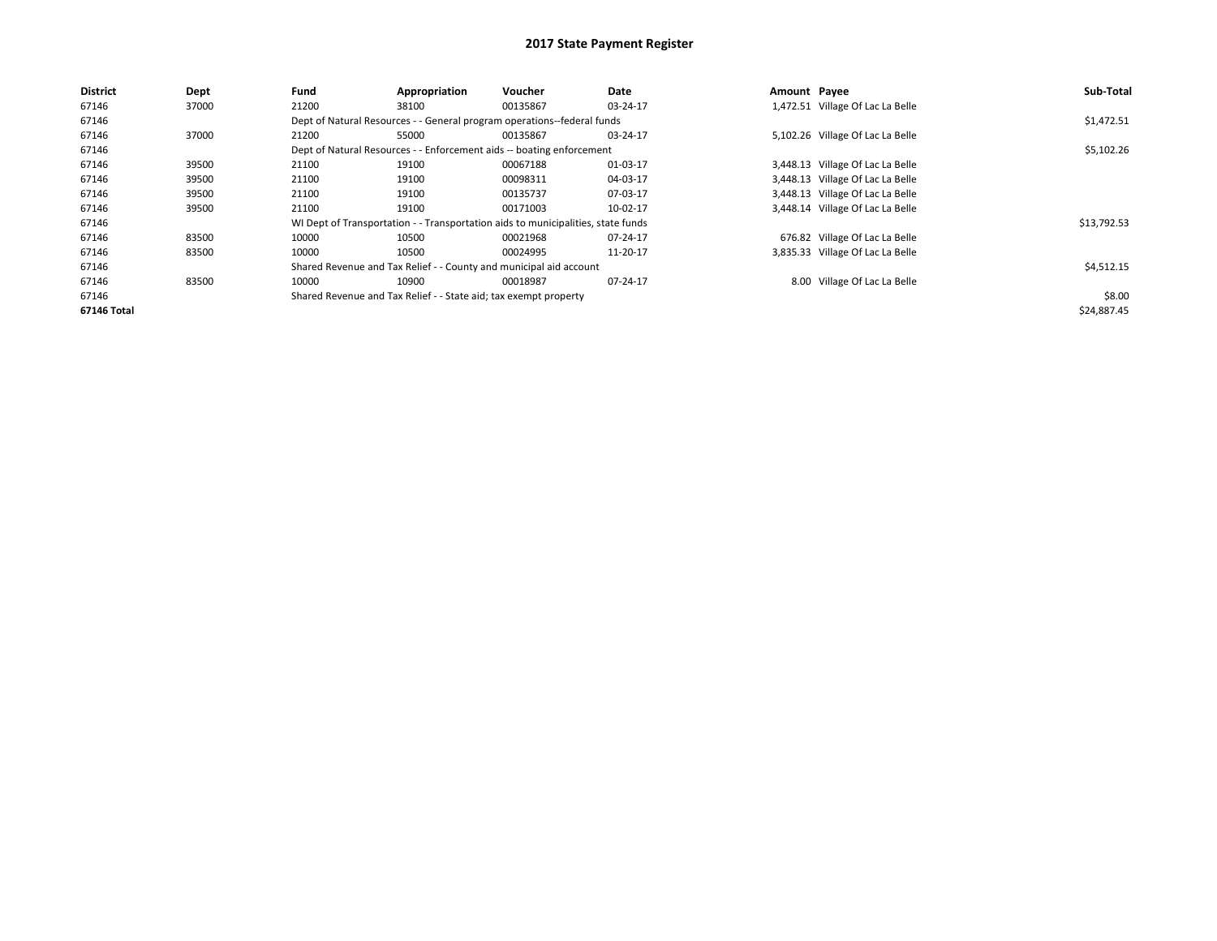# 2017 State Payment Register

| District | Dept | Fund | Appropriation | Voucher | Date | Amount | Payee | Sub-Total |
|---|---|---|---|---|---|---|---|---|
| 67146 | 37000 | 21200 | 38100 | 00135867 | 03-24-17 | 1,472.51 | Village Of Lac La Belle | |
| 67146 | | Dept of Natural Resources - - General program operations--federal funds | | | | | | $1,472.51 |
| 67146 | 37000 | 21200 | 55000 | 00135867 | 03-24-17 | 5,102.26 | Village Of Lac La Belle | |
| 67146 | | Dept of Natural Resources - - Enforcement aids -- boating enforcement | | | | | | $5,102.26 |
| 67146 | 39500 | 21100 | 19100 | 00067188 | 01-03-17 | 3,448.13 | Village Of Lac La Belle | |
| 67146 | 39500 | 21100 | 19100 | 00098311 | 04-03-17 | 3,448.13 | Village Of Lac La Belle | |
| 67146 | 39500 | 21100 | 19100 | 00135737 | 07-03-17 | 3,448.13 | Village Of Lac La Belle | |
| 67146 | 39500 | 21100 | 19100 | 00171003 | 10-02-17 | 3,448.14 | Village Of Lac La Belle | |
| 67146 | | WI Dept of Transportation - - Transportation aids to municipalities, state funds | | | | | | $13,792.53 |
| 67146 | 83500 | 10000 | 10500 | 00021968 | 07-24-17 | 676.82 | Village Of Lac La Belle | |
| 67146 | 83500 | 10000 | 10500 | 00024995 | 11-20-17 | 3,835.33 | Village Of Lac La Belle | |
| 67146 | | Shared Revenue and Tax Relief - - County and municipal aid account | | | | | | $4,512.15 |
| 67146 | 83500 | 10000 | 10900 | 00018987 | 07-24-17 | 8.00 | Village Of Lac La Belle | |
| 67146 | | Shared Revenue and Tax Relief - - State aid; tax exempt property | | | | | | $8.00 |
| **67146 Total** | | | | | | | | $24,887.45 |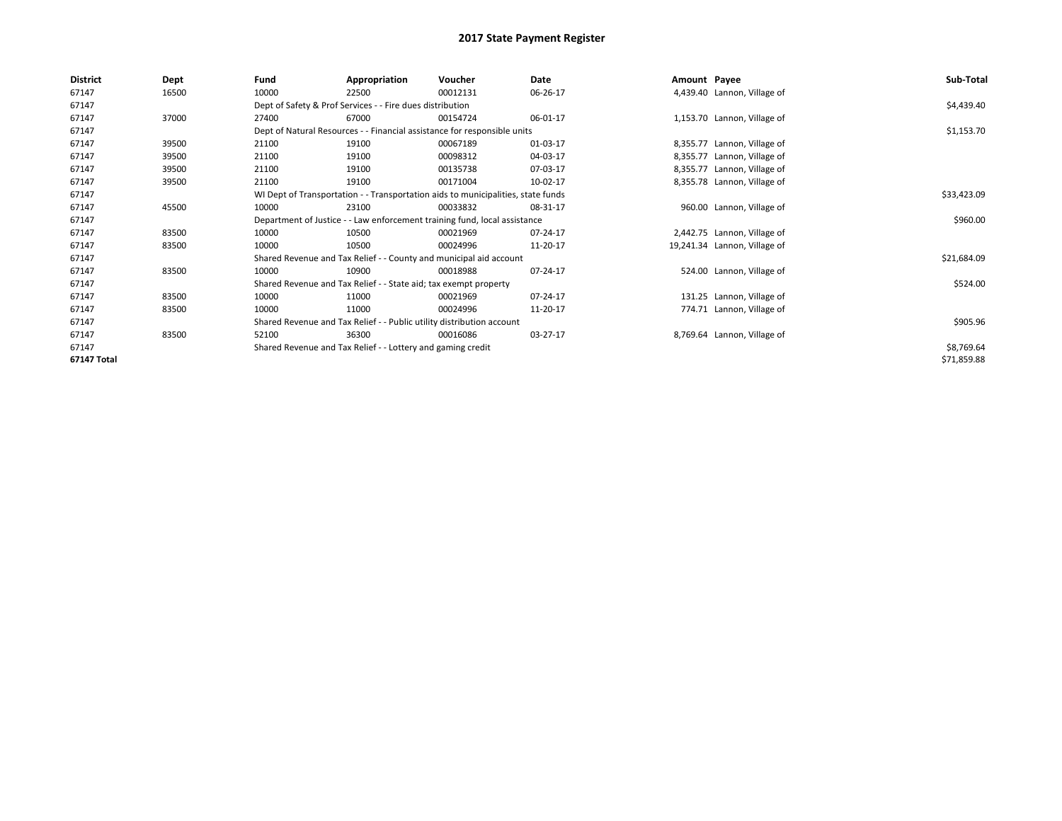# 2017 State Payment Register

| District | Dept | Fund | Appropriation | Voucher | Date | Amount | Payee | Sub-Total |
|---|---|---|---|---|---|---|---|---|
| 67147 | 16500 | 10000 | 22500 | 00012131 | 06-26-17 | 4,439.40 | Lannon, Village of | |
| 67147 | | Dept of Safety & Prof Services - - Fire dues distribution | | | | | | $4,439.40 |
| 67147 | 37000 | 27400 | 67000 | 00154724 | 06-01-17 | 1,153.70 | Lannon, Village of | |
| 67147 | | Dept of Natural Resources - - Financial assistance for responsible units | | | | | | $1,153.70 |
| 67147 | 39500 | 21100 | 19100 | 00067189 | 01-03-17 | 8,355.77 | Lannon, Village of | |
| 67147 | 39500 | 21100 | 19100 | 00098312 | 04-03-17 | 8,355.77 | Lannon, Village of | |
| 67147 | 39500 | 21100 | 19100 | 00135738 | 07-03-17 | 8,355.77 | Lannon, Village of | |
| 67147 | 39500 | 21100 | 19100 | 00171004 | 10-02-17 | 8,355.78 | Lannon, Village of | |
| 67147 | | WI Dept of Transportation - - Transportation aids to municipalities, state funds | | | | | | $33,423.09 |
| 67147 | 45500 | 10000 | 23100 | 00033832 | 08-31-17 | 960.00 | Lannon, Village of | |
| 67147 | | Department of Justice - - Law enforcement training fund, local assistance | | | | | | $960.00 |
| 67147 | 83500 | 10000 | 10500 | 00021969 | 07-24-17 | 2,442.75 | Lannon, Village of | |
| 67147 | 83500 | 10000 | 10500 | 00024996 | 11-20-17 | 19,241.34 | Lannon, Village of | |
| 67147 | | Shared Revenue and Tax Relief - - County and municipal aid account | | | | | | $21,684.09 |
| 67147 | 83500 | 10000 | 10900 | 00018988 | 07-24-17 | 524.00 | Lannon, Village of | |
| 67147 | | Shared Revenue and Tax Relief - - State aid; tax exempt property | | | | | | $524.00 |
| 67147 | 83500 | 10000 | 11000 | 00021969 | 07-24-17 | 131.25 | Lannon, Village of | |
| 67147 | 83500 | 10000 | 11000 | 00024996 | 11-20-17 | 774.71 | Lannon, Village of | |
| 67147 | | Shared Revenue and Tax Relief - - Public utility distribution account | | | | | | $905.96 |
| 67147 | 83500 | 52100 | 36300 | 00016086 | 03-27-17 | 8,769.64 | Lannon, Village of | |
| 67147 | | Shared Revenue and Tax Relief - - Lottery and gaming credit | | | | | | $8,769.64 |
| **67147 Total** | | | | | | | | $71,859.88 |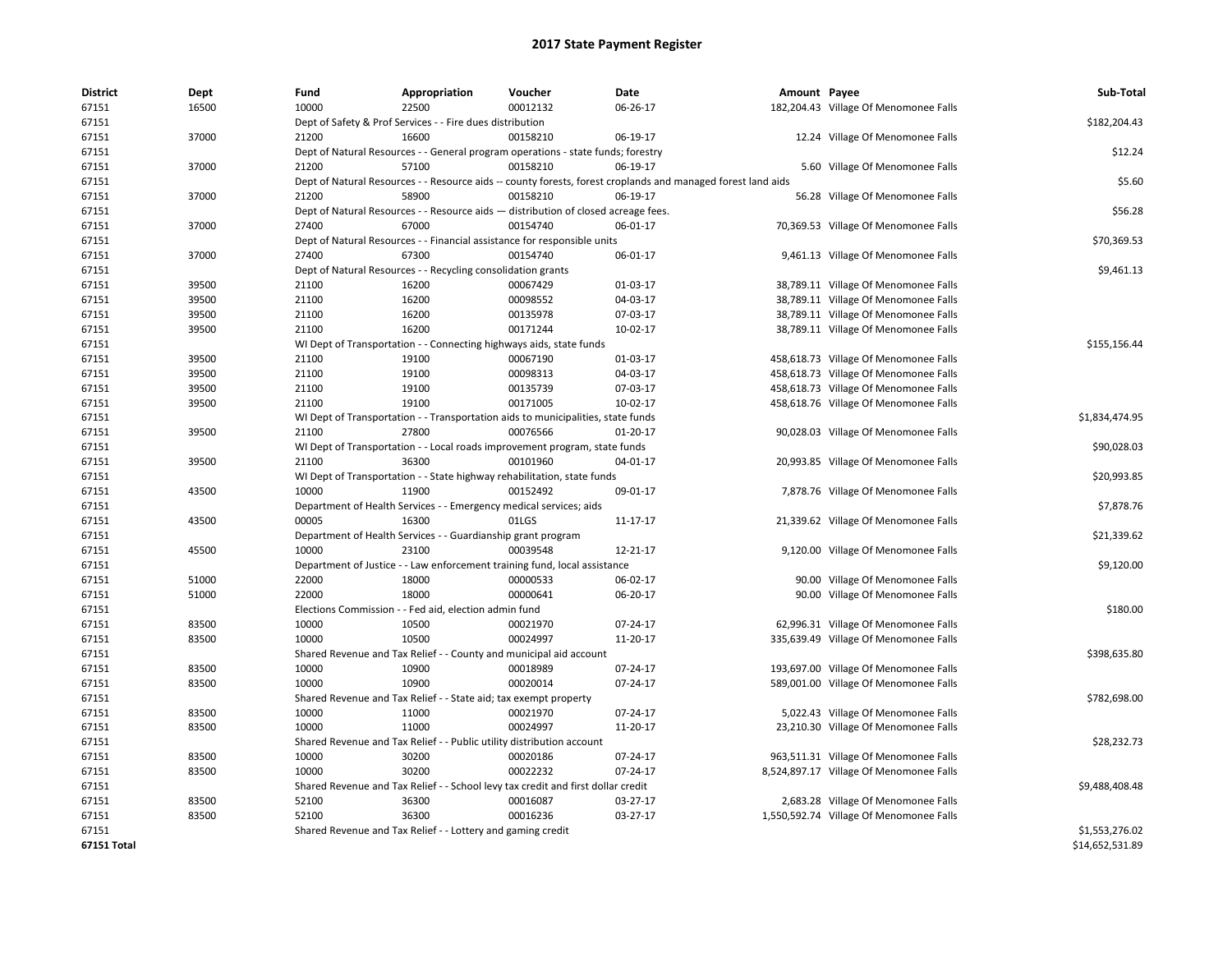# 2017 State Payment Register

| District | Dept | Fund | Appropriation | Voucher | Date | Amount | Payee | Sub-Total |
|---|---|---|---|---|---|---|---|---|
| 67151 | 16500 | 10000 | 22500 | 00012132 | 06-26-17 | 182,204.43 | Village Of Menomonee Falls | |
| 67151 | | Dept of Safety & Prof Services - - Fire dues distribution | | | | | | $182,204.43 |
| 67151 | 37000 | 21200 | 16600 | 00158210 | 06-19-17 | 12.24 | Village Of Menomonee Falls | |
| 67151 | | Dept of Natural Resources - - General program operations - state funds; forestry | | | | | | $12.24 |
| 67151 | 37000 | 21200 | 57100 | 00158210 | 06-19-17 | 5.60 | Village Of Menomonee Falls | |
| 67151 | | Dept of Natural Resources - - Resource aids -- county forests, forest croplands and managed forest land aids | | | | | | $5.60 |
| 67151 | 37000 | 21200 | 58900 | 00158210 | 06-19-17 | 56.28 | Village Of Menomonee Falls | |
| 67151 | | Dept of Natural Resources - - Resource aids — distribution of closed acreage fees. | | | | | | $56.28 |
| 67151 | 37000 | 27400 | 67000 | 00154740 | 06-01-17 | 70,369.53 | Village Of Menomonee Falls | |
| 67151 | | Dept of Natural Resources - - Financial assistance for responsible units | | | | | | $70,369.53 |
| 67151 | 37000 | 27400 | 67300 | 00154740 | 06-01-17 | 9,461.13 | Village Of Menomonee Falls | |
| 67151 | | Dept of Natural Resources - - Recycling consolidation grants | | | | | | $9,461.13 |
| 67151 | 39500 | 21100 | 16200 | 00067429 | 01-03-17 | 38,789.11 | Village Of Menomonee Falls | |
| 67151 | 39500 | 21100 | 16200 | 00098552 | 04-03-17 | 38,789.11 | Village Of Menomonee Falls | |
| 67151 | 39500 | 21100 | 16200 | 00135978 | 07-03-17 | 38,789.11 | Village Of Menomonee Falls | |
| 67151 | 39500 | 21100 | 16200 | 00171244 | 10-02-17 | 38,789.11 | Village Of Menomonee Falls | |
| 67151 | | WI Dept of Transportation - - Connecting highways aids, state funds | | | | | | $155,156.44 |
| 67151 | 39500 | 21100 | 19100 | 00067190 | 01-03-17 | 458,618.73 | Village Of Menomonee Falls | |
| 67151 | 39500 | 21100 | 19100 | 00098313 | 04-03-17 | 458,618.73 | Village Of Menomonee Falls | |
| 67151 | 39500 | 21100 | 19100 | 00135739 | 07-03-17 | 458,618.73 | Village Of Menomonee Falls | |
| 67151 | 39500 | 21100 | 19100 | 00171005 | 10-02-17 | 458,618.76 | Village Of Menomonee Falls | |
| 67151 | | WI Dept of Transportation - - Transportation aids to municipalities, state funds | | | | | | $1,834,474.95 |
| 67151 | 39500 | 21100 | 27800 | 00076566 | 01-20-17 | 90,028.03 | Village Of Menomonee Falls | |
| 67151 | | WI Dept of Transportation - - Local roads improvement program, state funds | | | | | | $90,028.03 |
| 67151 | 39500 | 21100 | 36300 | 00101960 | 04-01-17 | 20,993.85 | Village Of Menomonee Falls | |
| 67151 | | WI Dept of Transportation - - State highway rehabilitation, state funds | | | | | | $20,993.85 |
| 67151 | 43500 | 10000 | 11900 | 00152492 | 09-01-17 | 7,878.76 | Village Of Menomonee Falls | |
| 67151 | | Department of Health Services - - Emergency medical services; aids | | | | | | $7,878.76 |
| 67151 | 43500 | 00005 | 16300 | 01LGS | 11-17-17 | 21,339.62 | Village Of Menomonee Falls | |
| 67151 | | Department of Health Services - - Guardianship grant program | | | | | | $21,339.62 |
| 67151 | 45500 | 10000 | 23100 | 00039548 | 12-21-17 | 9,120.00 | Village Of Menomonee Falls | |
| 67151 | | Department of Justice - - Law enforcement training fund, local assistance | | | | | | $9,120.00 |
| 67151 | 51000 | 22000 | 18000 | 00000533 | 06-02-17 | 90.00 | Village Of Menomonee Falls | |
| 67151 | 51000 | 22000 | 18000 | 00000641 | 06-20-17 | 90.00 | Village Of Menomonee Falls | |
| 67151 | | Elections Commission - - Fed aid, election admin fund | | | | | | $180.00 |
| 67151 | 83500 | 10000 | 10500 | 00021970 | 07-24-17 | 62,996.31 | Village Of Menomonee Falls | |
| 67151 | 83500 | 10000 | 10500 | 00024997 | 11-20-17 | 335,639.49 | Village Of Menomonee Falls | |
| 67151 | | Shared Revenue and Tax Relief - - County and municipal aid account | | | | | | $398,635.80 |
| 67151 | 83500 | 10000 | 10900 | 00018989 | 07-24-17 | 193,697.00 | Village Of Menomonee Falls | |
| 67151 | 83500 | 10000 | 10900 | 00020014 | 07-24-17 | 589,001.00 | Village Of Menomonee Falls | |
| 67151 | | Shared Revenue and Tax Relief - - State aid; tax exempt property | | | | | | $782,698.00 |
| 67151 | 83500 | 10000 | 11000 | 00021970 | 07-24-17 | 5,022.43 | Village Of Menomonee Falls | |
| 67151 | 83500 | 10000 | 11000 | 00024997 | 11-20-17 | 23,210.30 | Village Of Menomonee Falls | |
| 67151 | | Shared Revenue and Tax Relief - - Public utility distribution account | | | | | | $28,232.73 |
| 67151 | 83500 | 10000 | 30200 | 00020186 | 07-24-17 | 963,511.31 | Village Of Menomonee Falls | |
| 67151 | 83500 | 10000 | 30200 | 00022232 | 07-24-17 | 8,524,897.17 | Village Of Menomonee Falls | |
| 67151 | | Shared Revenue and Tax Relief - - School levy tax credit and first dollar credit | | | | | | $9,488,408.48 |
| 67151 | 83500 | 52100 | 36300 | 00016087 | 03-27-17 | 2,683.28 | Village Of Menomonee Falls | |
| 67151 | 83500 | 52100 | 36300 | 00016236 | 03-27-17 | 1,550,592.74 | Village Of Menomonee Falls | |
| 67151 | | Shared Revenue and Tax Relief - - Lottery and gaming credit | | | | | | $1,553,276.02 |
| **67151 Total** | | | | | | | | $14,652,531.89 |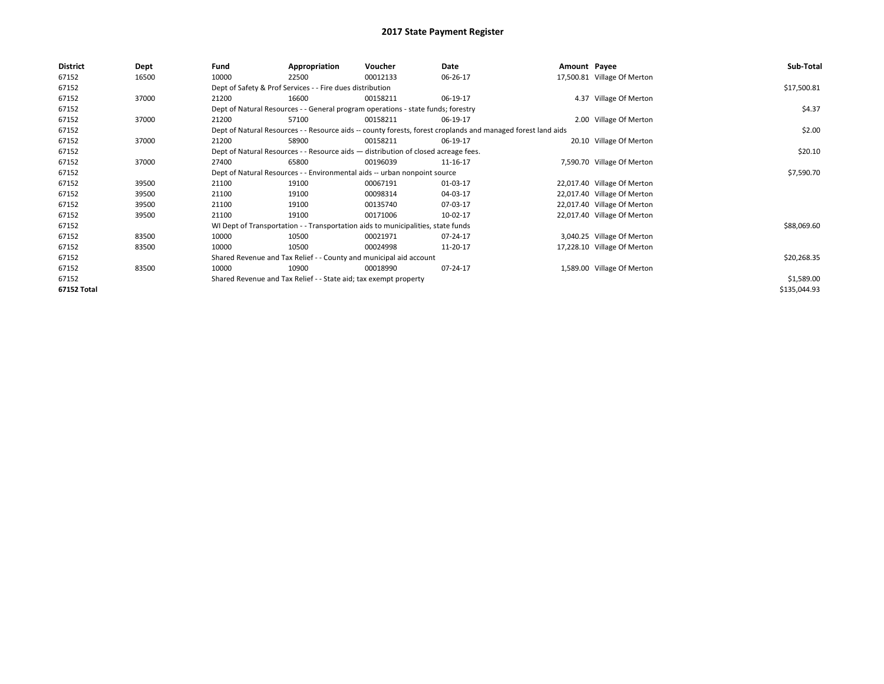# 2017 State Payment Register

| District | Dept | Fund | Appropriation | Voucher | Date | Amount | Payee | Sub-Total |
|---|---|---|---|---|---|---|---|---|
| 67152 | 16500 | 10000 | 22500 | 00012133 | 06-26-17 | 17,500.81 | Village Of Merton | |
| 67152 | | Dept of Safety & Prof Services - - Fire dues distribution | | | | | | $17,500.81 |
| 67152 | 37000 | 21200 | 16600 | 00158211 | 06-19-17 | 4.37 | Village Of Merton | |
| 67152 | | Dept of Natural Resources - - General program operations - state funds; forestry | | | | | | $4.37 |
| 67152 | 37000 | 21200 | 57100 | 00158211 | 06-19-17 | 2.00 | Village Of Merton | |
| 67152 | | Dept of Natural Resources - - Resource aids -- county forests, forest croplands and managed forest land aids | | | | | | $2.00 |
| 67152 | 37000 | 21200 | 58900 | 00158211 | 06-19-17 | 20.10 | Village Of Merton | |
| 67152 | | Dept of Natural Resources - - Resource aids — distribution of closed acreage fees. | | | | | | $20.10 |
| 67152 | 37000 | 27400 | 65800 | 00196039 | 11-16-17 | 7,590.70 | Village Of Merton | |
| 67152 | | Dept of Natural Resources - - Environmental aids -- urban nonpoint source | | | | | | $7,590.70 |
| 67152 | 39500 | 21100 | 19100 | 00067191 | 01-03-17 | 22,017.40 | Village Of Merton | |
| 67152 | 39500 | 21100 | 19100 | 00098314 | 04-03-17 | 22,017.40 | Village Of Merton | |
| 67152 | 39500 | 21100 | 19100 | 00135740 | 07-03-17 | 22,017.40 | Village Of Merton | |
| 67152 | 39500 | 21100 | 19100 | 00171006 | 10-02-17 | 22,017.40 | Village Of Merton | |
| 67152 | | WI Dept of Transportation - - Transportation aids to municipalities, state funds | | | | | | $88,069.60 |
| 67152 | 83500 | 10000 | 10500 | 00021971 | 07-24-17 | 3,040.25 | Village Of Merton | |
| 67152 | 83500 | 10000 | 10500 | 00024998 | 11-20-17 | 17,228.10 | Village Of Merton | |
| 67152 | | Shared Revenue and Tax Relief - - County and municipal aid account | | | | | | $20,268.35 |
| 67152 | 83500 | 10000 | 10900 | 00018990 | 07-24-17 | 1,589.00 | Village Of Merton | |
| 67152 | | Shared Revenue and Tax Relief - - State aid; tax exempt property | | | | | | $1,589.00 |
| **67152 Total** | | | | | | | | $135,044.93 |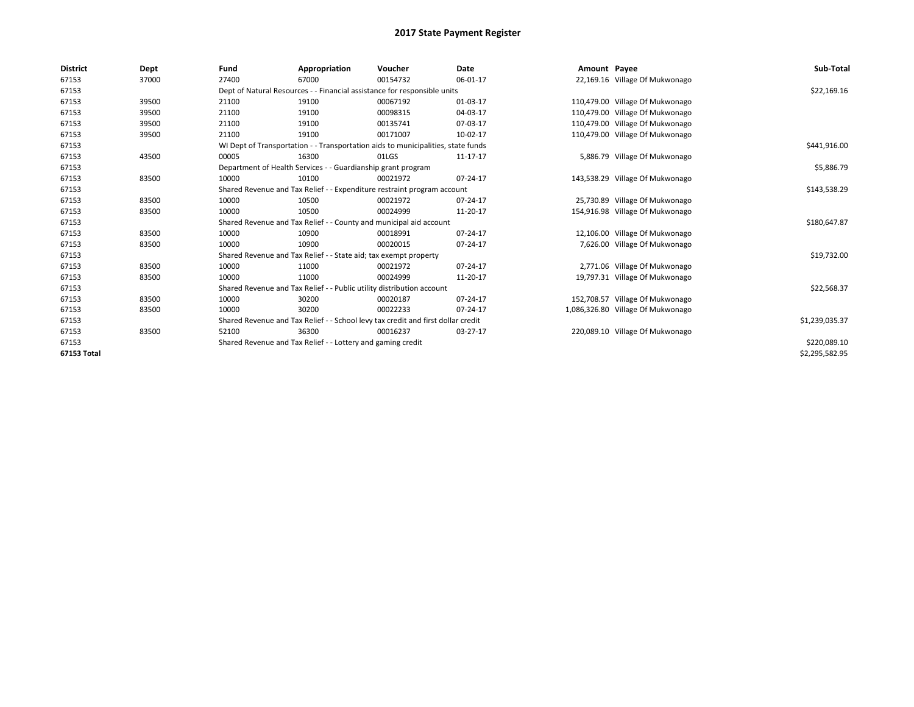# 2017 State Payment Register

| District | Dept | Fund | Appropriation | Voucher | Date | Amount | Payee | Sub-Total |
|---|---|---|---|---|---|---|---|---|
| 67153 | 37000 | 27400 | 67000 | 00154732 | 06-01-17 | 22,169.16 | Village Of Mukwonago | |
| 67153 | | Dept of Natural Resources - - Financial assistance for responsible units | | | | | | $22,169.16 |
| 67153 | 39500 | 21100 | 19100 | 00067192 | 01-03-17 | 110,479.00 | Village Of Mukwonago | |
| 67153 | 39500 | 21100 | 19100 | 00098315 | 04-03-17 | 110,479.00 | Village Of Mukwonago | |
| 67153 | 39500 | 21100 | 19100 | 00135741 | 07-03-17 | 110,479.00 | Village Of Mukwonago | |
| 67153 | 39500 | 21100 | 19100 | 00171007 | 10-02-17 | 110,479.00 | Village Of Mukwonago | |
| 67153 | | WI Dept of Transportation - - Transportation aids to municipalities, state funds | | | | | | $441,916.00 |
| 67153 | 43500 | 00005 | 16300 | 01LGS | 11-17-17 | 5,886.79 | Village Of Mukwonago | |
| 67153 | | Department of Health Services - - Guardianship grant program | | | | | | $5,886.79 |
| 67153 | 83500 | 10000 | 10100 | 00021972 | 07-24-17 | 143,538.29 | Village Of Mukwonago | |
| 67153 | | Shared Revenue and Tax Relief - - Expenditure restraint program account | | | | | | $143,538.29 |
| 67153 | 83500 | 10000 | 10500 | 00021972 | 07-24-17 | 25,730.89 | Village Of Mukwonago | |
| 67153 | 83500 | 10000 | 10500 | 00024999 | 11-20-17 | 154,916.98 | Village Of Mukwonago | |
| 67153 | | Shared Revenue and Tax Relief - - County and municipal aid account | | | | | | $180,647.87 |
| 67153 | 83500 | 10000 | 10900 | 00018991 | 07-24-17 | 12,106.00 | Village Of Mukwonago | |
| 67153 | 83500 | 10000 | 10900 | 00020015 | 07-24-17 | 7,626.00 | Village Of Mukwonago | |
| 67153 | | Shared Revenue and Tax Relief - - State aid; tax exempt property | | | | | | $19,732.00 |
| 67153 | 83500 | 10000 | 11000 | 00021972 | 07-24-17 | 2,771.06 | Village Of Mukwonago | |
| 67153 | 83500 | 10000 | 11000 | 00024999 | 11-20-17 | 19,797.31 | Village Of Mukwonago | |
| 67153 | | Shared Revenue and Tax Relief - - Public utility distribution account | | | | | | $22,568.37 |
| 67153 | 83500 | 10000 | 30200 | 00020187 | 07-24-17 | 152,708.57 | Village Of Mukwonago | |
| 67153 | 83500 | 10000 | 30200 | 00022233 | 07-24-17 | 1,086,326.80 | Village Of Mukwonago | |
| 67153 | | Shared Revenue and Tax Relief - - School levy tax credit and first dollar credit | | | | | | $1,239,035.37 |
| 67153 | 83500 | 52100 | 36300 | 00016237 | 03-27-17 | 220,089.10 | Village Of Mukwonago | |
| 67153 | | Shared Revenue and Tax Relief - - Lottery and gaming credit | | | | | | $220,089.10 |
| **67153 Total** | | | | | | | | $2,295,582.95 |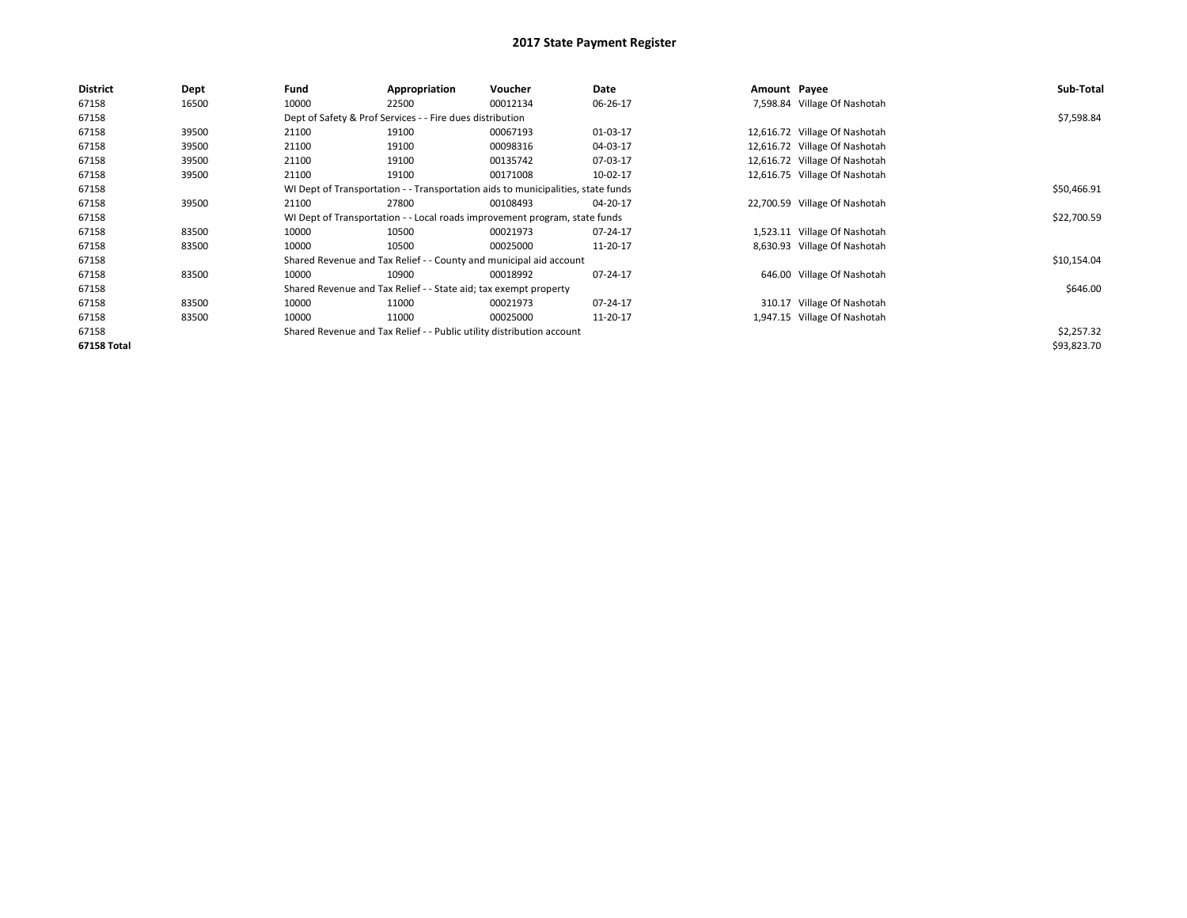# 2017 State Payment Register

| District | Dept | Fund | Appropriation | Voucher | Date | Amount | Payee | Sub-Total |
|---|---|---|---|---|---|---|---|---|
| 67158 | 16500 | 10000 | 22500 | 00012134 | 06-26-17 | 7,598.84 | Village Of Nashotah | |
| 67158 | | Dept of Safety & Prof Services - - Fire dues distribution | | | | | | $7,598.84 |
| 67158 | 39500 | 21100 | 19100 | 00067193 | 01-03-17 | 12,616.72 | Village Of Nashotah | |
| 67158 | 39500 | 21100 | 19100 | 00098316 | 04-03-17 | 12,616.72 | Village Of Nashotah | |
| 67158 | 39500 | 21100 | 19100 | 00135742 | 07-03-17 | 12,616.72 | Village Of Nashotah | |
| 67158 | 39500 | 21100 | 19100 | 00171008 | 10-02-17 | 12,616.75 | Village Of Nashotah | |
| 67158 | | WI Dept of Transportation - - Transportation aids to municipalities, state funds | | | | | | $50,466.91 |
| 67158 | 39500 | 21100 | 27800 | 00108493 | 04-20-17 | 22,700.59 | Village Of Nashotah | |
| 67158 | | WI Dept of Transportation - - Local roads improvement program, state funds | | | | | | $22,700.59 |
| 67158 | 83500 | 10000 | 10500 | 00021973 | 07-24-17 | 1,523.11 | Village Of Nashotah | |
| 67158 | 83500 | 10000 | 10500 | 00025000 | 11-20-17 | 8,630.93 | Village Of Nashotah | |
| 67158 | | Shared Revenue and Tax Relief - - County and municipal aid account | | | | | | $10,154.04 |
| 67158 | 83500 | 10000 | 10900 | 00018992 | 07-24-17 | 646.00 | Village Of Nashotah | |
| 67158 | | Shared Revenue and Tax Relief - - State aid; tax exempt property | | | | | | $646.00 |
| 67158 | 83500 | 10000 | 11000 | 00021973 | 07-24-17 | 310.17 | Village Of Nashotah | |
| 67158 | 83500 | 10000 | 11000 | 00025000 | 11-20-17 | 1,947.15 | Village Of Nashotah | |
| 67158 | | Shared Revenue and Tax Relief - - Public utility distribution account | | | | | | $2,257.32 |
| **67158 Total** | | | | | | | | $93,823.70 |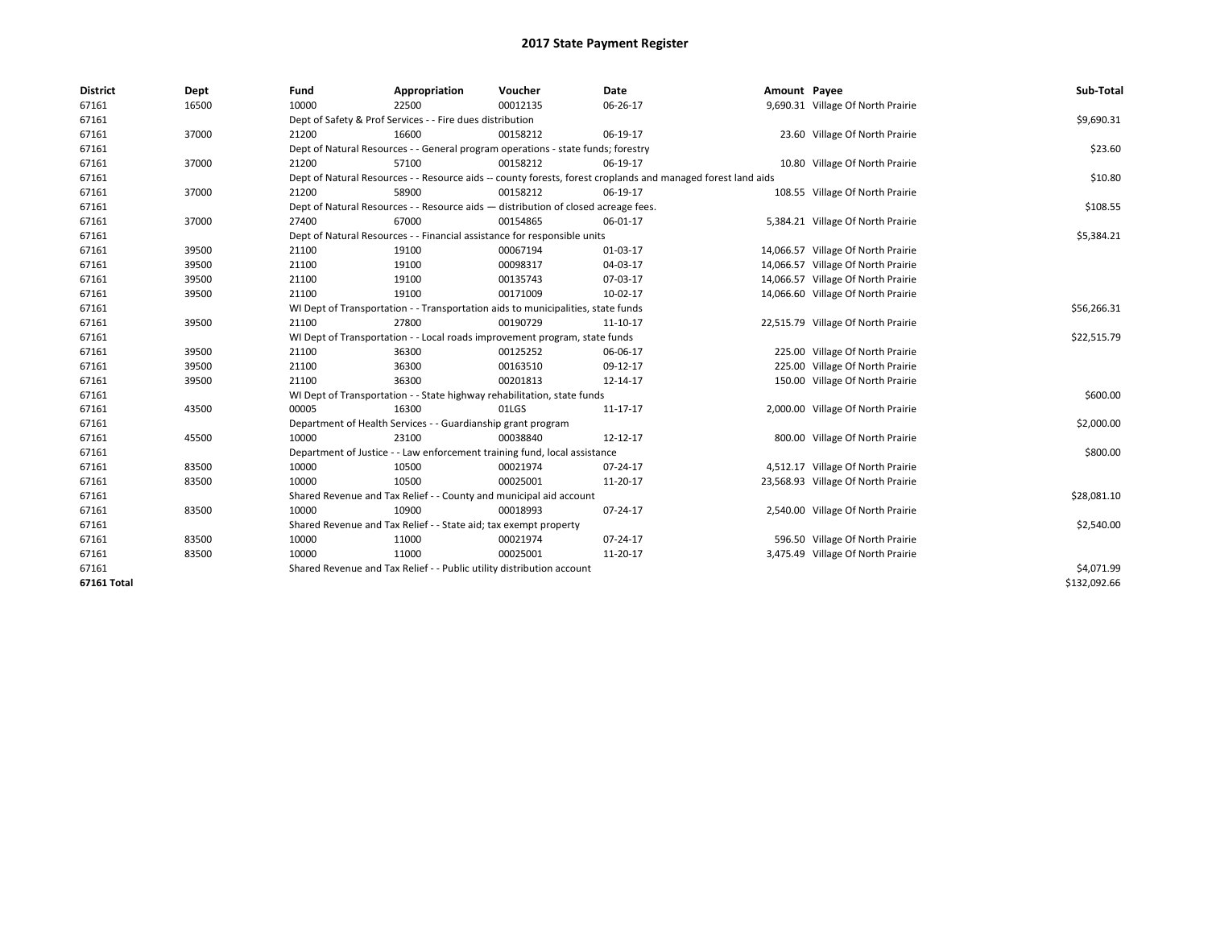# 2017 State Payment Register

| District | Dept | Fund | Appropriation | Voucher | Date | Amount | Payee | Sub-Total |
|---|---|---|---|---|---|---|---|---|
| 67161 | 16500 | 10000 | 22500 | 00012135 | 06-26-17 | 9,690.31 | Village Of North Prairie | |
| 67161 | | Dept of Safety & Prof Services - - Fire dues distribution | | | | | | $9,690.31 |
| 67161 | 37000 | 21200 | 16600 | 00158212 | 06-19-17 | 23.60 | Village Of North Prairie | |
| 67161 | | Dept of Natural Resources - - General program operations - state funds; forestry | | | | | | $23.60 |
| 67161 | 37000 | 21200 | 57100 | 00158212 | 06-19-17 | 10.80 | Village Of North Prairie | |
| 67161 | | Dept of Natural Resources - - Resource aids -- county forests, forest croplands and managed forest land aids | | | | | | $10.80 |
| 67161 | 37000 | 21200 | 58900 | 00158212 | 06-19-17 | 108.55 | Village Of North Prairie | |
| 67161 | | Dept of Natural Resources - - Resource aids — distribution of closed acreage fees. | | | | | | $108.55 |
| 67161 | 37000 | 27400 | 67000 | 00154865 | 06-01-17 | 5,384.21 | Village Of North Prairie | |
| 67161 | | Dept of Natural Resources - - Financial assistance for responsible units | | | | | | $5,384.21 |
| 67161 | 39500 | 21100 | 19100 | 00067194 | 01-03-17 | 14,066.57 | Village Of North Prairie | |
| 67161 | 39500 | 21100 | 19100 | 00098317 | 04-03-17 | 14,066.57 | Village Of North Prairie | |
| 67161 | 39500 | 21100 | 19100 | 00135743 | 07-03-17 | 14,066.57 | Village Of North Prairie | |
| 67161 | 39500 | 21100 | 19100 | 00171009 | 10-02-17 | 14,066.60 | Village Of North Prairie | |
| 67161 | | WI Dept of Transportation - - Transportation aids to municipalities, state funds | | | | | | $56,266.31 |
| 67161 | 39500 | 21100 | 27800 | 00190729 | 11-10-17 | 22,515.79 | Village Of North Prairie | |
| 67161 | | WI Dept of Transportation - - Local roads improvement program, state funds | | | | | | $22,515.79 |
| 67161 | 39500 | 21100 | 36300 | 00125252 | 06-06-17 | 225.00 | Village Of North Prairie | |
| 67161 | 39500 | 21100 | 36300 | 00163510 | 09-12-17 | 225.00 | Village Of North Prairie | |
| 67161 | 39500 | 21100 | 36300 | 00201813 | 12-14-17 | 150.00 | Village Of North Prairie | |
| 67161 | | WI Dept of Transportation - - State highway rehabilitation, state funds | | | | | | $600.00 |
| 67161 | 43500 | 00005 | 16300 | 01LGS | 11-17-17 | 2,000.00 | Village Of North Prairie | |
| 67161 | | Department of Health Services - - Guardianship grant program | | | | | | $2,000.00 |
| 67161 | 45500 | 10000 | 23100 | 00038840 | 12-12-17 | 800.00 | Village Of North Prairie | |
| 67161 | | Department of Justice - - Law enforcement training fund, local assistance | | | | | | $800.00 |
| 67161 | 83500 | 10000 | 10500 | 00021974 | 07-24-17 | 4,512.17 | Village Of North Prairie | |
| 67161 | 83500 | 10000 | 10500 | 00025001 | 11-20-17 | 23,568.93 | Village Of North Prairie | |
| 67161 | | Shared Revenue and Tax Relief - - County and municipal aid account | | | | | | $28,081.10 |
| 67161 | 83500 | 10000 | 10900 | 00018993 | 07-24-17 | 2,540.00 | Village Of North Prairie | |
| 67161 | | Shared Revenue and Tax Relief - - State aid; tax exempt property | | | | | | $2,540.00 |
| 67161 | 83500 | 10000 | 11000 | 00021974 | 07-24-17 | 596.50 | Village Of North Prairie | |
| 67161 | 83500 | 10000 | 11000 | 00025001 | 11-20-17 | 3,475.49 | Village Of North Prairie | |
| 67161 | | Shared Revenue and Tax Relief - - Public utility distribution account | | | | | | $4,071.99 |
| **67161 Total** | | | | | | | | $132,092.66 |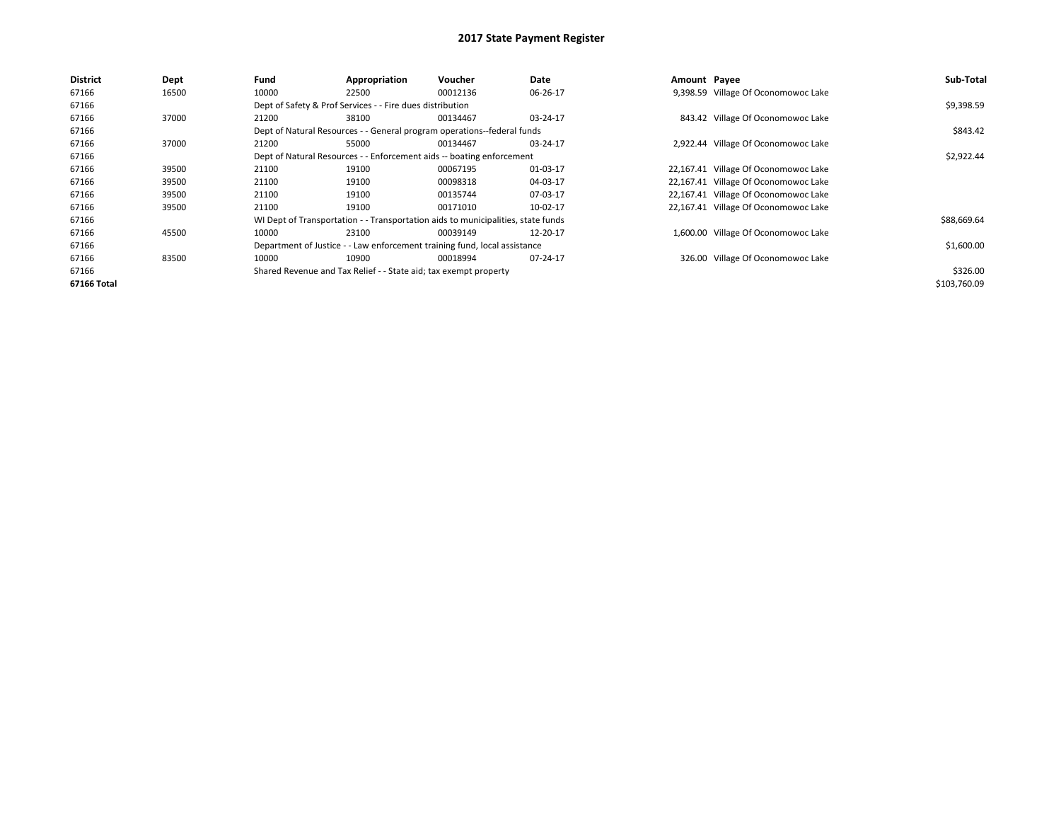# 2017 State Payment Register

| District | Dept | Fund | Appropriation | Voucher | Date | Amount | Payee | Sub-Total |
|---|---|---|---|---|---|---|---|---|
| 67166 | 16500 | 10000 | 22500 | 00012136 | 06-26-17 | 9,398.59 | Village Of Oconomowoc Lake | |
| 67166 | | Dept of Safety & Prof Services - - Fire dues distribution | | | | | | $9,398.59 |
| 67166 | 37000 | 21200 | 38100 | 00134467 | 03-24-17 | 843.42 | Village Of Oconomowoc Lake | |
| 67166 | | Dept of Natural Resources - - General program operations--federal funds | | | | | | $843.42 |
| 67166 | 37000 | 21200 | 55000 | 00134467 | 03-24-17 | 2,922.44 | Village Of Oconomowoc Lake | |
| 67166 | | Dept of Natural Resources - - Enforcement aids -- boating enforcement | | | | | | $2,922.44 |
| 67166 | 39500 | 21100 | 19100 | 00067195 | 01-03-17 | 22,167.41 | Village Of Oconomowoc Lake | |
| 67166 | 39500 | 21100 | 19100 | 00098318 | 04-03-17 | 22,167.41 | Village Of Oconomowoc Lake | |
| 67166 | 39500 | 21100 | 19100 | 00135744 | 07-03-17 | 22,167.41 | Village Of Oconomowoc Lake | |
| 67166 | 39500 | 21100 | 19100 | 00171010 | 10-02-17 | 22,167.41 | Village Of Oconomowoc Lake | |
| 67166 | | WI Dept of Transportation - - Transportation aids to municipalities, state funds | | | | | | $88,669.64 |
| 67166 | 45500 | 10000 | 23100 | 00039149 | 12-20-17 | 1,600.00 | Village Of Oconomowoc Lake | |
| 67166 | | Department of Justice - - Law enforcement training fund, local assistance | | | | | | $1,600.00 |
| 67166 | 83500 | 10000 | 10900 | 00018994 | 07-24-17 | 326.00 | Village Of Oconomowoc Lake | |
| 67166 | | Shared Revenue and Tax Relief - - State aid; tax exempt property | | | | | | $326.00 |
| **67166 Total** | | | | | | | | $103,760.09 |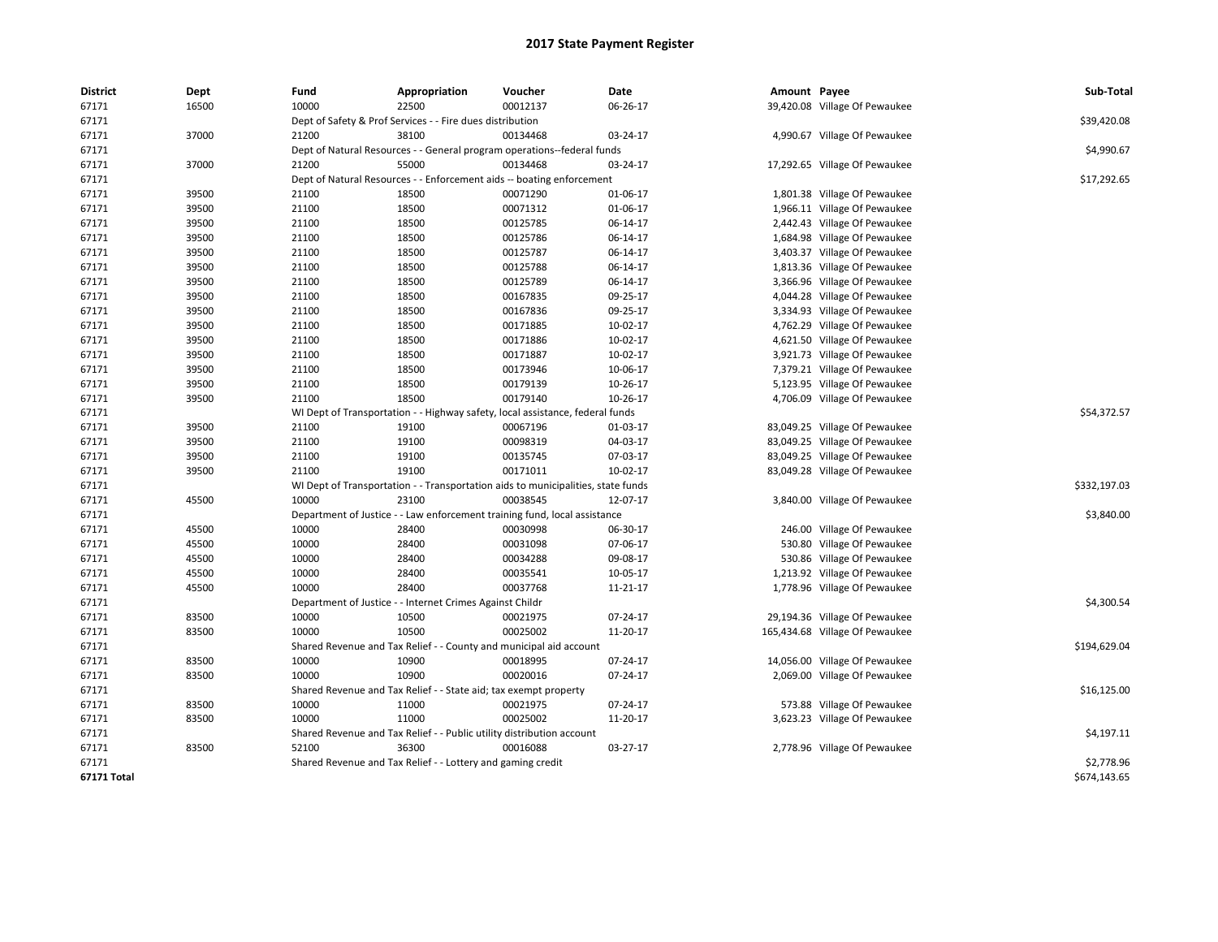# 2017 State Payment Register

| District | Dept | Fund | Appropriation | Voucher | Date | Amount | Payee | Sub-Total |
|---|---|---|---|---|---|---|---|---|
| 67171 | 16500 | 10000 | 22500 | 00012137 | 06-26-17 | 39,420.08 | Village Of Pewaukee | |
| 67171 | | Dept of Safety & Prof Services - - Fire dues distribution | | | | | | $39,420.08 |
| 67171 | 37000 | 21200 | 38100 | 00134468 | 03-24-17 | 4,990.67 | Village Of Pewaukee | |
| 67171 | | Dept of Natural Resources - - General program operations--federal funds | | | | | | $4,990.67 |
| 67171 | 37000 | 21200 | 55000 | 00134468 | 03-24-17 | 17,292.65 | Village Of Pewaukee | |
| 67171 | | Dept of Natural Resources - - Enforcement aids -- boating enforcement | | | | | | $17,292.65 |
| 67171 | 39500 | 21100 | 18500 | 00071290 | 01-06-17 | 1,801.38 | Village Of Pewaukee | |
| 67171 | 39500 | 21100 | 18500 | 00071312 | 01-06-17 | 1,966.11 | Village Of Pewaukee | |
| 67171 | 39500 | 21100 | 18500 | 00125785 | 06-14-17 | 2,442.43 | Village Of Pewaukee | |
| 67171 | 39500 | 21100 | 18500 | 00125786 | 06-14-17 | 1,684.98 | Village Of Pewaukee | |
| 67171 | 39500 | 21100 | 18500 | 00125787 | 06-14-17 | 3,403.37 | Village Of Pewaukee | |
| 67171 | 39500 | 21100 | 18500 | 00125788 | 06-14-17 | 1,813.36 | Village Of Pewaukee | |
| 67171 | 39500 | 21100 | 18500 | 00125789 | 06-14-17 | 3,366.96 | Village Of Pewaukee | |
| 67171 | 39500 | 21100 | 18500 | 00167835 | 09-25-17 | 4,044.28 | Village Of Pewaukee | |
| 67171 | 39500 | 21100 | 18500 | 00167836 | 09-25-17 | 3,334.93 | Village Of Pewaukee | |
| 67171 | 39500 | 21100 | 18500 | 00171885 | 10-02-17 | 4,762.29 | Village Of Pewaukee | |
| 67171 | 39500 | 21100 | 18500 | 00171886 | 10-02-17 | 4,621.50 | Village Of Pewaukee | |
| 67171 | 39500 | 21100 | 18500 | 00171887 | 10-02-17 | 3,921.73 | Village Of Pewaukee | |
| 67171 | 39500 | 21100 | 18500 | 00173946 | 10-06-17 | 7,379.21 | Village Of Pewaukee | |
| 67171 | 39500 | 21100 | 18500 | 00179139 | 10-26-17 | 5,123.95 | Village Of Pewaukee | |
| 67171 | 39500 | 21100 | 18500 | 00179140 | 10-26-17 | 4,706.09 | Village Of Pewaukee | |
| 67171 | | WI Dept of Transportation - - Highway safety, local assistance, federal funds | | | | | | $54,372.57 |
| 67171 | 39500 | 21100 | 19100 | 00067196 | 01-03-17 | 83,049.25 | Village Of Pewaukee | |
| 67171 | 39500 | 21100 | 19100 | 00098319 | 04-03-17 | 83,049.25 | Village Of Pewaukee | |
| 67171 | 39500 | 21100 | 19100 | 00135745 | 07-03-17 | 83,049.25 | Village Of Pewaukee | |
| 67171 | 39500 | 21100 | 19100 | 00171011 | 10-02-17 | 83,049.28 | Village Of Pewaukee | |
| 67171 | | WI Dept of Transportation - - Transportation aids to municipalities, state funds | | | | | | $332,197.03 |
| 67171 | 45500 | 10000 | 23100 | 00038545 | 12-07-17 | 3,840.00 | Village Of Pewaukee | |
| 67171 | | Department of Justice - - Law enforcement training fund, local assistance | | | | | | $3,840.00 |
| 67171 | 45500 | 10000 | 28400 | 00030998 | 06-30-17 | 246.00 | Village Of Pewaukee | |
| 67171 | 45500 | 10000 | 28400 | 00031098 | 07-06-17 | 530.80 | Village Of Pewaukee | |
| 67171 | 45500 | 10000 | 28400 | 00034288 | 09-08-17 | 530.86 | Village Of Pewaukee | |
| 67171 | 45500 | 10000 | 28400 | 00035541 | 10-05-17 | 1,213.92 | Village Of Pewaukee | |
| 67171 | 45500 | 10000 | 28400 | 00037768 | 11-21-17 | 1,778.96 | Village Of Pewaukee | |
| 67171 | | Department of Justice - - Internet Crimes Against Childr | | | | | | $4,300.54 |
| 67171 | 83500 | 10000 | 10500 | 00021975 | 07-24-17 | 29,194.36 | Village Of Pewaukee | |
| 67171 | 83500 | 10000 | 10500 | 00025002 | 11-20-17 | 165,434.68 | Village Of Pewaukee | |
| 67171 | | Shared Revenue and Tax Relief - - County and municipal aid account | | | | | | $194,629.04 |
| 67171 | 83500 | 10000 | 10900 | 00018995 | 07-24-17 | 14,056.00 | Village Of Pewaukee | |
| 67171 | 83500 | 10000 | 10900 | 00020016 | 07-24-17 | 2,069.00 | Village Of Pewaukee | |
| 67171 | | Shared Revenue and Tax Relief - - State aid; tax exempt property | | | | | | $16,125.00 |
| 67171 | 83500 | 10000 | 11000 | 00021975 | 07-24-17 | 573.88 | Village Of Pewaukee | |
| 67171 | 83500 | 10000 | 11000 | 00025002 | 11-20-17 | 3,623.23 | Village Of Pewaukee | |
| 67171 | | Shared Revenue and Tax Relief - - Public utility distribution account | | | | | | $4,197.11 |
| 67171 | 83500 | 52100 | 36300 | 00016088 | 03-27-17 | 2,778.96 | Village Of Pewaukee | |
| 67171 | | Shared Revenue and Tax Relief - - Lottery and gaming credit | | | | | | $2,778.96 |
| **67171 Total** | | | | | | | | $674,143.65 |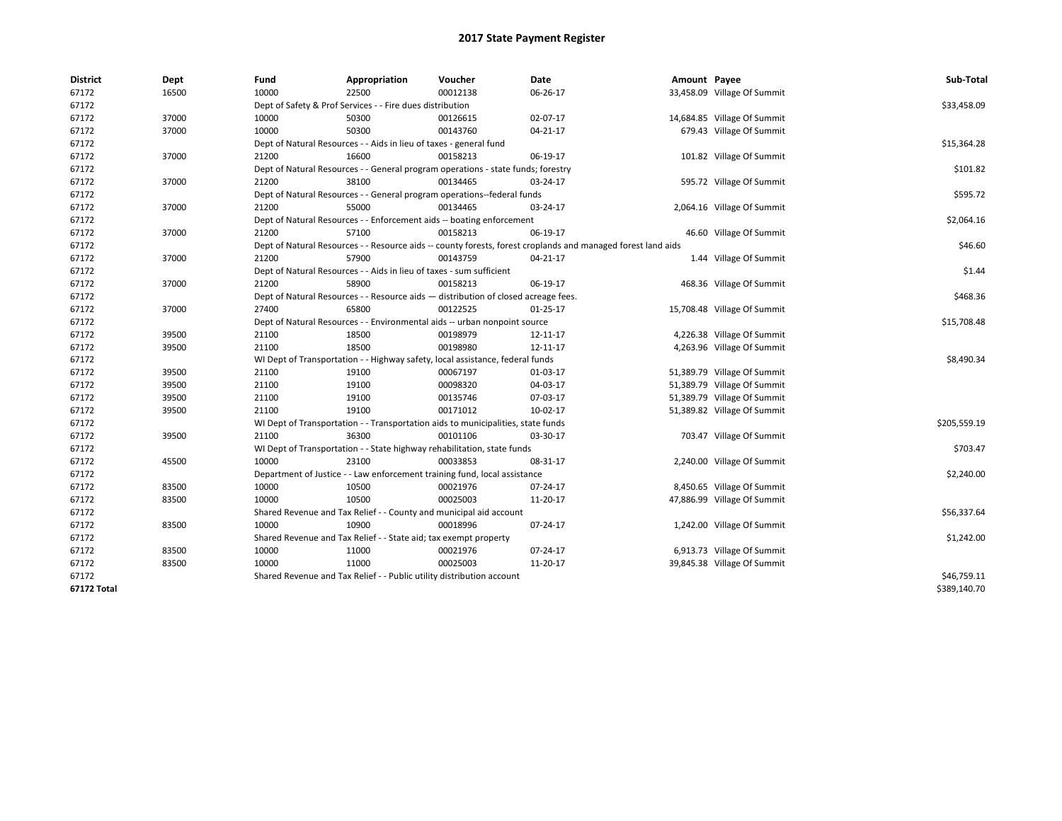# 2017 State Payment Register

| District | Dept | Fund | Appropriation | Voucher | Date | Amount | Payee | Sub-Total |
|---|---|---|---|---|---|---|---|---|
| 67172 | 16500 | 10000 | 22500 | 00012138 | 06-26-17 | 33,458.09 | Village Of Summit | |
| 67172 | | Dept of Safety & Prof Services - - Fire dues distribution | | | | | | $33,458.09 |
| 67172 | 37000 | 10000 | 50300 | 00126615 | 02-07-17 | 14,684.85 | Village Of Summit | |
| 67172 | 37000 | 10000 | 50300 | 00143760 | 04-21-17 | 679.43 | Village Of Summit | |
| 67172 | | Dept of Natural Resources - - Aids in lieu of taxes - general fund | | | | | | $15,364.28 |
| 67172 | 37000 | 21200 | 16600 | 00158213 | 06-19-17 | 101.82 | Village Of Summit | |
| 67172 | | Dept of Natural Resources - - General program operations - state funds; forestry | | | | | | $101.82 |
| 67172 | 37000 | 21200 | 38100 | 00134465 | 03-24-17 | 595.72 | Village Of Summit | |
| 67172 | | Dept of Natural Resources - - General program operations--federal funds | | | | | | $595.72 |
| 67172 | 37000 | 21200 | 55000 | 00134465 | 03-24-17 | 2,064.16 | Village Of Summit | |
| 67172 | | Dept of Natural Resources - - Enforcement aids -- boating enforcement | | | | | | $2,064.16 |
| 67172 | 37000 | 21200 | 57100 | 00158213 | 06-19-17 | 46.60 | Village Of Summit | |
| 67172 | | Dept of Natural Resources - - Resource aids -- county forests, forest croplands and managed forest land aids | | | | | | $46.60 |
| 67172 | 37000 | 21200 | 57900 | 00143759 | 04-21-17 | 1.44 | Village Of Summit | |
| 67172 | | Dept of Natural Resources - - Aids in lieu of taxes - sum sufficient | | | | | | $1.44 |
| 67172 | 37000 | 21200 | 58900 | 00158213 | 06-19-17 | 468.36 | Village Of Summit | |
| 67172 | | Dept of Natural Resources - - Resource aids — distribution of closed acreage fees. | | | | | | $468.36 |
| 67172 | 37000 | 27400 | 65800 | 00122525 | 01-25-17 | 15,708.48 | Village Of Summit | |
| 67172 | | Dept of Natural Resources - - Environmental aids -- urban nonpoint source | | | | | | $15,708.48 |
| 67172 | 39500 | 21100 | 18500 | 00198979 | 12-11-17 | 4,226.38 | Village Of Summit | |
| 67172 | 39500 | 21100 | 18500 | 00198980 | 12-11-17 | 4,263.96 | Village Of Summit | |
| 67172 | | WI Dept of Transportation - - Highway safety, local assistance, federal funds | | | | | | $8,490.34 |
| 67172 | 39500 | 21100 | 19100 | 00067197 | 01-03-17 | 51,389.79 | Village Of Summit | |
| 67172 | 39500 | 21100 | 19100 | 00098320 | 04-03-17 | 51,389.79 | Village Of Summit | |
| 67172 | 39500 | 21100 | 19100 | 00135746 | 07-03-17 | 51,389.79 | Village Of Summit | |
| 67172 | 39500 | 21100 | 19100 | 00171012 | 10-02-17 | 51,389.82 | Village Of Summit | |
| 67172 | | WI Dept of Transportation - - Transportation aids to municipalities, state funds | | | | | | $205,559.19 |
| 67172 | 39500 | 21100 | 36300 | 00101106 | 03-30-17 | 703.47 | Village Of Summit | |
| 67172 | | WI Dept of Transportation - - State highway rehabilitation, state funds | | | | | | $703.47 |
| 67172 | 45500 | 10000 | 23100 | 00033853 | 08-31-17 | 2,240.00 | Village Of Summit | |
| 67172 | | Department of Justice - - Law enforcement training fund, local assistance | | | | | | $2,240.00 |
| 67172 | 83500 | 10000 | 10500 | 00021976 | 07-24-17 | 8,450.65 | Village Of Summit | |
| 67172 | 83500 | 10000 | 10500 | 00025003 | 11-20-17 | 47,886.99 | Village Of Summit | |
| 67172 | | Shared Revenue and Tax Relief - - County and municipal aid account | | | | | | $56,337.64 |
| 67172 | 83500 | 10000 | 10900 | 00018996 | 07-24-17 | 1,242.00 | Village Of Summit | |
| 67172 | | Shared Revenue and Tax Relief - - State aid; tax exempt property | | | | | | $1,242.00 |
| 67172 | 83500 | 10000 | 11000 | 00021976 | 07-24-17 | 6,913.73 | Village Of Summit | |
| 67172 | 83500 | 10000 | 11000 | 00025003 | 11-20-17 | 39,845.38 | Village Of Summit | |
| 67172 | | Shared Revenue and Tax Relief - - Public utility distribution account | | | | | | $46,759.11 |
| **67172 Total** | | | | | | | | $389,140.70 |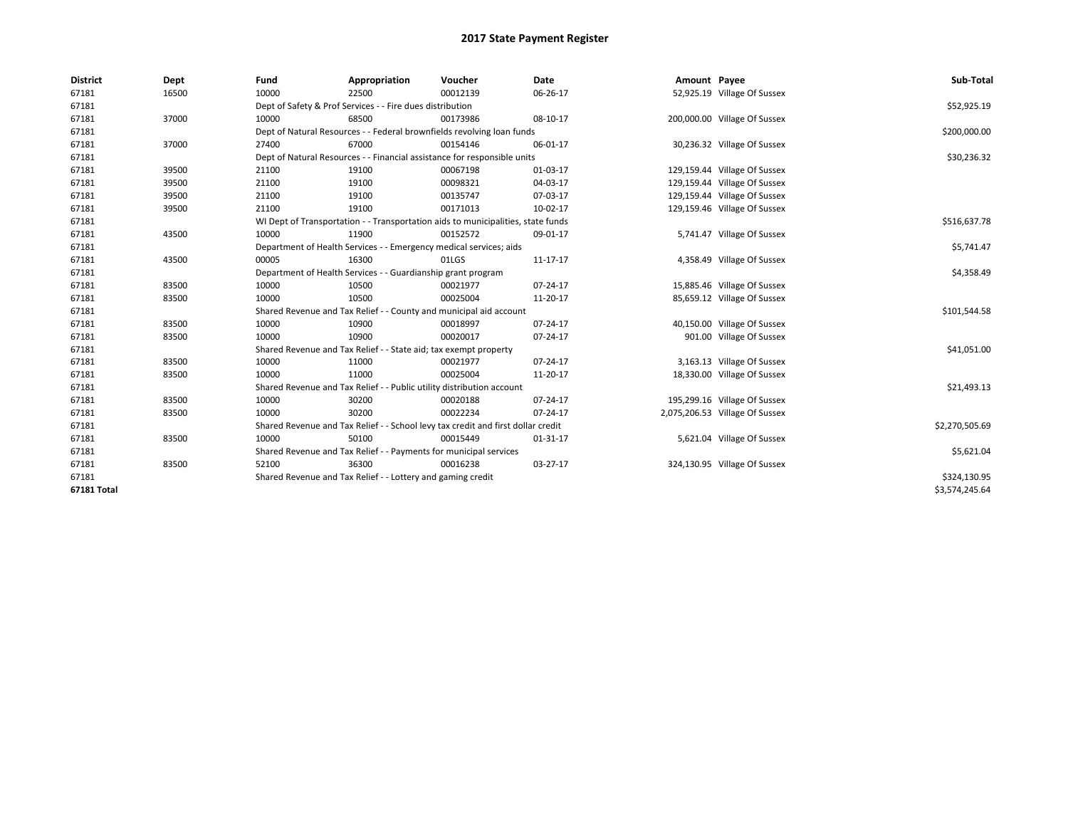# 2017 State Payment Register

| District | Dept | Fund | Appropriation | Voucher | Date | Amount | Payee | Sub-Total |
|---|---|---|---|---|---|---|---|---|
| 67181 | 16500 | 10000 | 22500 | 00012139 | 06-26-17 | 52,925.19 | Village Of Sussex | |
| 67181 | | Dept of Safety & Prof Services - - Fire dues distribution | | | | | | $52,925.19 |
| 67181 | 37000 | 10000 | 68500 | 00173986 | 08-10-17 | 200,000.00 | Village Of Sussex | |
| 67181 | | Dept of Natural Resources - - Federal brownfields revolving loan funds | | | | | | $200,000.00 |
| 67181 | 37000 | 27400 | 67000 | 00154146 | 06-01-17 | 30,236.32 | Village Of Sussex | |
| 67181 | | Dept of Natural Resources - - Financial assistance for responsible units | | | | | | $30,236.32 |
| 67181 | 39500 | 21100 | 19100 | 00067198 | 01-03-17 | 129,159.44 | Village Of Sussex | |
| 67181 | 39500 | 21100 | 19100 | 00098321 | 04-03-17 | 129,159.44 | Village Of Sussex | |
| 67181 | 39500 | 21100 | 19100 | 00135747 | 07-03-17 | 129,159.44 | Village Of Sussex | |
| 67181 | 39500 | 21100 | 19100 | 00171013 | 10-02-17 | 129,159.46 | Village Of Sussex | |
| 67181 | | WI Dept of Transportation - - Transportation aids to municipalities, state funds | | | | | | $516,637.78 |
| 67181 | 43500 | 10000 | 11900 | 00152572 | 09-01-17 | 5,741.47 | Village Of Sussex | |
| 67181 | | Department of Health Services - - Emergency medical services; aids | | | | | | $5,741.47 |
| 67181 | 43500 | 00005 | 16300 | 01LGS | 11-17-17 | 4,358.49 | Village Of Sussex | |
| 67181 | | Department of Health Services - - Guardianship grant program | | | | | | $4,358.49 |
| 67181 | 83500 | 10000 | 10500 | 00021977 | 07-24-17 | 15,885.46 | Village Of Sussex | |
| 67181 | 83500 | 10000 | 10500 | 00025004 | 11-20-17 | 85,659.12 | Village Of Sussex | |
| 67181 | | Shared Revenue and Tax Relief - - County and municipal aid account | | | | | | $101,544.58 |
| 67181 | 83500 | 10000 | 10900 | 00018997 | 07-24-17 | 40,150.00 | Village Of Sussex | |
| 67181 | 83500 | 10000 | 10900 | 00020017 | 07-24-17 | 901.00 | Village Of Sussex | |
| 67181 | | Shared Revenue and Tax Relief - - State aid; tax exempt property | | | | | | $41,051.00 |
| 67181 | 83500 | 10000 | 11000 | 00021977 | 07-24-17 | 3,163.13 | Village Of Sussex | |
| 67181 | 83500 | 10000 | 11000 | 00025004 | 11-20-17 | 18,330.00 | Village Of Sussex | |
| 67181 | | Shared Revenue and Tax Relief - - Public utility distribution account | | | | | | $21,493.13 |
| 67181 | 83500 | 10000 | 30200 | 00020188 | 07-24-17 | 195,299.16 | Village Of Sussex | |
| 67181 | 83500 | 10000 | 30200 | 00022234 | 07-24-17 | 2,075,206.53 | Village Of Sussex | |
| 67181 | | Shared Revenue and Tax Relief - - School levy tax credit and first dollar credit | | | | | | $2,270,505.69 |
| 67181 | 83500 | 10000 | 50100 | 00015449 | 01-31-17 | 5,621.04 | Village Of Sussex | |
| 67181 | | Shared Revenue and Tax Relief - - Payments for municipal services | | | | | | $5,621.04 |
| 67181 | 83500 | 52100 | 36300 | 00016238 | 03-27-17 | 324,130.95 | Village Of Sussex | |
| 67181 | | Shared Revenue and Tax Relief - - Lottery and gaming credit | | | | | | $324,130.95 |
| **67181 Total** | | | | | | | | $3,574,245.64 |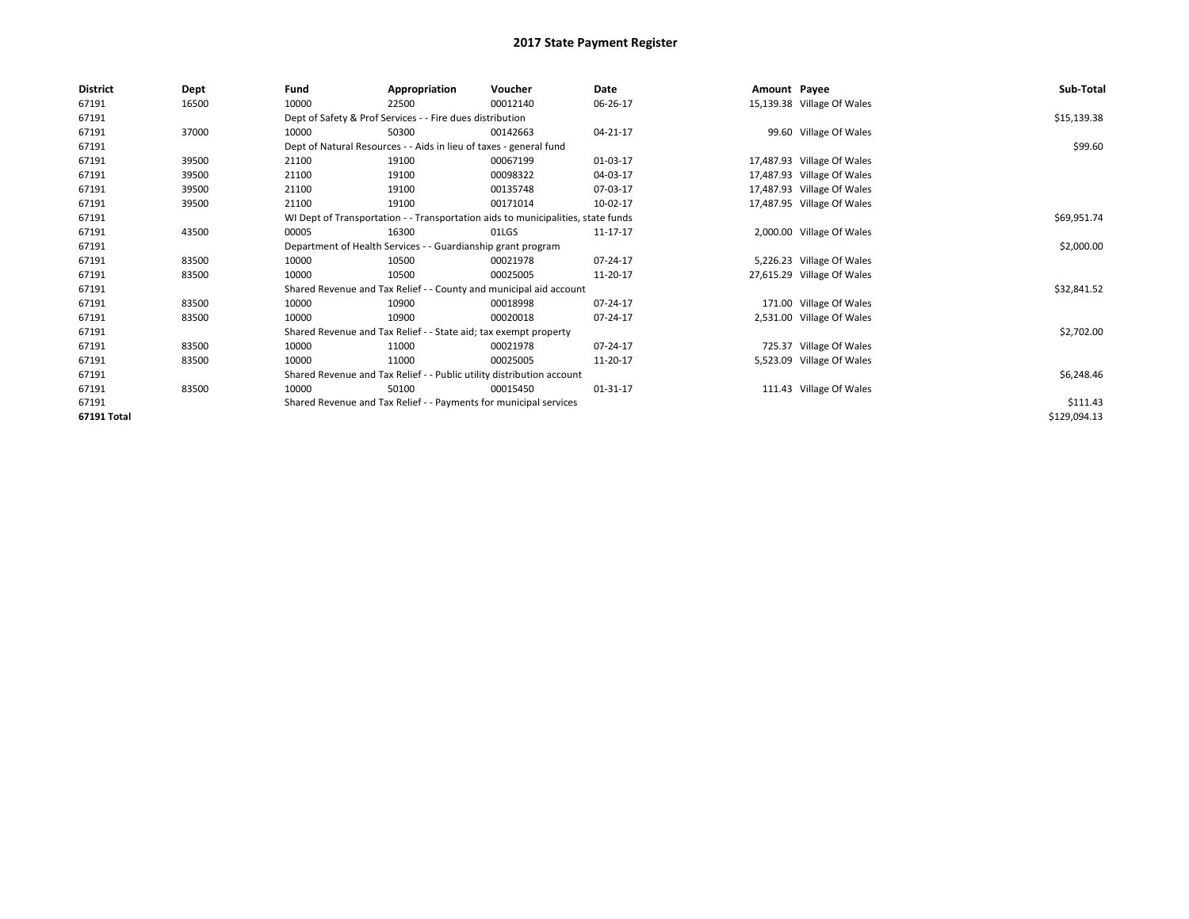# 2017 State Payment Register

| District | Dept | Fund | Appropriation | Voucher | Date | Amount | Payee | Sub-Total |
|---|---|---|---|---|---|---|---|---|
| 67191 | 16500 | 10000 | 22500 | 00012140 | 06-26-17 | 15,139.38 | Village Of Wales | |
| 67191 | | Dept of Safety & Prof Services - - Fire dues distribution | | | | | | $15,139.38 |
| 67191 | 37000 | 10000 | 50300 | 00142663 | 04-21-17 | 99.60 | Village Of Wales | |
| 67191 | | Dept of Natural Resources - - Aids in lieu of taxes - general fund | | | | | | $99.60 |
| 67191 | 39500 | 21100 | 19100 | 00067199 | 01-03-17 | 17,487.93 | Village Of Wales | |
| 67191 | 39500 | 21100 | 19100 | 00098322 | 04-03-17 | 17,487.93 | Village Of Wales | |
| 67191 | 39500 | 21100 | 19100 | 00135748 | 07-03-17 | 17,487.93 | Village Of Wales | |
| 67191 | 39500 | 21100 | 19100 | 00171014 | 10-02-17 | 17,487.95 | Village Of Wales | |
| 67191 | | WI Dept of Transportation - - Transportation aids to municipalities, state funds | | | | | | $69,951.74 |
| 67191 | 43500 | 00005 | 16300 | 01LGS | 11-17-17 | 2,000.00 | Village Of Wales | |
| 67191 | | Department of Health Services - - Guardianship grant program | | | | | | $2,000.00 |
| 67191 | 83500 | 10000 | 10500 | 00021978 | 07-24-17 | 5,226.23 | Village Of Wales | |
| 67191 | 83500 | 10000 | 10500 | 00025005 | 11-20-17 | 27,615.29 | Village Of Wales | |
| 67191 | | Shared Revenue and Tax Relief - - County and municipal aid account | | | | | | $32,841.52 |
| 67191 | 83500 | 10000 | 10900 | 00018998 | 07-24-17 | 171.00 | Village Of Wales | |
| 67191 | 83500 | 10000 | 10900 | 00020018 | 07-24-17 | 2,531.00 | Village Of Wales | |
| 67191 | | Shared Revenue and Tax Relief - - State aid; tax exempt property | | | | | | $2,702.00 |
| 67191 | 83500 | 10000 | 11000 | 00021978 | 07-24-17 | 725.37 | Village Of Wales | |
| 67191 | 83500 | 10000 | 11000 | 00025005 | 11-20-17 | 5,523.09 | Village Of Wales | |
| 67191 | | Shared Revenue and Tax Relief - - Public utility distribution account | | | | | | $6,248.46 |
| 67191 | 83500 | 10000 | 50100 | 00015450 | 01-31-17 | 111.43 | Village Of Wales | |
| 67191 | | Shared Revenue and Tax Relief - - Payments for municipal services | | | | | | $111.43 |
| 67191 Total | | | | | | | | $129,094.13 |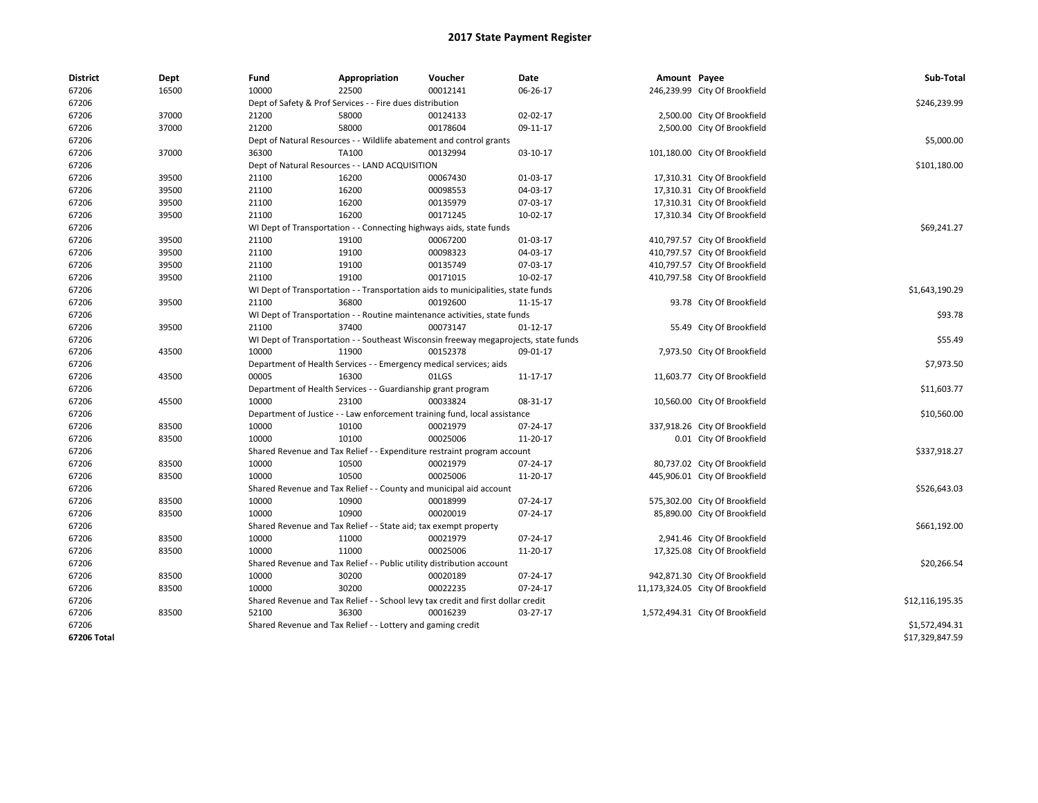# 2017 State Payment Register

| District | Dept | Fund | Appropriation | Voucher | Date | Amount | Payee | Sub-Total |
|---|---|---|---|---|---|---|---|---|
| 67206 | 16500 | 10000 | 22500 | 00012141 | 06-26-17 | 246,239.99 | City Of Brookfield | |
| 67206 | | Dept of Safety & Prof Services - - Fire dues distribution | | | | | | $246,239.99 |
| 67206 | 37000 | 21200 | 58000 | 00124133 | 02-02-17 | 2,500.00 | City Of Brookfield | |
| 67206 | 37000 | 21200 | 58000 | 00178604 | 09-11-17 | 2,500.00 | City Of Brookfield | |
| 67206 | | Dept of Natural Resources - - Wildlife abatement and control grants | | | | | | $5,000.00 |
| 67206 | 37000 | 36300 | TA100 | 00132994 | 03-10-17 | 101,180.00 | City Of Brookfield | |
| 67206 | | Dept of Natural Resources - - LAND ACQUISITION | | | | | | $101,180.00 |
| 67206 | 39500 | 21100 | 16200 | 00067430 | 01-03-17 | 17,310.31 | City Of Brookfield | |
| 67206 | 39500 | 21100 | 16200 | 00098553 | 04-03-17 | 17,310.31 | City Of Brookfield | |
| 67206 | 39500 | 21100 | 16200 | 00135979 | 07-03-17 | 17,310.31 | City Of Brookfield | |
| 67206 | 39500 | 21100 | 16200 | 00171245 | 10-02-17 | 17,310.34 | City Of Brookfield | |
| 67206 | | WI Dept of Transportation - - Connecting highways aids, state funds | | | | | | $69,241.27 |
| 67206 | 39500 | 21100 | 19100 | 00067200 | 01-03-17 | 410,797.57 | City Of Brookfield | |
| 67206 | 39500 | 21100 | 19100 | 00098323 | 04-03-17 | 410,797.57 | City Of Brookfield | |
| 67206 | 39500 | 21100 | 19100 | 00135749 | 07-03-17 | 410,797.57 | City Of Brookfield | |
| 67206 | 39500 | 21100 | 19100 | 00171015 | 10-02-17 | 410,797.58 | City Of Brookfield | |
| 67206 | | WI Dept of Transportation - - Transportation aids to municipalities, state funds | | | | | | $1,643,190.29 |
| 67206 | 39500 | 21100 | 36800 | 00192600 | 11-15-17 | 93.78 | City Of Brookfield | |
| 67206 | | WI Dept of Transportation - - Routine maintenance activities, state funds | | | | | | $93.78 |
| 67206 | 39500 | 21100 | 37400 | 00073147 | 01-12-17 | 55.49 | City Of Brookfield | |
| 67206 | | WI Dept of Transportation - - Southeast Wisconsin freeway megaprojects, state funds | | | | | | $55.49 |
| 67206 | 43500 | 10000 | 11900 | 00152378 | 09-01-17 | 7,973.50 | City Of Brookfield | |
| 67206 | | Department of Health Services - - Emergency medical services; aids | | | | | | $7,973.50 |
| 67206 | 43500 | 00005 | 16300 | 01LGS | 11-17-17 | 11,603.77 | City Of Brookfield | |
| 67206 | | Department of Health Services - - Guardianship grant program | | | | | | $11,603.77 |
| 67206 | 45500 | 10000 | 23100 | 00033824 | 08-31-17 | 10,560.00 | City Of Brookfield | |
| 67206 | | Department of Justice - - Law enforcement training fund, local assistance | | | | | | $10,560.00 |
| 67206 | 83500 | 10000 | 10100 | 00021979 | 07-24-17 | 337,918.26 | City Of Brookfield | |
| 67206 | 83500 | 10000 | 10100 | 00025006 | 11-20-17 | 0.01 | City Of Brookfield | |
| 67206 | | Shared Revenue and Tax Relief - - Expenditure restraint program account | | | | | | $337,918.27 |
| 67206 | 83500 | 10000 | 10500 | 00021979 | 07-24-17 | 80,737.02 | City Of Brookfield | |
| 67206 | 83500 | 10000 | 10500 | 00025006 | 11-20-17 | 445,906.01 | City Of Brookfield | |
| 67206 | | Shared Revenue and Tax Relief - - County and municipal aid account | | | | | | $526,643.03 |
| 67206 | 83500 | 10000 | 10900 | 00018999 | 07-24-17 | 575,302.00 | City Of Brookfield | |
| 67206 | 83500 | 10000 | 10900 | 00020019 | 07-24-17 | 85,890.00 | City Of Brookfield | |
| 67206 | | Shared Revenue and Tax Relief - - State aid; tax exempt property | | | | | | $661,192.00 |
| 67206 | 83500 | 10000 | 11000 | 00021979 | 07-24-17 | 2,941.46 | City Of Brookfield | |
| 67206 | 83500 | 10000 | 11000 | 00025006 | 11-20-17 | 17,325.08 | City Of Brookfield | |
| 67206 | | Shared Revenue and Tax Relief - - Public utility distribution account | | | | | | $20,266.54 |
| 67206 | 83500 | 10000 | 30200 | 00020189 | 07-24-17 | 942,871.30 | City Of Brookfield | |
| 67206 | 83500 | 10000 | 30200 | 00022235 | 07-24-17 | 11,173,324.05 | City Of Brookfield | |
| 67206 | | Shared Revenue and Tax Relief - - School levy tax credit and first dollar credit | | | | | | $12,116,195.35 |
| 67206 | 83500 | 52100 | 36300 | 00016239 | 03-27-17 | 1,572,494.31 | City Of Brookfield | |
| 67206 | | Shared Revenue and Tax Relief - - Lottery and gaming credit | | | | | | $1,572,494.31 |
| **67206 Total** | | | | | | | | $17,329,847.59 |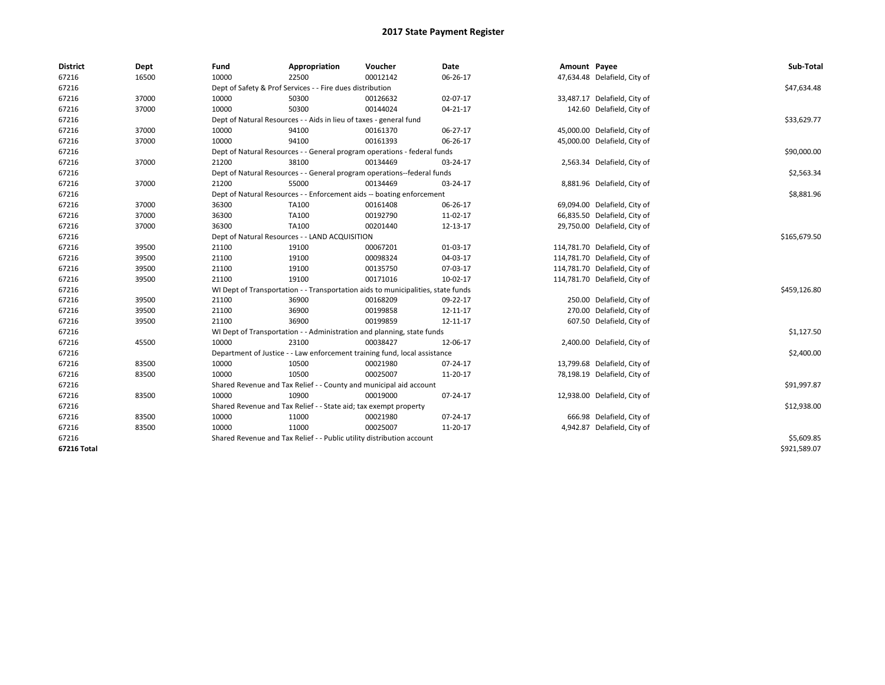# 2017 State Payment Register

| District | Dept | Fund | Appropriation | Voucher | Date | Amount | Payee | Sub-Total |
|---|---|---|---|---|---|---|---|---|
| 67216 | 16500 | 10000 | 22500 | 00012142 | 06-26-17 | 47,634.48 | Delafield, City of | |
| 67216 | | Dept of Safety & Prof Services - - Fire dues distribution | | | | | | $47,634.48 |
| 67216 | 37000 | 10000 | 50300 | 00126632 | 02-07-17 | 33,487.17 | Delafield, City of | |
| 67216 | 37000 | 10000 | 50300 | 00144024 | 04-21-17 | 142.60 | Delafield, City of | |
| 67216 | | Dept of Natural Resources - - Aids in lieu of taxes - general fund | | | | | | $33,629.77 |
| 67216 | 37000 | 10000 | 94100 | 00161370 | 06-27-17 | 45,000.00 | Delafield, City of | |
| 67216 | 37000 | 10000 | 94100 | 00161393 | 06-26-17 | 45,000.00 | Delafield, City of | |
| 67216 | | Dept of Natural Resources - - General program operations - federal funds | | | | | | $90,000.00 |
| 67216 | 37000 | 21200 | 38100 | 00134469 | 03-24-17 | 2,563.34 | Delafield, City of | |
| 67216 | | Dept of Natural Resources - - General program operations--federal funds | | | | | | $2,563.34 |
| 67216 | 37000 | 21200 | 55000 | 00134469 | 03-24-17 | 8,881.96 | Delafield, City of | |
| 67216 | | Dept of Natural Resources - - Enforcement aids -- boating enforcement | | | | | | $8,881.96 |
| 67216 | 37000 | 36300 | TA100 | 00161408 | 06-26-17 | 69,094.00 | Delafield, City of | |
| 67216 | 37000 | 36300 | TA100 | 00192790 | 11-02-17 | 66,835.50 | Delafield, City of | |
| 67216 | 37000 | 36300 | TA100 | 00201440 | 12-13-17 | 29,750.00 | Delafield, City of | |
| 67216 | | Dept of Natural Resources - - LAND ACQUISITION | | | | | | $165,679.50 |
| 67216 | 39500 | 21100 | 19100 | 00067201 | 01-03-17 | 114,781.70 | Delafield, City of | |
| 67216 | 39500 | 21100 | 19100 | 00098324 | 04-03-17 | 114,781.70 | Delafield, City of | |
| 67216 | 39500 | 21100 | 19100 | 00135750 | 07-03-17 | 114,781.70 | Delafield, City of | |
| 67216 | 39500 | 21100 | 19100 | 00171016 | 10-02-17 | 114,781.70 | Delafield, City of | |
| 67216 | | WI Dept of Transportation - - Transportation aids to municipalities, state funds | | | | | | $459,126.80 |
| 67216 | 39500 | 21100 | 36900 | 00168209 | 09-22-17 | 250.00 | Delafield, City of | |
| 67216 | 39500 | 21100 | 36900 | 00199858 | 12-11-17 | 270.00 | Delafield, City of | |
| 67216 | 39500 | 21100 | 36900 | 00199859 | 12-11-17 | 607.50 | Delafield, City of | |
| 67216 | | WI Dept of Transportation - - Administration and planning, state funds | | | | | | $1,127.50 |
| 67216 | 45500 | 10000 | 23100 | 00038427 | 12-06-17 | 2,400.00 | Delafield, City of | |
| 67216 | | Department of Justice - - Law enforcement training fund, local assistance | | | | | | $2,400.00 |
| 67216 | 83500 | 10000 | 10500 | 00021980 | 07-24-17 | 13,799.68 | Delafield, City of | |
| 67216 | 83500 | 10000 | 10500 | 00025007 | 11-20-17 | 78,198.19 | Delafield, City of | |
| 67216 | | Shared Revenue and Tax Relief - - County and municipal aid account | | | | | | $91,997.87 |
| 67216 | 83500 | 10000 | 10900 | 00019000 | 07-24-17 | 12,938.00 | Delafield, City of | |
| 67216 | | Shared Revenue and Tax Relief - - State aid; tax exempt property | | | | | | $12,938.00 |
| 67216 | 83500 | 10000 | 11000 | 00021980 | 07-24-17 | 666.98 | Delafield, City of | |
| 67216 | 83500 | 10000 | 11000 | 00025007 | 11-20-17 | 4,942.87 | Delafield, City of | |
| 67216 | | Shared Revenue and Tax Relief - - Public utility distribution account | | | | | | $5,609.85 |
| **67216 Total** | | | | | | | | $921,589.07 |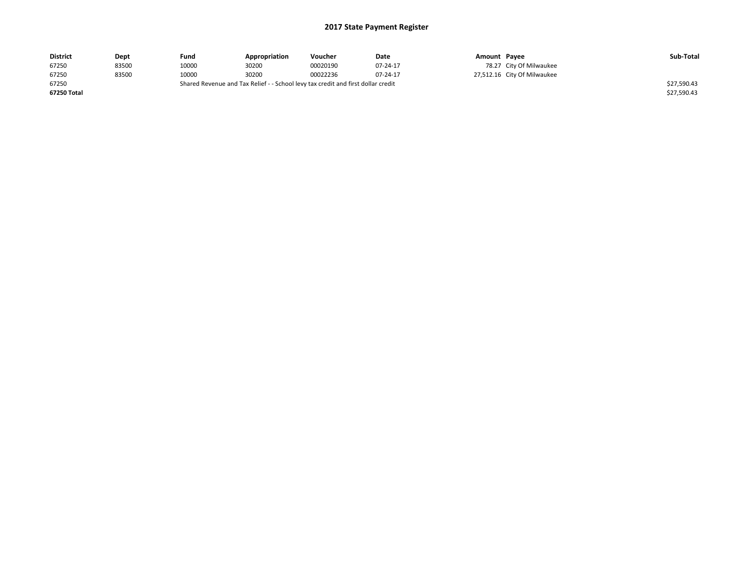## 2017 State Payment Register

| District | Dept | Fund | Appropriation | Voucher | Date | Amount | Payee | Sub-Total |
|---|---|---|---|---|---|---|---|---|
| 67250 | 83500 | 10000 | 30200 | 00020190 | 07-24-17 | 78.27 | City Of Milwaukee | |
| 67250 | 83500 | 10000 | 30200 | 00022236 | 07-24-17 | 27,512.16 | City Of Milwaukee | |
| 67250 | | Shared Revenue and Tax Relief - - School levy tax credit and first dollar credit | | | | | | $27,590.43 |
| **67250 Total** | | | | | | | | $27,590.43 |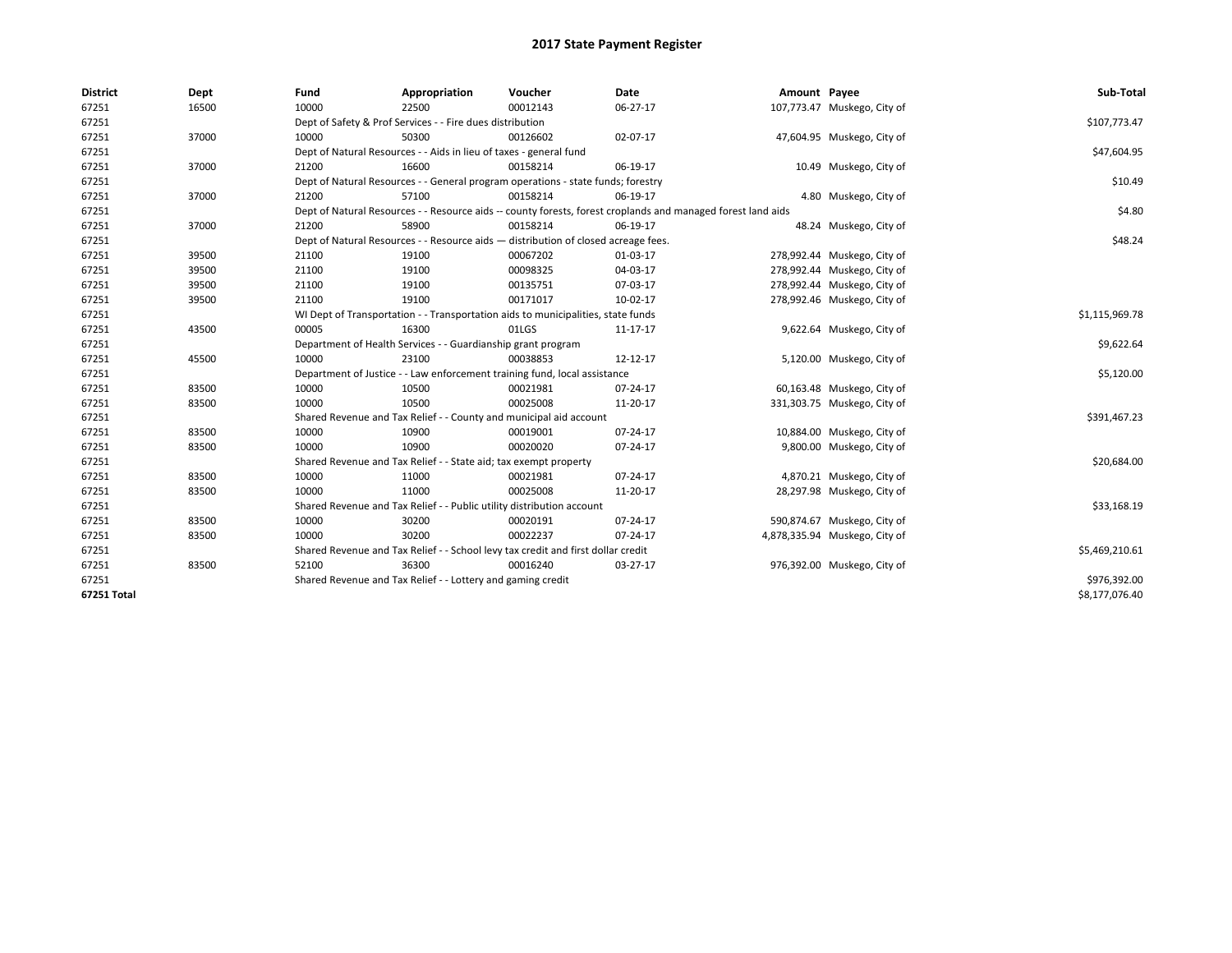# 2017 State Payment Register

| District | Dept | Fund | Appropriation | Voucher | Date | Amount | Payee | Sub-Total |
|---|---|---|---|---|---|---|---|---|
| 67251 | 16500 | 10000 | 22500 | 00012143 | 06-27-17 | 107,773.47 | Muskego, City of | |
| 67251 | | Dept of Safety & Prof Services - - Fire dues distribution | | | | | | $107,773.47 |
| 67251 | 37000 | 10000 | 50300 | 00126602 | 02-07-17 | 47,604.95 | Muskego, City of | |
| 67251 | | Dept of Natural Resources - - Aids in lieu of taxes - general fund | | | | | | $47,604.95 |
| 67251 | 37000 | 21200 | 16600 | 00158214 | 06-19-17 | 10.49 | Muskego, City of | |
| 67251 | | Dept of Natural Resources - - General program operations - state funds; forestry | | | | | | $10.49 |
| 67251 | 37000 | 21200 | 57100 | 00158214 | 06-19-17 | 4.80 | Muskego, City of | |
| 67251 | | Dept of Natural Resources - - Resource aids -- county forests, forest croplands and managed forest land aids | | | | | | $4.80 |
| 67251 | 37000 | 21200 | 58900 | 00158214 | 06-19-17 | 48.24 | Muskego, City of | |
| 67251 | | Dept of Natural Resources - - Resource aids — distribution of closed acreage fees. | | | | | | $48.24 |
| 67251 | 39500 | 21100 | 19100 | 00067202 | 01-03-17 | 278,992.44 | Muskego, City of | |
| 67251 | 39500 | 21100 | 19100 | 00098325 | 04-03-17 | 278,992.44 | Muskego, City of | |
| 67251 | 39500 | 21100 | 19100 | 00135751 | 07-03-17 | 278,992.44 | Muskego, City of | |
| 67251 | 39500 | 21100 | 19100 | 00171017 | 10-02-17 | 278,992.46 | Muskego, City of | |
| 67251 | | WI Dept of Transportation - - Transportation aids to municipalities, state funds | | | | | | $1,115,969.78 |
| 67251 | 43500 | 00005 | 16300 | 01LGS | 11-17-17 | 9,622.64 | Muskego, City of | |
| 67251 | | Department of Health Services - - Guardianship grant program | | | | | | $9,622.64 |
| 67251 | 45500 | 10000 | 23100 | 00038853 | 12-12-17 | 5,120.00 | Muskego, City of | |
| 67251 | | Department of Justice - - Law enforcement training fund, local assistance | | | | | | $5,120.00 |
| 67251 | 83500 | 10000 | 10500 | 00021981 | 07-24-17 | 60,163.48 | Muskego, City of | |
| 67251 | 83500 | 10000 | 10500 | 00025008 | 11-20-17 | 331,303.75 | Muskego, City of | |
| 67251 | | Shared Revenue and Tax Relief - - County and municipal aid account | | | | | | $391,467.23 |
| 67251 | 83500 | 10000 | 10900 | 00019001 | 07-24-17 | 10,884.00 | Muskego, City of | |
| 67251 | 83500 | 10000 | 10900 | 00020020 | 07-24-17 | 9,800.00 | Muskego, City of | |
| 67251 | | Shared Revenue and Tax Relief - - State aid; tax exempt property | | | | | | $20,684.00 |
| 67251 | 83500 | 10000 | 11000 | 00021981 | 07-24-17 | 4,870.21 | Muskego, City of | |
| 67251 | 83500 | 10000 | 11000 | 00025008 | 11-20-17 | 28,297.98 | Muskego, City of | |
| 67251 | | Shared Revenue and Tax Relief - - Public utility distribution account | | | | | | $33,168.19 |
| 67251 | 83500 | 10000 | 30200 | 00020191 | 07-24-17 | 590,874.67 | Muskego, City of | |
| 67251 | 83500 | 10000 | 30200 | 00022237 | 07-24-17 | 4,878,335.94 | Muskego, City of | |
| 67251 | | Shared Revenue and Tax Relief - - School levy tax credit and first dollar credit | | | | | | $5,469,210.61 |
| 67251 | 83500 | 52100 | 36300 | 00016240 | 03-27-17 | 976,392.00 | Muskego, City of | |
| 67251 | | Shared Revenue and Tax Relief - - Lottery and gaming credit | | | | | | $976,392.00 |
| **67251 Total** | | | | | | | | $8,177,076.40 |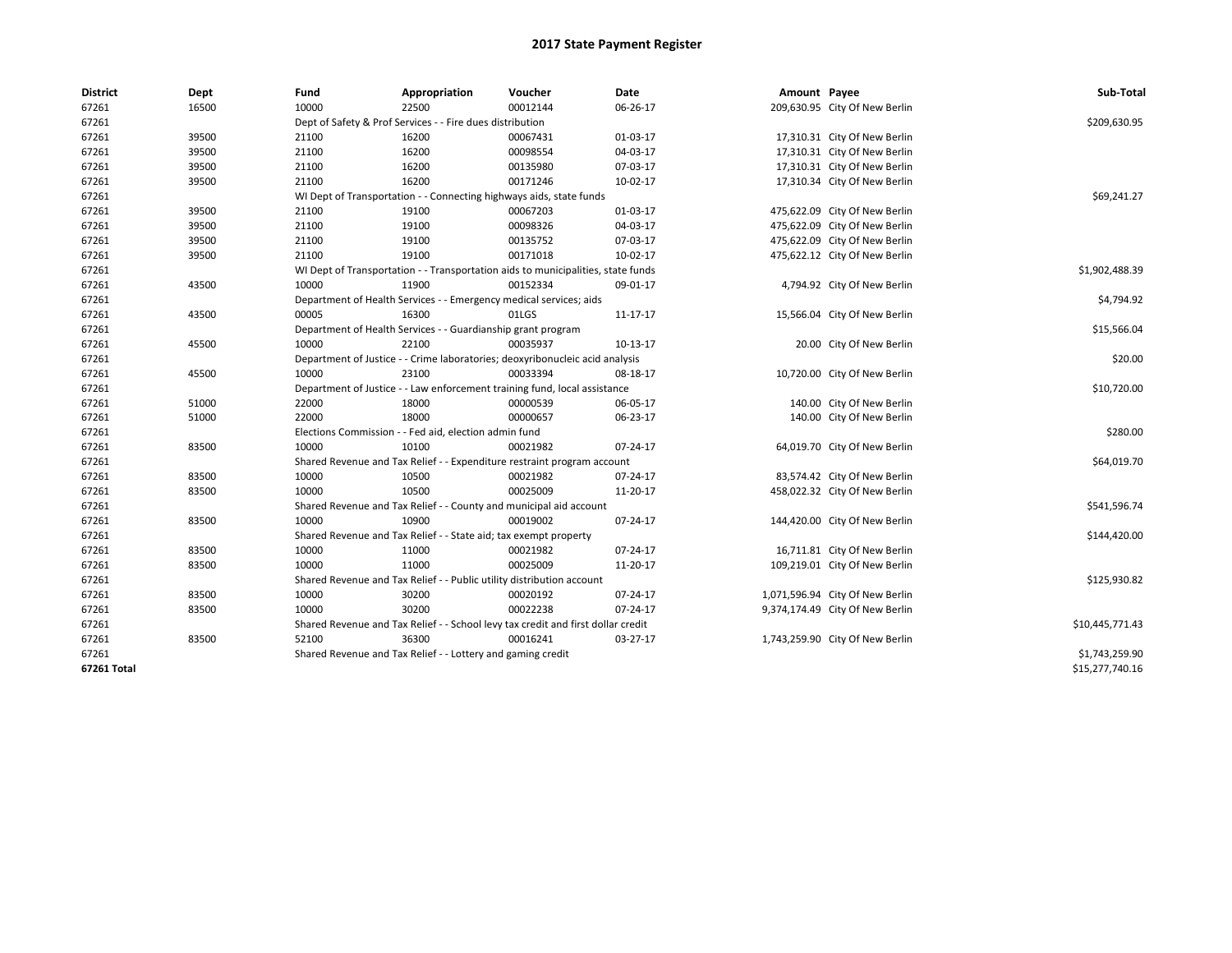# 2017 State Payment Register

| District | Dept | Fund | Appropriation | Voucher | Date | Amount | Payee | Sub-Total |
|---|---|---|---|---|---|---|---|---|
| 67261 | 16500 | 10000 | 22500 | 00012144 | 06-26-17 | 209,630.95 | City Of New Berlin | |
| 67261 | | Dept of Safety & Prof Services - - Fire dues distribution | | | | | | $209,630.95 |
| 67261 | 39500 | 21100 | 16200 | 00067431 | 01-03-17 | 17,310.31 | City Of New Berlin | |
| 67261 | 39500 | 21100 | 16200 | 00098554 | 04-03-17 | 17,310.31 | City Of New Berlin | |
| 67261 | 39500 | 21100 | 16200 | 00135980 | 07-03-17 | 17,310.31 | City Of New Berlin | |
| 67261 | 39500 | 21100 | 16200 | 00171246 | 10-02-17 | 17,310.34 | City Of New Berlin | |
| 67261 | | WI Dept of Transportation - - Connecting highways aids, state funds | | | | | | $69,241.27 |
| 67261 | 39500 | 21100 | 19100 | 00067203 | 01-03-17 | 475,622.09 | City Of New Berlin | |
| 67261 | 39500 | 21100 | 19100 | 00098326 | 04-03-17 | 475,622.09 | City Of New Berlin | |
| 67261 | 39500 | 21100 | 19100 | 00135752 | 07-03-17 | 475,622.09 | City Of New Berlin | |
| 67261 | 39500 | 21100 | 19100 | 00171018 | 10-02-17 | 475,622.12 | City Of New Berlin | |
| 67261 | | WI Dept of Transportation - - Transportation aids to municipalities, state funds | | | | | | $1,902,488.39 |
| 67261 | 43500 | 10000 | 11900 | 00152334 | 09-01-17 | 4,794.92 | City Of New Berlin | |
| 67261 | | Department of Health Services - - Emergency medical services; aids | | | | | | $4,794.92 |
| 67261 | 43500 | 00005 | 16300 | 01LGS | 11-17-17 | 15,566.04 | City Of New Berlin | |
| 67261 | | Department of Health Services - - Guardianship grant program | | | | | | $15,566.04 |
| 67261 | 45500 | 10000 | 22100 | 00035937 | 10-13-17 | 20.00 | City Of New Berlin | |
| 67261 | | Department of Justice - - Crime laboratories; deoxyribonucleic acid analysis | | | | | | $20.00 |
| 67261 | 45500 | 10000 | 23100 | 00033394 | 08-18-17 | 10,720.00 | City Of New Berlin | |
| 67261 | | Department of Justice - - Law enforcement training fund, local assistance | | | | | | $10,720.00 |
| 67261 | 51000 | 22000 | 18000 | 00000539 | 06-05-17 | 140.00 | City Of New Berlin | |
| 67261 | 51000 | 22000 | 18000 | 00000657 | 06-23-17 | 140.00 | City Of New Berlin | |
| 67261 | | Elections Commission - - Fed aid, election admin fund | | | | | | $280.00 |
| 67261 | 83500 | 10000 | 10100 | 00021982 | 07-24-17 | 64,019.70 | City Of New Berlin | |
| 67261 | | Shared Revenue and Tax Relief - - Expenditure restraint program account | | | | | | $64,019.70 |
| 67261 | 83500 | 10000 | 10500 | 00021982 | 07-24-17 | 83,574.42 | City Of New Berlin | |
| 67261 | 83500 | 10000 | 10500 | 00025009 | 11-20-17 | 458,022.32 | City Of New Berlin | |
| 67261 | | Shared Revenue and Tax Relief - - County and municipal aid account | | | | | | $541,596.74 |
| 67261 | 83500 | 10000 | 10900 | 00019002 | 07-24-17 | 144,420.00 | City Of New Berlin | |
| 67261 | | Shared Revenue and Tax Relief - - State aid; tax exempt property | | | | | | $144,420.00 |
| 67261 | 83500 | 10000 | 11000 | 00021982 | 07-24-17 | 16,711.81 | City Of New Berlin | |
| 67261 | 83500 | 10000 | 11000 | 00025009 | 11-20-17 | 109,219.01 | City Of New Berlin | |
| 67261 | | Shared Revenue and Tax Relief - - Public utility distribution account | | | | | | $125,930.82 |
| 67261 | 83500 | 10000 | 30200 | 00020192 | 07-24-17 | 1,071,596.94 | City Of New Berlin | |
| 67261 | 83500 | 10000 | 30200 | 00022238 | 07-24-17 | 9,374,174.49 | City Of New Berlin | |
| 67261 | | Shared Revenue and Tax Relief - - School levy tax credit and first dollar credit | | | | | | $10,445,771.43 |
| 67261 | 83500 | 52100 | 36300 | 00016241 | 03-27-17 | 1,743,259.90 | City Of New Berlin | |
| 67261 | | Shared Revenue and Tax Relief - - Lottery and gaming credit | | | | | | $1,743,259.90 |
| **67261 Total** | | | | | | | | $15,277,740.16 |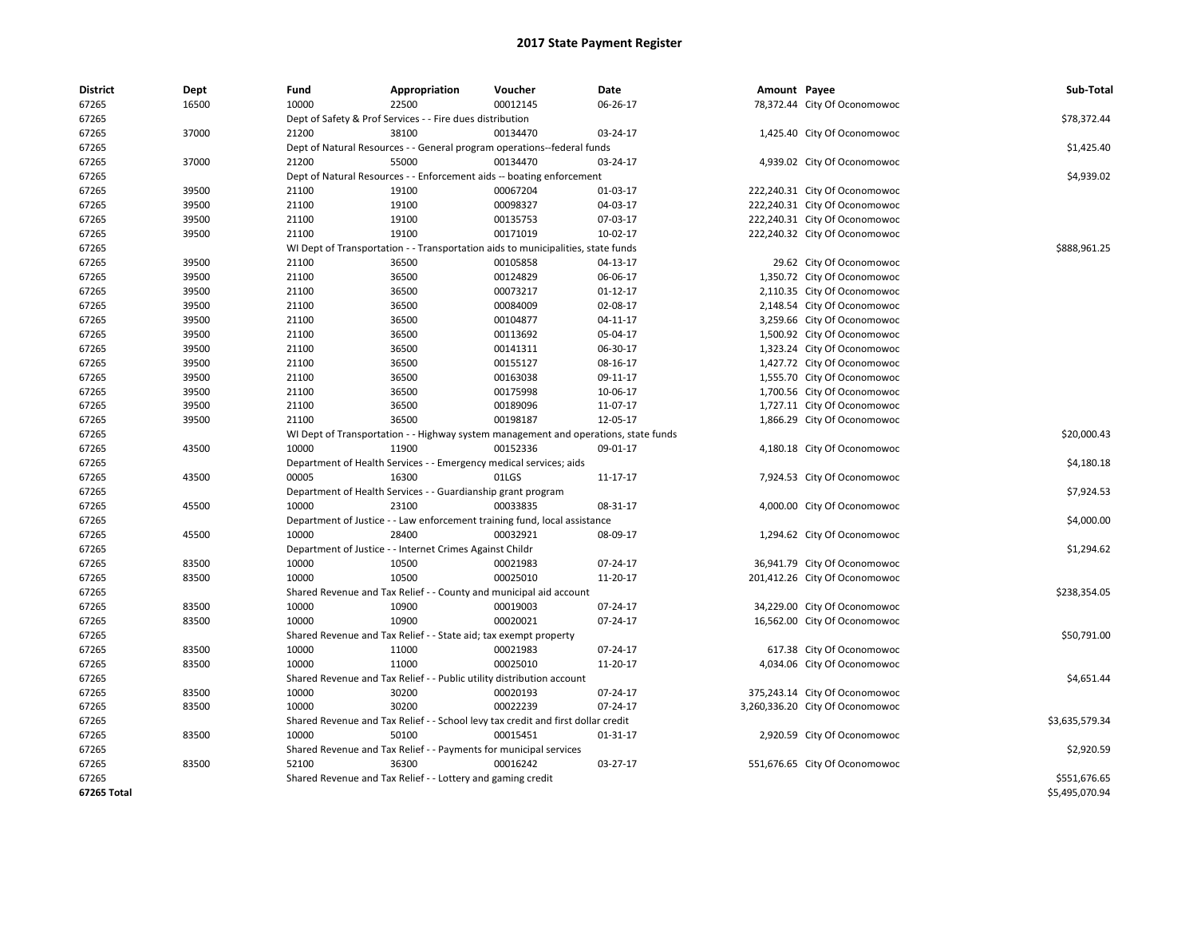# 2017 State Payment Register

| District | Dept | Fund | Appropriation | Voucher | Date | Amount | Payee | Sub-Total |
|---|---|---|---|---|---|---|---|---|
| 67265 | 16500 | 10000 | 22500 | 00012145 | 06-26-17 | 78,372.44 | City Of Oconomowoc | |
| 67265 | | Dept of Safety & Prof Services - - Fire dues distribution | | | | | | $78,372.44 |
| 67265 | 37000 | 21200 | 38100 | 00134470 | 03-24-17 | 1,425.40 | City Of Oconomowoc | |
| 67265 | | Dept of Natural Resources - - General program operations--federal funds | | | | | | $1,425.40 |
| 67265 | 37000 | 21200 | 55000 | 00134470 | 03-24-17 | 4,939.02 | City Of Oconomowoc | |
| 67265 | | Dept of Natural Resources - - Enforcement aids -- boating enforcement | | | | | | $4,939.02 |
| 67265 | 39500 | 21100 | 19100 | 00067204 | 01-03-17 | 222,240.31 | City Of Oconomowoc | |
| 67265 | 39500 | 21100 | 19100 | 00098327 | 04-03-17 | 222,240.31 | City Of Oconomowoc | |
| 67265 | 39500 | 21100 | 19100 | 00135753 | 07-03-17 | 222,240.31 | City Of Oconomowoc | |
| 67265 | 39500 | 21100 | 19100 | 00171019 | 10-02-17 | 222,240.32 | City Of Oconomowoc | |
| 67265 | | WI Dept of Transportation - - Transportation aids to municipalities, state funds | | | | | | $888,961.25 |
| 67265 | 39500 | 21100 | 36500 | 00105858 | 04-13-17 | 29.62 | City Of Oconomowoc | |
| 67265 | 39500 | 21100 | 36500 | 00124829 | 06-06-17 | 1,350.72 | City Of Oconomowoc | |
| 67265 | 39500 | 21100 | 36500 | 00073217 | 01-12-17 | 2,110.35 | City Of Oconomowoc | |
| 67265 | 39500 | 21100 | 36500 | 00084009 | 02-08-17 | 2,148.54 | City Of Oconomowoc | |
| 67265 | 39500 | 21100 | 36500 | 00104877 | 04-11-17 | 3,259.66 | City Of Oconomowoc | |
| 67265 | 39500 | 21100 | 36500 | 00113692 | 05-04-17 | 1,500.92 | City Of Oconomowoc | |
| 67265 | 39500 | 21100 | 36500 | 00141311 | 06-30-17 | 1,323.24 | City Of Oconomowoc | |
| 67265 | 39500 | 21100 | 36500 | 00155127 | 08-16-17 | 1,427.72 | City Of Oconomowoc | |
| 67265 | 39500 | 21100 | 36500 | 00163038 | 09-11-17 | 1,555.70 | City Of Oconomowoc | |
| 67265 | 39500 | 21100 | 36500 | 00175998 | 10-06-17 | 1,700.56 | City Of Oconomowoc | |
| 67265 | 39500 | 21100 | 36500 | 00189096 | 11-07-17 | 1,727.11 | City Of Oconomowoc | |
| 67265 | 39500 | 21100 | 36500 | 00198187 | 12-05-17 | 1,866.29 | City Of Oconomowoc | |
| 67265 | | WI Dept of Transportation - - Highway system management and operations, state funds | | | | | | $20,000.43 |
| 67265 | 43500 | 10000 | 11900 | 00152336 | 09-01-17 | 4,180.18 | City Of Oconomowoc | |
| 67265 | | Department of Health Services - - Emergency medical services; aids | | | | | | $4,180.18 |
| 67265 | 43500 | 00005 | 16300 | 01LGS | 11-17-17 | 7,924.53 | City Of Oconomowoc | |
| 67265 | | Department of Health Services - - Guardianship grant program | | | | | | $7,924.53 |
| 67265 | 45500 | 10000 | 23100 | 00033835 | 08-31-17 | 4,000.00 | City Of Oconomowoc | |
| 67265 | | Department of Justice - - Law enforcement training fund, local assistance | | | | | | $4,000.00 |
| 67265 | 45500 | 10000 | 28400 | 00032921 | 08-09-17 | 1,294.62 | City Of Oconomowoc | |
| 67265 | | Department of Justice - - Internet Crimes Against Childr | | | | | | $1,294.62 |
| 67265 | 83500 | 10000 | 10500 | 00021983 | 07-24-17 | 36,941.79 | City Of Oconomowoc | |
| 67265 | 83500 | 10000 | 10500 | 00025010 | 11-20-17 | 201,412.26 | City Of Oconomowoc | |
| 67265 | | Shared Revenue and Tax Relief - - County and municipal aid account | | | | | | $238,354.05 |
| 67265 | 83500 | 10000 | 10900 | 00019003 | 07-24-17 | 34,229.00 | City Of Oconomowoc | |
| 67265 | 83500 | 10000 | 10900 | 00020021 | 07-24-17 | 16,562.00 | City Of Oconomowoc | |
| 67265 | | Shared Revenue and Tax Relief - - State aid; tax exempt property | | | | | | $50,791.00 |
| 67265 | 83500 | 10000 | 11000 | 00021983 | 07-24-17 | 617.38 | City Of Oconomowoc | |
| 67265 | 83500 | 10000 | 11000 | 00025010 | 11-20-17 | 4,034.06 | City Of Oconomowoc | |
| 67265 | | Shared Revenue and Tax Relief - - Public utility distribution account | | | | | | $4,651.44 |
| 67265 | 83500 | 10000 | 30200 | 00020193 | 07-24-17 | 375,243.14 | City Of Oconomowoc | |
| 67265 | 83500 | 10000 | 30200 | 00022239 | 07-24-17 | 3,260,336.20 | City Of Oconomowoc | |
| 67265 | | Shared Revenue and Tax Relief - - School levy tax credit and first dollar credit | | | | | | $3,635,579.34 |
| 67265 | 83500 | 10000 | 50100 | 00015451 | 01-31-17 | 2,920.59 | City Of Oconomowoc | |
| 67265 | | Shared Revenue and Tax Relief - - Payments for municipal services | | | | | | $2,920.59 |
| 67265 | 83500 | 52100 | 36300 | 00016242 | 03-27-17 | 551,676.65 | City Of Oconomowoc | |
| 67265 | | Shared Revenue and Tax Relief - - Lottery and gaming credit | | | | | | $551,676.65 |
| **67265 Total** | | | | | | | | $5,495,070.94 |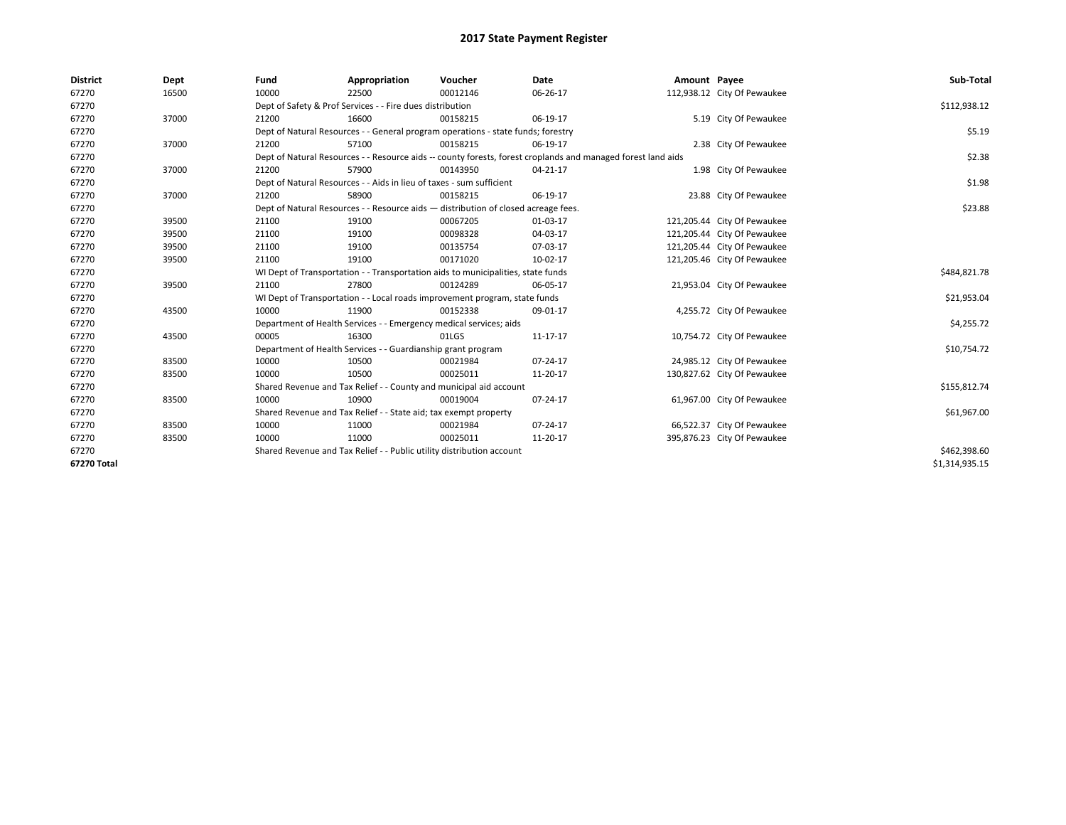# 2017 State Payment Register

| District | Dept | Fund | Appropriation | Voucher | Date | Amount | Payee | Sub-Total |
|---|---|---|---|---|---|---|---|---|
| 67270 | 16500 | 10000 | 22500 | 00012146 | 06-26-17 | 112,938.12 | City Of Pewaukee | |
| 67270 | | Dept of Safety & Prof Services - - Fire dues distribution | | | | | | $112,938.12 |
| 67270 | 37000 | 21200 | 16600 | 00158215 | 06-19-17 | 5.19 | City Of Pewaukee | |
| 67270 | | Dept of Natural Resources - - General program operations - state funds; forestry | | | | | | $5.19 |
| 67270 | 37000 | 21200 | 57100 | 00158215 | 06-19-17 | 2.38 | City Of Pewaukee | |
| 67270 | | Dept of Natural Resources - - Resource aids -- county forests, forest croplands and managed forest land aids | | | | | | $2.38 |
| 67270 | 37000 | 21200 | 57900 | 00143950 | 04-21-17 | 1.98 | City Of Pewaukee | |
| 67270 | | Dept of Natural Resources - - Aids in lieu of taxes - sum sufficient | | | | | | $1.98 |
| 67270 | 37000 | 21200 | 58900 | 00158215 | 06-19-17 | 23.88 | City Of Pewaukee | |
| 67270 | | Dept of Natural Resources - - Resource aids — distribution of closed acreage fees. | | | | | | $23.88 |
| 67270 | 39500 | 21100 | 19100 | 00067205 | 01-03-17 | 121,205.44 | City Of Pewaukee | |
| 67270 | 39500 | 21100 | 19100 | 00098328 | 04-03-17 | 121,205.44 | City Of Pewaukee | |
| 67270 | 39500 | 21100 | 19100 | 00135754 | 07-03-17 | 121,205.44 | City Of Pewaukee | |
| 67270 | 39500 | 21100 | 19100 | 00171020 | 10-02-17 | 121,205.46 | City Of Pewaukee | |
| 67270 | | WI Dept of Transportation - - Transportation aids to municipalities, state funds | | | | | | $484,821.78 |
| 67270 | 39500 | 21100 | 27800 | 00124289 | 06-05-17 | 21,953.04 | City Of Pewaukee | |
| 67270 | | WI Dept of Transportation - - Local roads improvement program, state funds | | | | | | $21,953.04 |
| 67270 | 43500 | 10000 | 11900 | 00152338 | 09-01-17 | 4,255.72 | City Of Pewaukee | |
| 67270 | | Department of Health Services - - Emergency medical services; aids | | | | | | $4,255.72 |
| 67270 | 43500 | 00005 | 16300 | 01LGS | 11-17-17 | 10,754.72 | City Of Pewaukee | |
| 67270 | | Department of Health Services - - Guardianship grant program | | | | | | $10,754.72 |
| 67270 | 83500 | 10000 | 10500 | 00021984 | 07-24-17 | 24,985.12 | City Of Pewaukee | |
| 67270 | 83500 | 10000 | 10500 | 00025011 | 11-20-17 | 130,827.62 | City Of Pewaukee | |
| 67270 | | Shared Revenue and Tax Relief - - County and municipal aid account | | | | | | $155,812.74 |
| 67270 | 83500 | 10000 | 10900 | 00019004 | 07-24-17 | 61,967.00 | City Of Pewaukee | |
| 67270 | | Shared Revenue and Tax Relief - - State aid; tax exempt property | | | | | | $61,967.00 |
| 67270 | 83500 | 10000 | 11000 | 00021984 | 07-24-17 | 66,522.37 | City Of Pewaukee | |
| 67270 | 83500 | 10000 | 11000 | 00025011 | 11-20-17 | 395,876.23 | City Of Pewaukee | |
| 67270 | | Shared Revenue and Tax Relief - - Public utility distribution account | | | | | | $462,398.60 |
| 67270 Total | | | | | | | | $1,314,935.15 |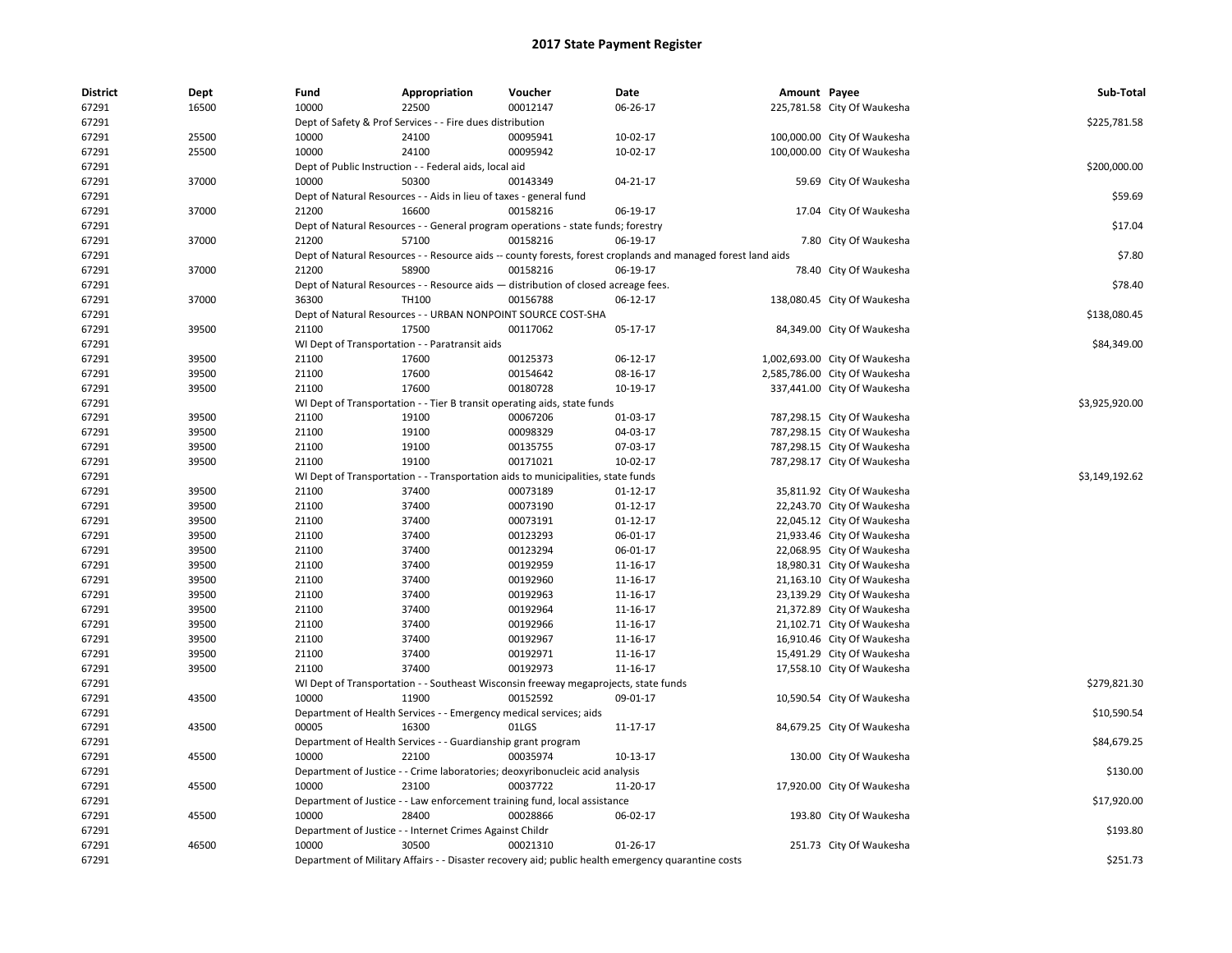# 2017 State Payment Register

| District | Dept | Fund | Appropriation | Voucher | Date | Amount | Payee | Sub-Total |
|---|---|---|---|---|---|---|---|---|
| 67291 | 16500 | 10000 | 22500 | 00012147 | 06-26-17 | 225,781.58 | City Of Waukesha | |
| 67291 | | Dept of Safety & Prof Services - - Fire dues distribution | | | | | | $225,781.58 |
| 67291 | 25500 | 10000 | 24100 | 00095941 | 10-02-17 | 100,000.00 | City Of Waukesha | |
| 67291 | 25500 | 10000 | 24100 | 00095942 | 10-02-17 | 100,000.00 | City Of Waukesha | |
| 67291 | | Dept of Public Instruction - - Federal aids, local aid | | | | | | $200,000.00 |
| 67291 | 37000 | 10000 | 50300 | 00143349 | 04-21-17 | 59.69 | City Of Waukesha | |
| 67291 | | Dept of Natural Resources - - Aids in lieu of taxes - general fund | | | | | | $59.69 |
| 67291 | 37000 | 21200 | 16600 | 00158216 | 06-19-17 | 17.04 | City Of Waukesha | |
| 67291 | | Dept of Natural Resources - - General program operations - state funds; forestry | | | | | | $17.04 |
| 67291 | 37000 | 21200 | 57100 | 00158216 | 06-19-17 | 7.80 | City Of Waukesha | |
| 67291 | | Dept of Natural Resources - - Resource aids -- county forests, forest croplands and managed forest land aids | | | | | | $7.80 |
| 67291 | 37000 | 21200 | 58900 | 00158216 | 06-19-17 | 78.40 | City Of Waukesha | |
| 67291 | | Dept of Natural Resources - - Resource aids — distribution of closed acreage fees. | | | | | | $78.40 |
| 67291 | 37000 | 36300 | TH100 | 00156788 | 06-12-17 | 138,080.45 | City Of Waukesha | |
| 67291 | | Dept of Natural Resources - - URBAN NONPOINT SOURCE COST-SHA | | | | | | $138,080.45 |
| 67291 | 39500 | 21100 | 17500 | 00117062 | 05-17-17 | 84,349.00 | City Of Waukesha | |
| 67291 | | WI Dept of Transportation - - Paratransit aids | | | | | | $84,349.00 |
| 67291 | 39500 | 21100 | 17600 | 00125373 | 06-12-17 | 1,002,693.00 | City Of Waukesha | |
| 67291 | 39500 | 21100 | 17600 | 00154642 | 08-16-17 | 2,585,786.00 | City Of Waukesha | |
| 67291 | 39500 | 21100 | 17600 | 00180728 | 10-19-17 | 337,441.00 | City Of Waukesha | |
| 67291 | | WI Dept of Transportation - - Tier B transit operating aids, state funds | | | | | | $3,925,920.00 |
| 67291 | 39500 | 21100 | 19100 | 00067206 | 01-03-17 | 787,298.15 | City Of Waukesha | |
| 67291 | 39500 | 21100 | 19100 | 00098329 | 04-03-17 | 787,298.15 | City Of Waukesha | |
| 67291 | 39500 | 21100 | 19100 | 00135755 | 07-03-17 | 787,298.15 | City Of Waukesha | |
| 67291 | 39500 | 21100 | 19100 | 00171021 | 10-02-17 | 787,298.17 | City Of Waukesha | |
| 67291 | | WI Dept of Transportation - - Transportation aids to municipalities, state funds | | | | | | $3,149,192.62 |
| 67291 | 39500 | 21100 | 37400 | 00073189 | 01-12-17 | 35,811.92 | City Of Waukesha | |
| 67291 | 39500 | 21100 | 37400 | 00073190 | 01-12-17 | 22,243.70 | City Of Waukesha | |
| 67291 | 39500 | 21100 | 37400 | 00073191 | 01-12-17 | 22,045.12 | City Of Waukesha | |
| 67291 | 39500 | 21100 | 37400 | 00123293 | 06-01-17 | 21,933.46 | City Of Waukesha | |
| 67291 | 39500 | 21100 | 37400 | 00123294 | 06-01-17 | 22,068.95 | City Of Waukesha | |
| 67291 | 39500 | 21100 | 37400 | 00192959 | 11-16-17 | 18,980.31 | City Of Waukesha | |
| 67291 | 39500 | 21100 | 37400 | 00192960 | 11-16-17 | 21,163.10 | City Of Waukesha | |
| 67291 | 39500 | 21100 | 37400 | 00192963 | 11-16-17 | 23,139.29 | City Of Waukesha | |
| 67291 | 39500 | 21100 | 37400 | 00192964 | 11-16-17 | 21,372.89 | City Of Waukesha | |
| 67291 | 39500 | 21100 | 37400 | 00192966 | 11-16-17 | 21,102.71 | City Of Waukesha | |
| 67291 | 39500 | 21100 | 37400 | 00192967 | 11-16-17 | 16,910.46 | City Of Waukesha | |
| 67291 | 39500 | 21100 | 37400 | 00192971 | 11-16-17 | 15,491.29 | City Of Waukesha | |
| 67291 | 39500 | 21100 | 37400 | 00192973 | 11-16-17 | 17,558.10 | City Of Waukesha | |
| 67291 | | WI Dept of Transportation - - Southeast Wisconsin freeway megaprojects, state funds | | | | | | $279,821.30 |
| 67291 | 43500 | 10000 | 11900 | 00152592 | 09-01-17 | 10,590.54 | City Of Waukesha | |
| 67291 | | Department of Health Services - - Emergency medical services; aids | | | | | | $10,590.54 |
| 67291 | 43500 | 00005 | 16300 | 01LGS | 11-17-17 | 84,679.25 | City Of Waukesha | |
| 67291 | | Department of Health Services - - Guardianship grant program | | | | | | $84,679.25 |
| 67291 | 45500 | 10000 | 22100 | 00035974 | 10-13-17 | 130.00 | City Of Waukesha | |
| 67291 | | Department of Justice - - Crime laboratories; deoxyribonucleic acid analysis | | | | | | $130.00 |
| 67291 | 45500 | 10000 | 23100 | 00037722 | 11-20-17 | 17,920.00 | City Of Waukesha | |
| 67291 | | Department of Justice - - Law enforcement training fund, local assistance | | | | | | $17,920.00 |
| 67291 | 45500 | 10000 | 28400 | 00028866 | 06-02-17 | 193.80 | City Of Waukesha | |
| 67291 | | Department of Justice - - Internet Crimes Against Childr | | | | | | $193.80 |
| 67291 | 46500 | 10000 | 30500 | 00021310 | 01-26-17 | 251.73 | City Of Waukesha | |
| 67291 | | Department of Military Affairs - - Disaster recovery aid; public health emergency quarantine costs | | | | | | $251.73 |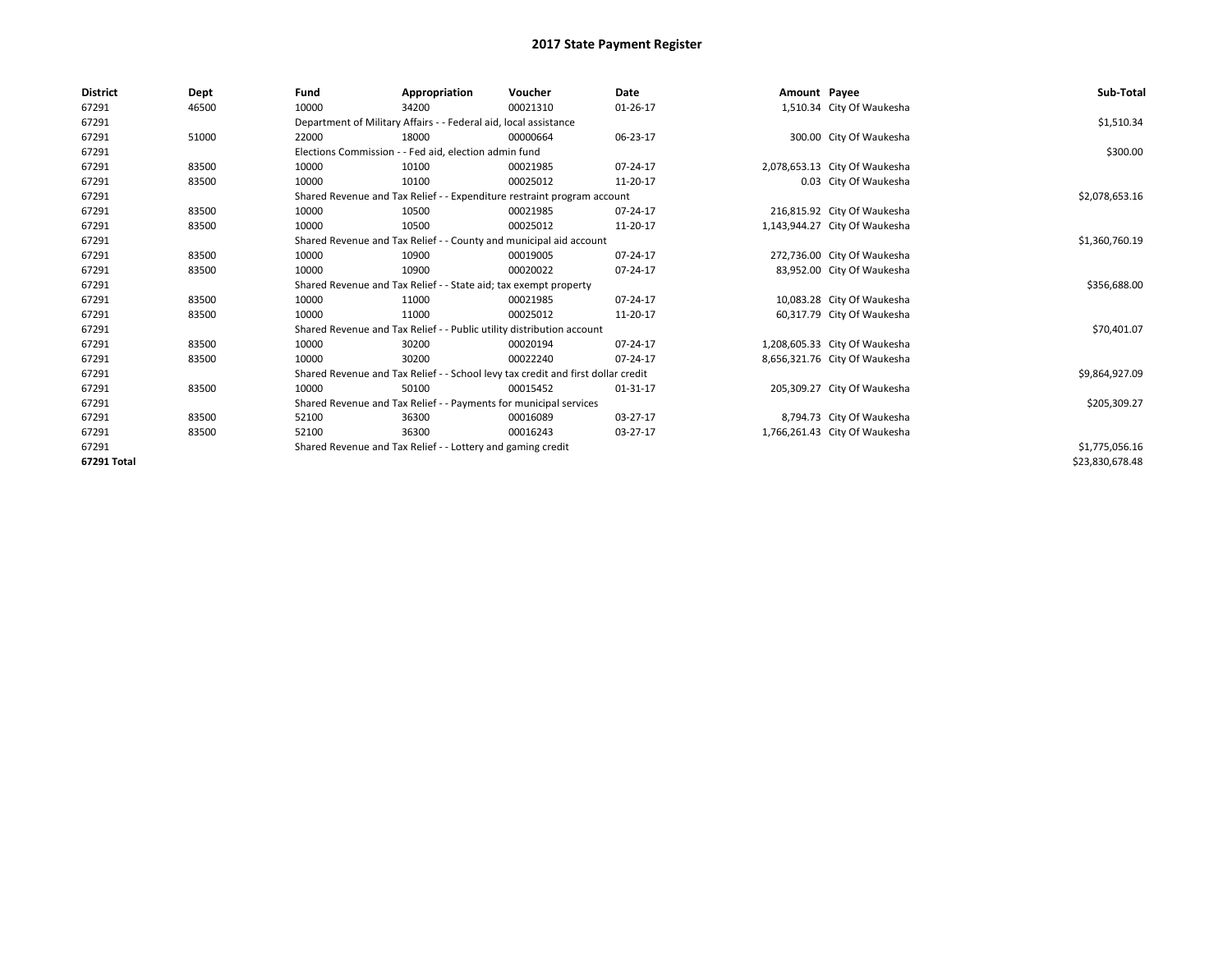# 2017 State Payment Register

| District | Dept | Fund | Appropriation | Voucher | Date | Amount | Payee | Sub-Total |
|---|---|---|---|---|---|---|---|---|
| 67291 | 46500 | 10000 | 34200 | 00021310 | 01-26-17 | 1,510.34 | City Of Waukesha | |
| 67291 | | Department of Military Affairs - - Federal aid, local assistance | | | | | | $1,510.34 |
| 67291 | 51000 | 22000 | 18000 | 00000664 | 06-23-17 | 300.00 | City Of Waukesha | |
| 67291 | | Elections Commission - - Fed aid, election admin fund | | | | | | $300.00 |
| 67291 | 83500 | 10000 | 10100 | 00021985 | 07-24-17 | 2,078,653.13 | City Of Waukesha | |
| 67291 | 83500 | 10000 | 10100 | 00025012 | 11-20-17 | 0.03 | City Of Waukesha | |
| 67291 | | Shared Revenue and Tax Relief - - Expenditure restraint program account | | | | | | $2,078,653.16 |
| 67291 | 83500 | 10000 | 10500 | 00021985 | 07-24-17 | 216,815.92 | City Of Waukesha | |
| 67291 | 83500 | 10000 | 10500 | 00025012 | 11-20-17 | 1,143,944.27 | City Of Waukesha | |
| 67291 | | Shared Revenue and Tax Relief - - County and municipal aid account | | | | | | $1,360,760.19 |
| 67291 | 83500 | 10000 | 10900 | 00019005 | 07-24-17 | 272,736.00 | City Of Waukesha | |
| 67291 | 83500 | 10000 | 10900 | 00020022 | 07-24-17 | 83,952.00 | City Of Waukesha | |
| 67291 | | Shared Revenue and Tax Relief - - State aid; tax exempt property | | | | | | $356,688.00 |
| 67291 | 83500 | 10000 | 11000 | 00021985 | 07-24-17 | 10,083.28 | City Of Waukesha | |
| 67291 | 83500 | 10000 | 11000 | 00025012 | 11-20-17 | 60,317.79 | City Of Waukesha | |
| 67291 | | Shared Revenue and Tax Relief - - Public utility distribution account | | | | | | $70,401.07 |
| 67291 | 83500 | 10000 | 30200 | 00020194 | 07-24-17 | 1,208,605.33 | City Of Waukesha | |
| 67291 | 83500 | 10000 | 30200 | 00022240 | 07-24-17 | 8,656,321.76 | City Of Waukesha | |
| 67291 | | Shared Revenue and Tax Relief - - School levy tax credit and first dollar credit | | | | | | $9,864,927.09 |
| 67291 | 83500 | 10000 | 50100 | 00015452 | 01-31-17 | 205,309.27 | City Of Waukesha | |
| 67291 | | Shared Revenue and Tax Relief - - Payments for municipal services | | | | | | $205,309.27 |
| 67291 | 83500 | 52100 | 36300 | 00016089 | 03-27-17 | 8,794.73 | City Of Waukesha | |
| 67291 | 83500 | 52100 | 36300 | 00016243 | 03-27-17 | 1,766,261.43 | City Of Waukesha | |
| 67291 | | Shared Revenue and Tax Relief - - Lottery and gaming credit | | | | | | $1,775,056.16 |
| 67291 Total | | | | | | | | $23,830,678.48 |